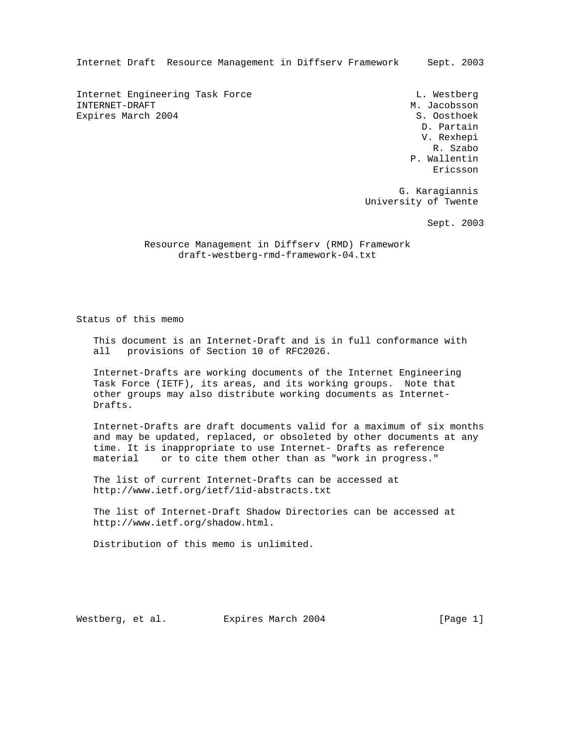Internet Engineering Task Force L. Westberg
INTERNET-DRAFT M. Jacobsson
Expires March 2004 S. Oosthoek
D. Partain
V. Rexhepi
R. Szabo
P. Wallentin
Ericsson

G. Karagiannis
University of Twente

Sept. 2003

# Resource Management in Diffserv (RMD) Framework
draft-westberg-rmd-framework-04.txt

## Status of this memo

This document is an Internet-Draft and is in full conformance with all provisions of Section 10 of RFC2026.

Internet-Drafts are working documents of the Internet Engineering Task Force (IETF), its areas, and its working groups. Note that other groups may also distribute working documents as Internet-Drafts.

Internet-Drafts are draft documents valid for a maximum of six months and may be updated, replaced, or obsoleted by other documents at any time. It is inappropriate to use Internet- Drafts as reference material or to cite them other than as "work in progress."

The list of current Internet-Drafts can be accessed at http://www.ietf.org/ietf/1id-abstracts.txt

The list of Internet-Draft Shadow Directories can be accessed at http://www.ietf.org/shadow.html.

Distribution of this memo is unlimited.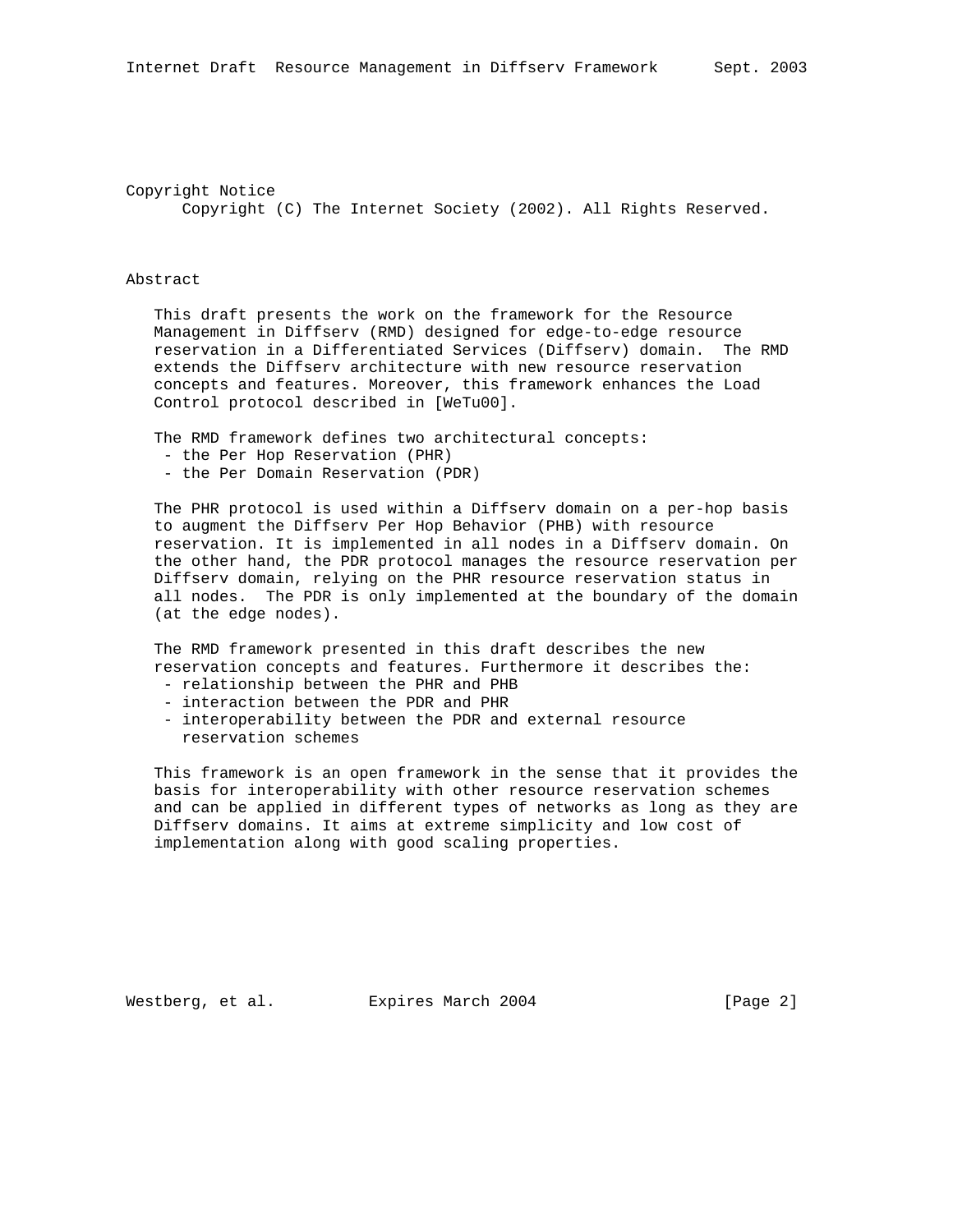## Copyright Notice

Copyright (C) The Internet Society (2002). All Rights Reserved.

## Abstract

This draft presents the work on the framework for the Resource Management in Diffserv (RMD) designed for edge-to-edge resource reservation in a Differentiated Services (Diffserv) domain. The RMD extends the Diffserv architecture with new resource reservation concepts and features. Moreover, this framework enhances the Load Control protocol described in [WeTu00].

The RMD framework defines two architectural concepts:

- the Per Hop Reservation (PHR)
- the Per Domain Reservation (PDR)

The PHR protocol is used within a Diffserv domain on a per-hop basis to augment the Diffserv Per Hop Behavior (PHB) with resource reservation. It is implemented in all nodes in a Diffserv domain. On the other hand, the PDR protocol manages the resource reservation per Diffserv domain, relying on the PHR resource reservation status in all nodes. The PDR is only implemented at the boundary of the domain (at the edge nodes).

The RMD framework presented in this draft describes the new reservation concepts and features. Furthermore it describes the:

- relationship between the PHR and PHB
- interaction between the PDR and PHR
- interoperability between the PDR and external resource reservation schemes

This framework is an open framework in the sense that it provides the basis for interoperability with other resource reservation schemes and can be applied in different types of networks as long as they are Diffserv domains. It aims at extreme simplicity and low cost of implementation along with good scaling properties.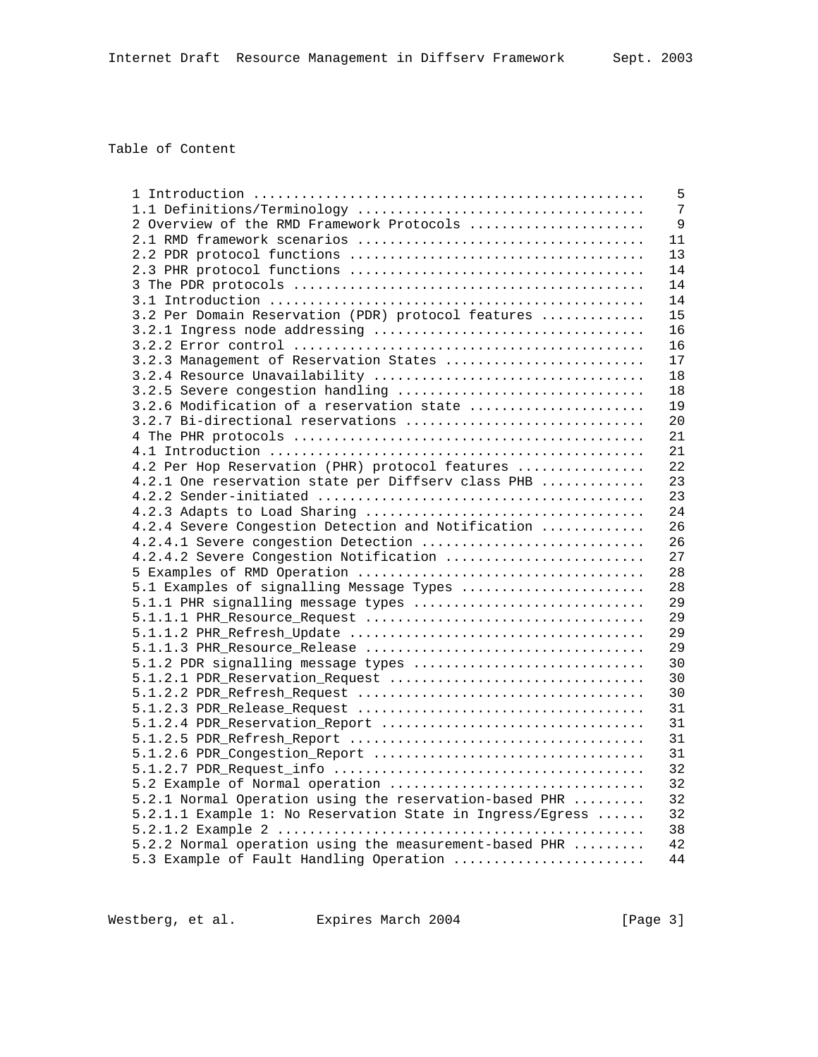Table of Content

```
1 Introduction ...............................................   5
1.1 Definitions/Terminology ..................................   7
2 Overview of the RMD Framework Protocols ....................   9
2.1 RMD framework scenarios ..................................  11
2.2 PDR protocol functions ...................................  13
2.3 PHR protocol functions ...................................  14
3 The PDR protocols ..........................................  14
3.1 Introduction .............................................  14
3.2 Per Domain Reservation (PDR) protocol features ...........  15
3.2.1 Ingress node addressing ................................  16
3.2.2 Error control ..........................................  16
3.2.3 Management of Reservation States .......................  17
3.2.4 Resource Unavailability ................................  18
3.2.5 Severe congestion handling .............................  18
3.2.6 Modification of a reservation state ....................  19
3.2.7 Bi-directional reservations ............................  20
4 The PHR protocols ..........................................  21
4.1 Introduction .............................................  21
4.2 Per Hop Reservation (PHR) protocol features ..............  22
4.2.1 One reservation state per Diffserv class PHB ...........  23
4.2.2 Sender-initiated .......................................  23
4.2.3 Adapts to Load Sharing .................................  24
4.2.4 Severe Congestion Detection and Notification ...........  26
4.2.4.1 Severe congestion Detection ..........................  26
4.2.4.2 Severe Congestion Notification .......................  27
5 Examples of RMD Operation ..................................  28
5.1 Examples of signalling Message Types .....................  28
5.1.1 PHR signalling message types ...........................  29
5.1.1.1 PHR_Resource_Request .................................  29
5.1.1.2 PHR_Refresh_Update ...................................  29
5.1.1.3 PHR_Resource_Release .................................  29
5.1.2 PDR signalling message types ...........................  30
5.1.2.1 PDR_Reservation_Request ..............................  30
5.1.2.2 PDR_Refresh_Request ..................................  30
5.1.2.3 PDR_Release_Request ..................................  31
5.1.2.4 PDR_Reservation_Report ...............................  31
5.1.2.5 PDR_Refresh_Report ...................................  31
5.1.2.6 PDR_Congestion_Report ................................  31
5.1.2.7 PDR_Request_info .....................................  32
5.2 Example of Normal operation ..............................  32
5.2.1 Normal Operation using the reservation-based PHR .......  32
5.2.1.1 Example 1: No Reservation State in Ingress/Egress ....  32
5.2.1.2 Example 2 ............................................  38
5.2.2 Normal operation using the measurement-based PHR .......  42
5.3 Example of Fault Handling Operation ......................  44
```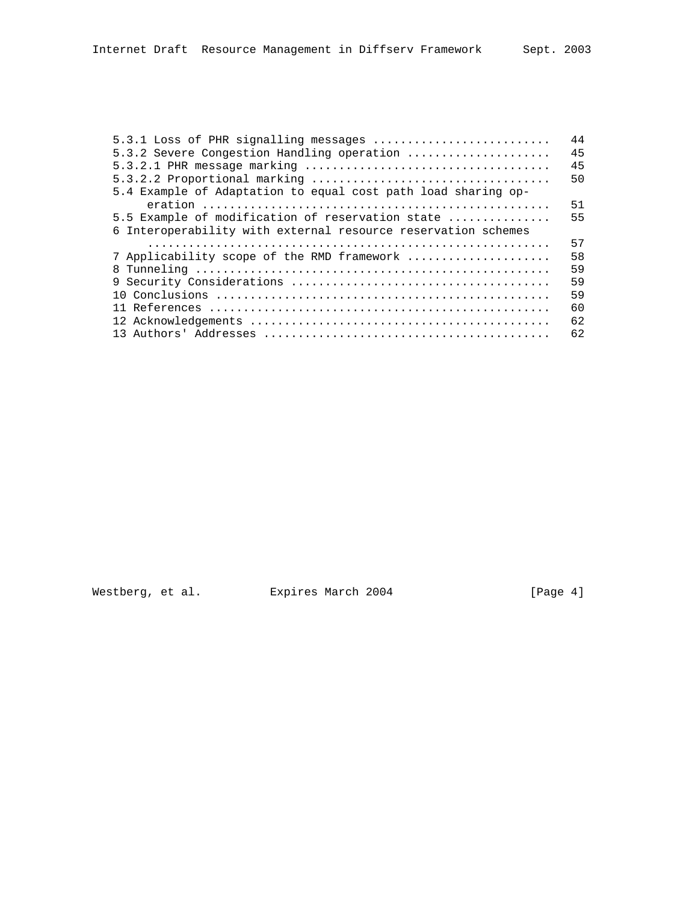```
   5.3.1 Loss of PHR signalling messages .........................   44
   5.3.2 Severe Congestion Handling operation ....................   45
   5.3.2.1 PHR message marking ...................................   45
   5.3.2.2 Proportional marking ..................................   50
   5.4 Example of Adaptation to equal cost path load sharing op-
        eration ..................................................   51
   5.5 Example of modification of reservation state ..............   55
   6 Interoperability with external resource reservation schemes
        ..........................................................   57
   7 Applicability scope of the RMD framework ....................   58
   8 Tunneling ...................................................   59
   9 Security Considerations .....................................   59
   10 Conclusions ................................................   59
   11 References .................................................   60
   12 Acknowledgements ...........................................   62
   13 Authors' Addresses .........................................   62
```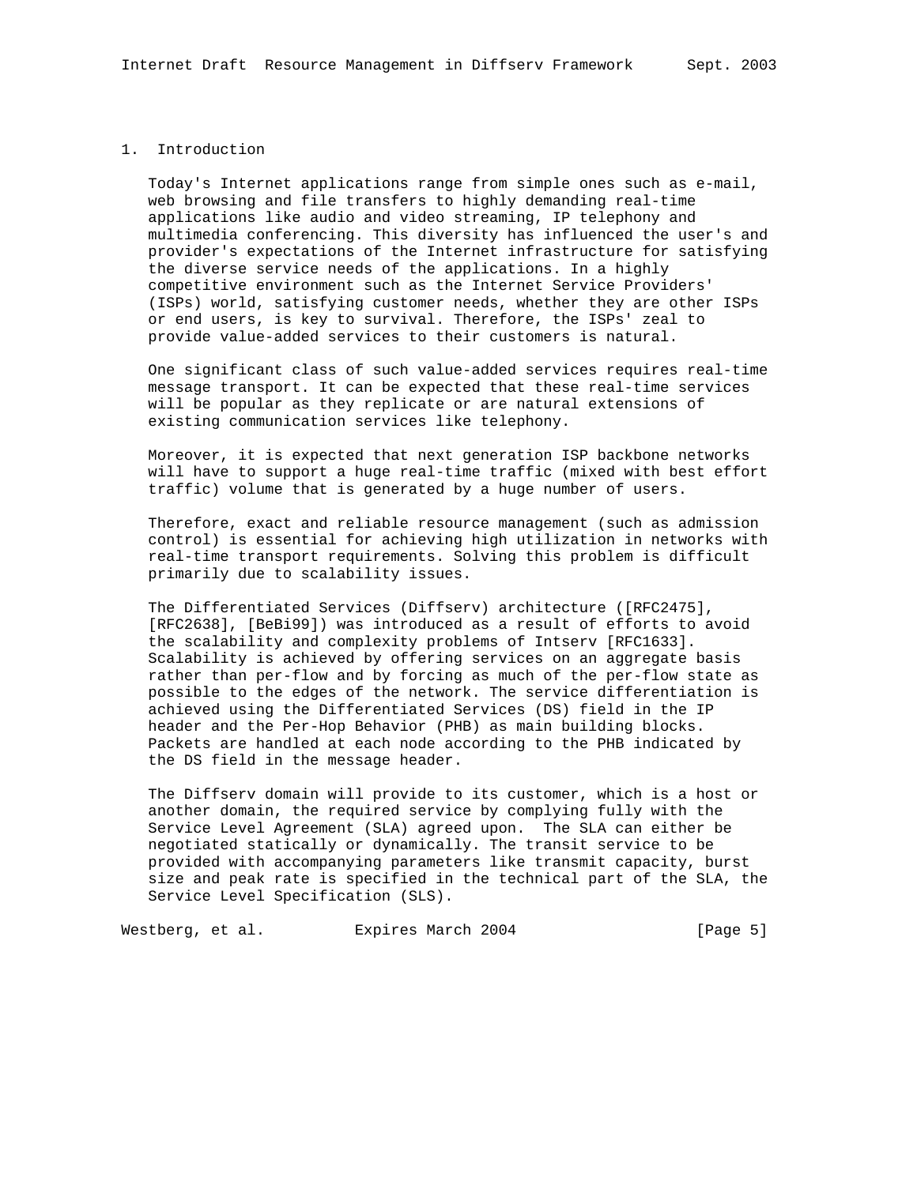# 1. Introduction

Today's Internet applications range from simple ones such as e-mail, web browsing and file transfers to highly demanding real-time applications like audio and video streaming, IP telephony and multimedia conferencing. This diversity has influenced the user's and provider's expectations of the Internet infrastructure for satisfying the diverse service needs of the applications. In a highly competitive environment such as the Internet Service Providers' (ISPs) world, satisfying customer needs, whether they are other ISPs or end users, is key to survival. Therefore, the ISPs' zeal to provide value-added services to their customers is natural.

One significant class of such value-added services requires real-time message transport. It can be expected that these real-time services will be popular as they replicate or are natural extensions of existing communication services like telephony.

Moreover, it is expected that next generation ISP backbone networks will have to support a huge real-time traffic (mixed with best effort traffic) volume that is generated by a huge number of users.

Therefore, exact and reliable resource management (such as admission control) is essential for achieving high utilization in networks with real-time transport requirements. Solving this problem is difficult primarily due to scalability issues.

The Differentiated Services (Diffserv) architecture ([RFC2475], [RFC2638], [BeBi99]) was introduced as a result of efforts to avoid the scalability and complexity problems of Intserv [RFC1633]. Scalability is achieved by offering services on an aggregate basis rather than per-flow and by forcing as much of the per-flow state as possible to the edges of the network. The service differentiation is achieved using the Differentiated Services (DS) field in the IP header and the Per-Hop Behavior (PHB) as main building blocks. Packets are handled at each node according to the PHB indicated by the DS field in the message header.

The Diffserv domain will provide to its customer, which is a host or another domain, the required service by complying fully with the Service Level Agreement (SLA) agreed upon. The SLA can either be negotiated statically or dynamically. The transit service to be provided with accompanying parameters like transmit capacity, burst size and peak rate is specified in the technical part of the SLA, the Service Level Specification (SLS).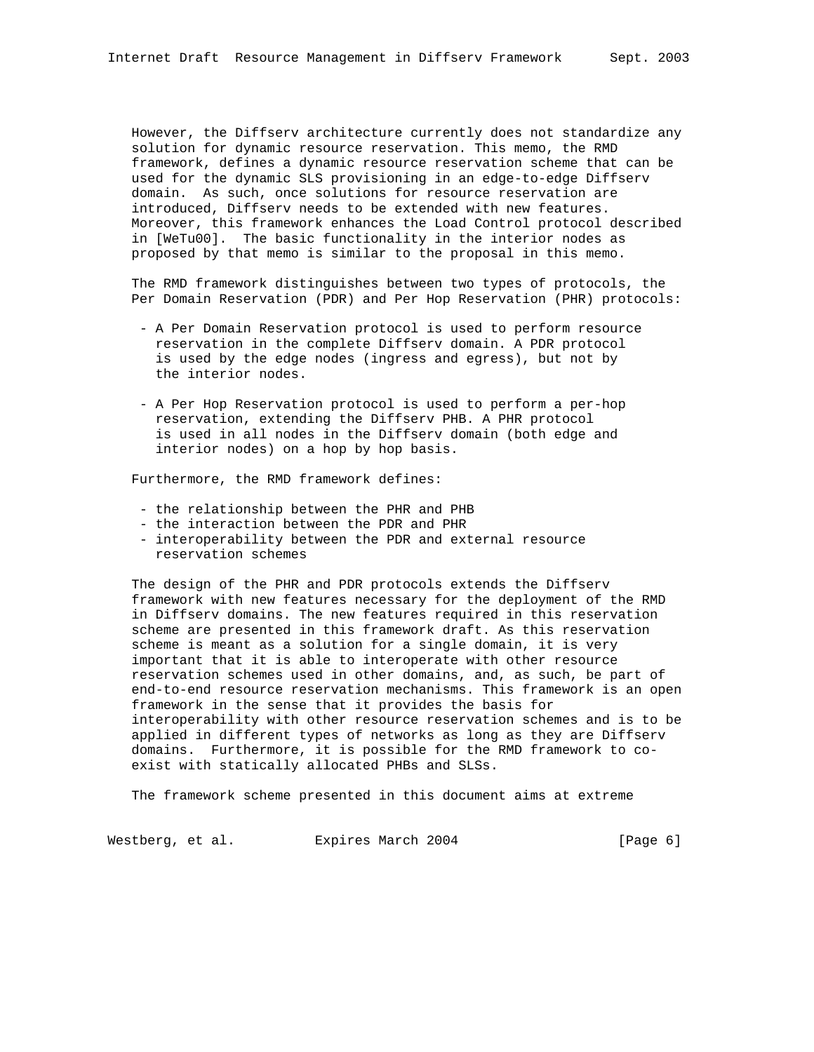However, the Diffserv architecture currently does not standardize any solution for dynamic resource reservation. This memo, the RMD framework, defines a dynamic resource reservation scheme that can be used for the dynamic SLS provisioning in an edge-to-edge Diffserv domain. As such, once solutions for resource reservation are introduced, Diffserv needs to be extended with new features. Moreover, this framework enhances the Load Control protocol described in [WeTu00]. The basic functionality in the interior nodes as proposed by that memo is similar to the proposal in this memo.

The RMD framework distinguishes between two types of protocols, the Per Domain Reservation (PDR) and Per Hop Reservation (PHR) protocols:

- A Per Domain Reservation protocol is used to perform resource reservation in the complete Diffserv domain. A PDR protocol is used by the edge nodes (ingress and egress), but not by the interior nodes.

- A Per Hop Reservation protocol is used to perform a per-hop reservation, extending the Diffserv PHB. A PHR protocol is used in all nodes in the Diffserv domain (both edge and interior nodes) on a hop by hop basis.

Furthermore, the RMD framework defines:

- the relationship between the PHR and PHB
- the interaction between the PDR and PHR
- interoperability between the PDR and external resource reservation schemes

The design of the PHR and PDR protocols extends the Diffserv framework with new features necessary for the deployment of the RMD in Diffserv domains. The new features required in this reservation scheme are presented in this framework draft. As this reservation scheme is meant as a solution for a single domain, it is very important that it is able to interoperate with other resource reservation schemes used in other domains, and, as such, be part of end-to-end resource reservation mechanisms. This framework is an open framework in the sense that it provides the basis for interoperability with other resource reservation schemes and is to be applied in different types of networks as long as they are Diffserv domains. Furthermore, it is possible for the RMD framework to co-exist with statically allocated PHBs and SLSs.

The framework scheme presented in this document aims at extreme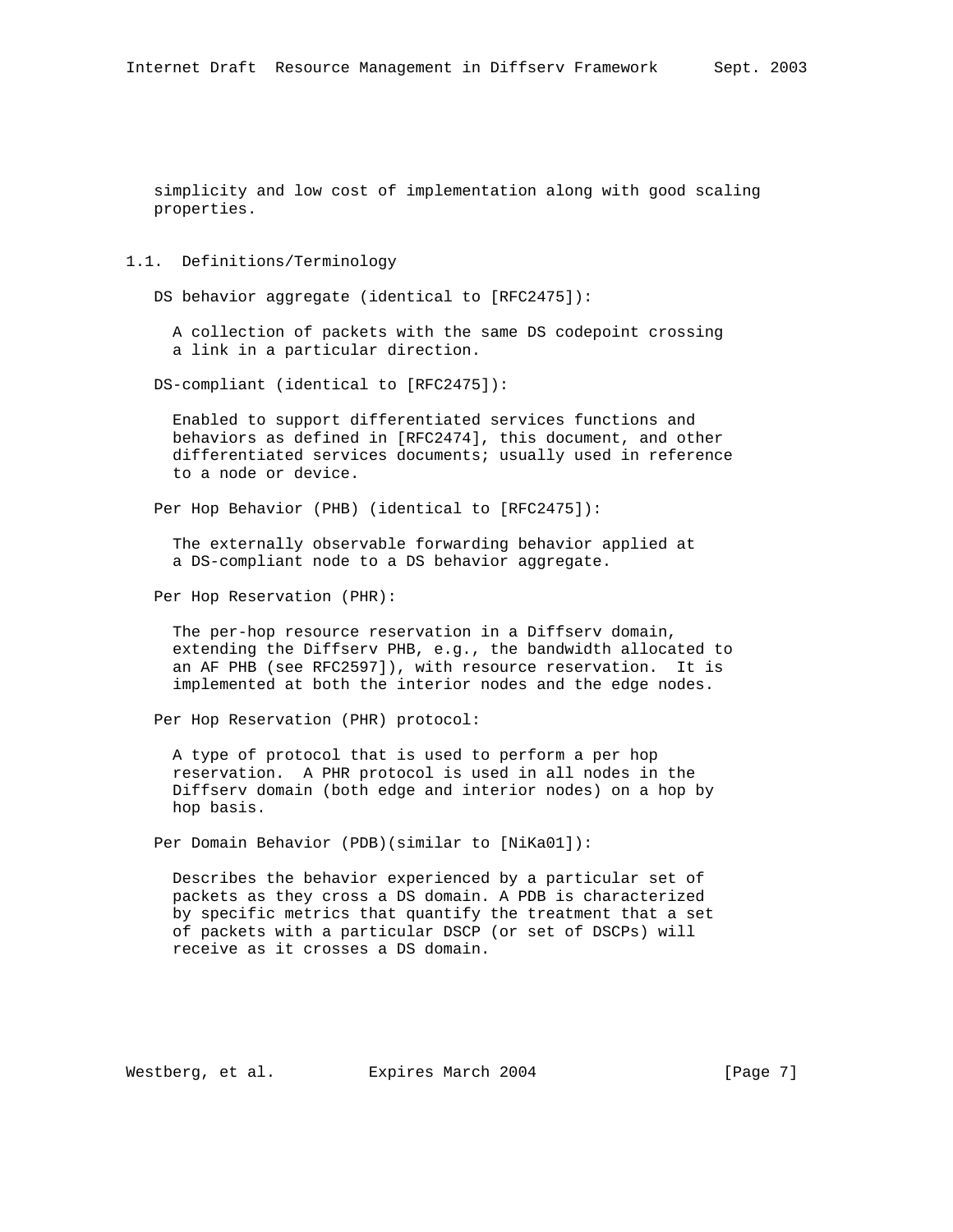simplicity and low cost of implementation along with good scaling properties.

## 1.1. Definitions/Terminology

DS behavior aggregate (identical to [RFC2475]):

A collection of packets with the same DS codepoint crossing a link in a particular direction.

DS-compliant (identical to [RFC2475]):

Enabled to support differentiated services functions and behaviors as defined in [RFC2474], this document, and other differentiated services documents; usually used in reference to a node or device.

Per Hop Behavior (PHB) (identical to [RFC2475]):

The externally observable forwarding behavior applied at a DS-compliant node to a DS behavior aggregate.

Per Hop Reservation (PHR):

The per-hop resource reservation in a Diffserv domain, extending the Diffserv PHB, e.g., the bandwidth allocated to an AF PHB (see RFC2597]), with resource reservation. It is implemented at both the interior nodes and the edge nodes.

Per Hop Reservation (PHR) protocol:

A type of protocol that is used to perform a per hop reservation. A PHR protocol is used in all nodes in the Diffserv domain (both edge and interior nodes) on a hop by hop basis.

Per Domain Behavior (PDB)(similar to [NiKa01]):

Describes the behavior experienced by a particular set of packets as they cross a DS domain. A PDB is characterized by specific metrics that quantify the treatment that a set of packets with a particular DSCP (or set of DSCPs) will receive as it crosses a DS domain.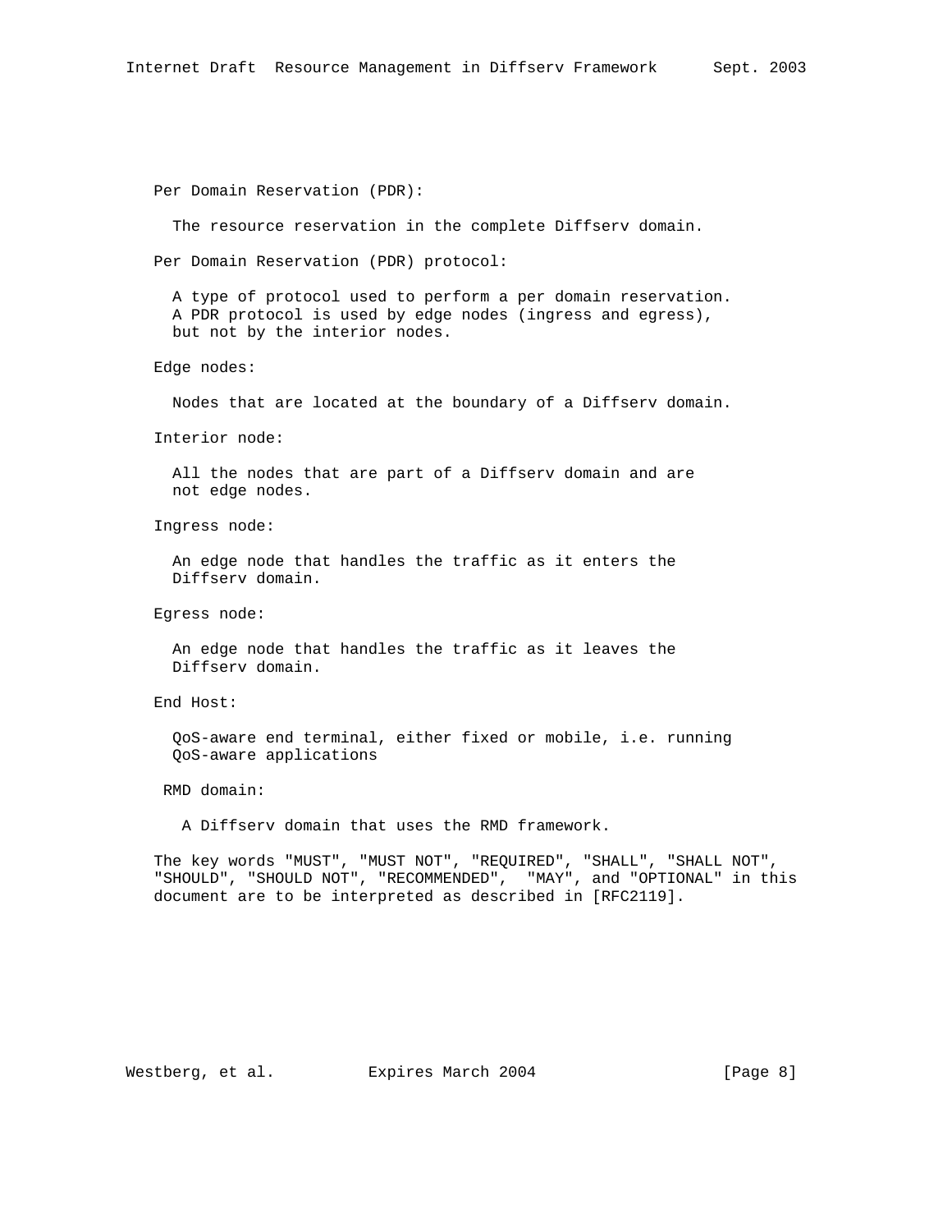Per Domain Reservation (PDR):

The resource reservation in the complete Diffserv domain.

Per Domain Reservation (PDR) protocol:

A type of protocol used to perform a per domain reservation. A PDR protocol is used by edge nodes (ingress and egress), but not by the interior nodes.

Edge nodes:

Nodes that are located at the boundary of a Diffserv domain.

Interior node:

All the nodes that are part of a Diffserv domain and are not edge nodes.

Ingress node:

An edge node that handles the traffic as it enters the Diffserv domain.

Egress node:

An edge node that handles the traffic as it leaves the Diffserv domain.

End Host:

QoS-aware end terminal, either fixed or mobile, i.e. running QoS-aware applications

RMD domain:

A Diffserv domain that uses the RMD framework.

The key words "MUST", "MUST NOT", "REQUIRED", "SHALL", "SHALL NOT", "SHOULD", "SHOULD NOT", "RECOMMENDED", "MAY", and "OPTIONAL" in this document are to be interpreted as described in [RFC2119].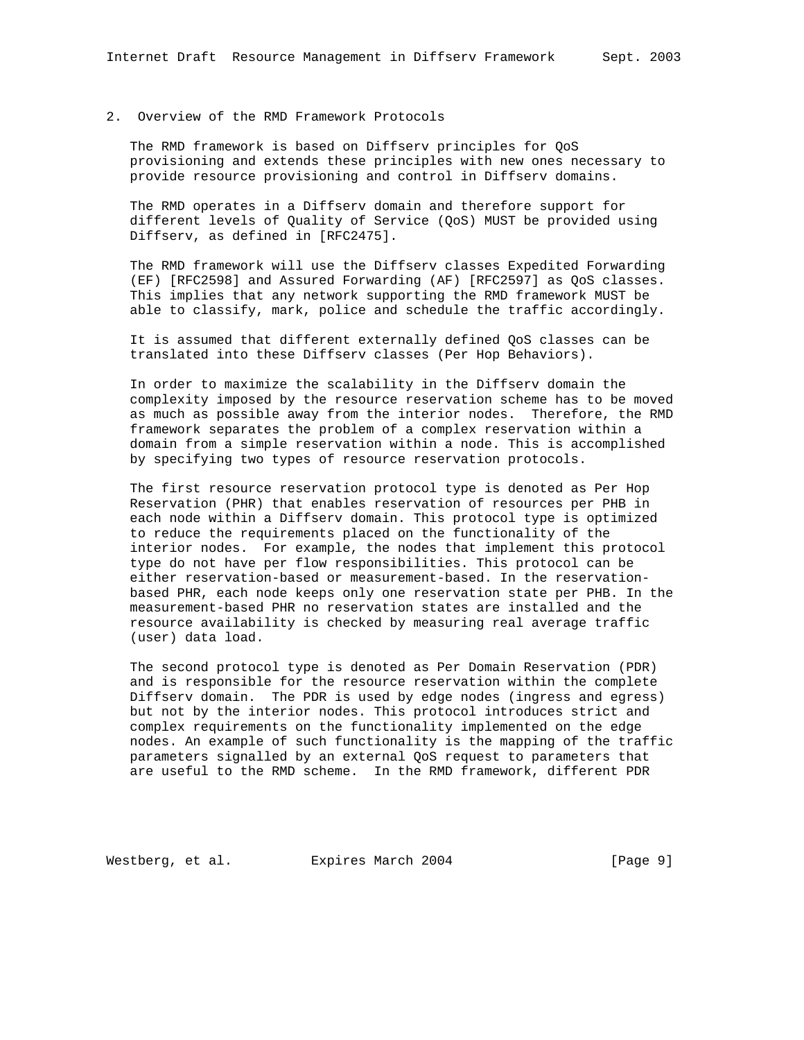## 2. Overview of the RMD Framework Protocols

The RMD framework is based on Diffserv principles for QoS provisioning and extends these principles with new ones necessary to provide resource provisioning and control in Diffserv domains.

The RMD operates in a Diffserv domain and therefore support for different levels of Quality of Service (QoS) MUST be provided using Diffserv, as defined in [RFC2475].

The RMD framework will use the Diffserv classes Expedited Forwarding (EF) [RFC2598] and Assured Forwarding (AF) [RFC2597] as QoS classes. This implies that any network supporting the RMD framework MUST be able to classify, mark, police and schedule the traffic accordingly.

It is assumed that different externally defined QoS classes can be translated into these Diffserv classes (Per Hop Behaviors).

In order to maximize the scalability in the Diffserv domain the complexity imposed by the resource reservation scheme has to be moved as much as possible away from the interior nodes. Therefore, the RMD framework separates the problem of a complex reservation within a domain from a simple reservation within a node. This is accomplished by specifying two types of resource reservation protocols.

The first resource reservation protocol type is denoted as Per Hop Reservation (PHR) that enables reservation of resources per PHB in each node within a Diffserv domain. This protocol type is optimized to reduce the requirements placed on the functionality of the interior nodes. For example, the nodes that implement this protocol type do not have per flow responsibilities. This protocol can be either reservation-based or measurement-based. In the reservation-based PHR, each node keeps only one reservation state per PHB. In the measurement-based PHR no reservation states are installed and the resource availability is checked by measuring real average traffic (user) data load.

The second protocol type is denoted as Per Domain Reservation (PDR) and is responsible for the resource reservation within the complete Diffserv domain. The PDR is used by edge nodes (ingress and egress) but not by the interior nodes. This protocol introduces strict and complex requirements on the functionality implemented on the edge nodes. An example of such functionality is the mapping of the traffic parameters signalled by an external QoS request to parameters that are useful to the RMD scheme. In the RMD framework, different PDR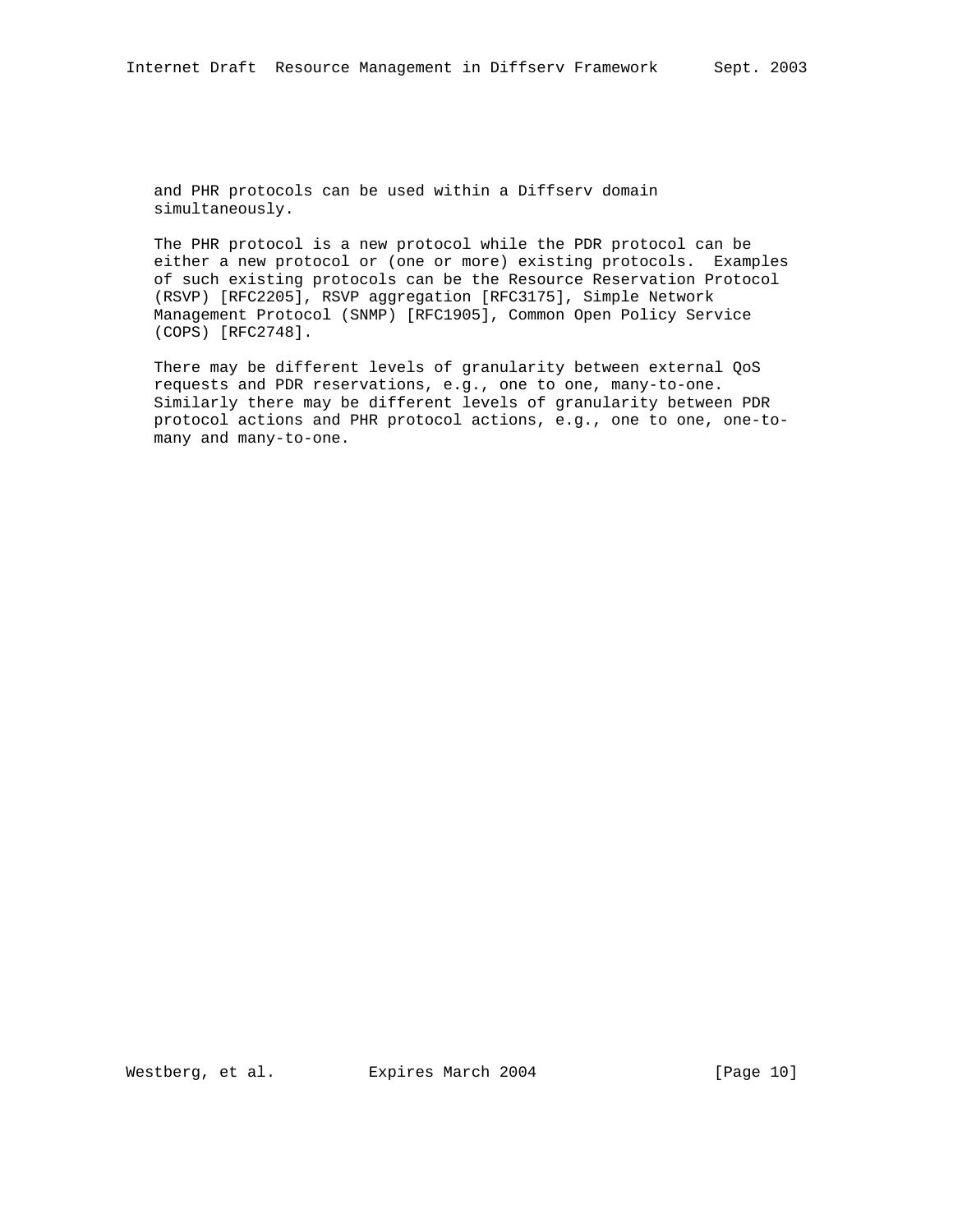and PHR protocols can be used within a Diffserv domain simultaneously.

The PHR protocol is a new protocol while the PDR protocol can be either a new protocol or (one or more) existing protocols. Examples of such existing protocols can be the Resource Reservation Protocol (RSVP) [RFC2205], RSVP aggregation [RFC3175], Simple Network Management Protocol (SNMP) [RFC1905], Common Open Policy Service (COPS) [RFC2748].

There may be different levels of granularity between external QoS requests and PDR reservations, e.g., one to one, many-to-one. Similarly there may be different levels of granularity between PDR protocol actions and PHR protocol actions, e.g., one to one, one-to-many and many-to-one.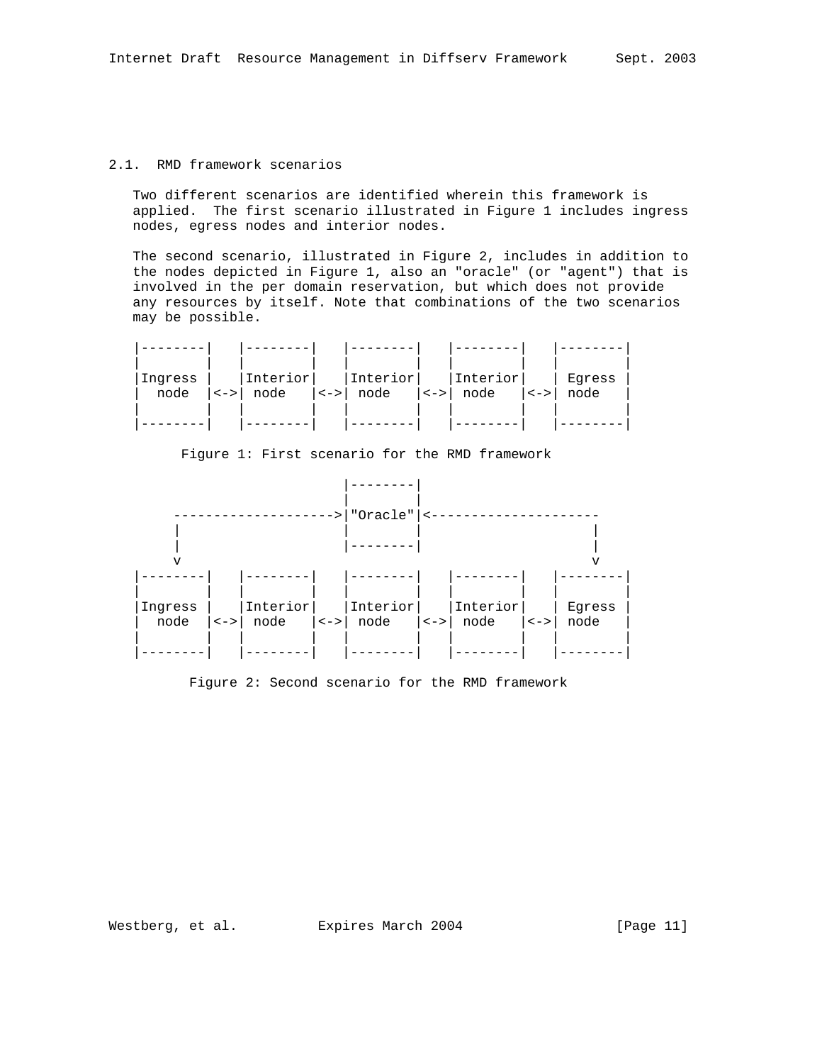### 2.1. RMD framework scenarios

Two different scenarios are identified wherein this framework is applied. The first scenario illustrated in Figure 1 includes ingress nodes, egress nodes and interior nodes.

The second scenario, illustrated in Figure 2, includes in addition to the nodes depicted in Figure 1, also an "oracle" (or "agent") that is involved in the per domain reservation, but which does not provide any resources by itself. Note that combinations of the two scenarios may be possible.

```
|--------|   |--------|   |--------|   |--------|   |--------|
|        |   |        |   |        |   |        |   |        |
|Ingress |   |Interior|   |Interior|   |Interior|   | Egress |
|  node  |<->| node   |<->| node   |<->| node   |<->| node   |
|        |   |        |   |        |   |        |   |        |
|--------|   |--------|   |--------|   |--------|   |--------|
```

Figure 1: First scenario for the RMD framework

```
                          |--------|
                          |        |
      ------------------->|"Oracle"|<---------------------
      |                   |        |                    |
      |                   |--------|                    |
      v                                                 v
|--------|   |--------|   |--------|   |--------|   |--------|
|        |   |        |   |        |   |        |   |        |
|Ingress |   |Interior|   |Interior|   |Interior|   | Egress |
|  node  |<->| node   |<->| node   |<->| node   |<->| node   |
|        |   |        |   |        |   |        |   |        |
|--------|   |--------|   |--------|   |--------|   |--------|
```

Figure 2: Second scenario for the RMD framework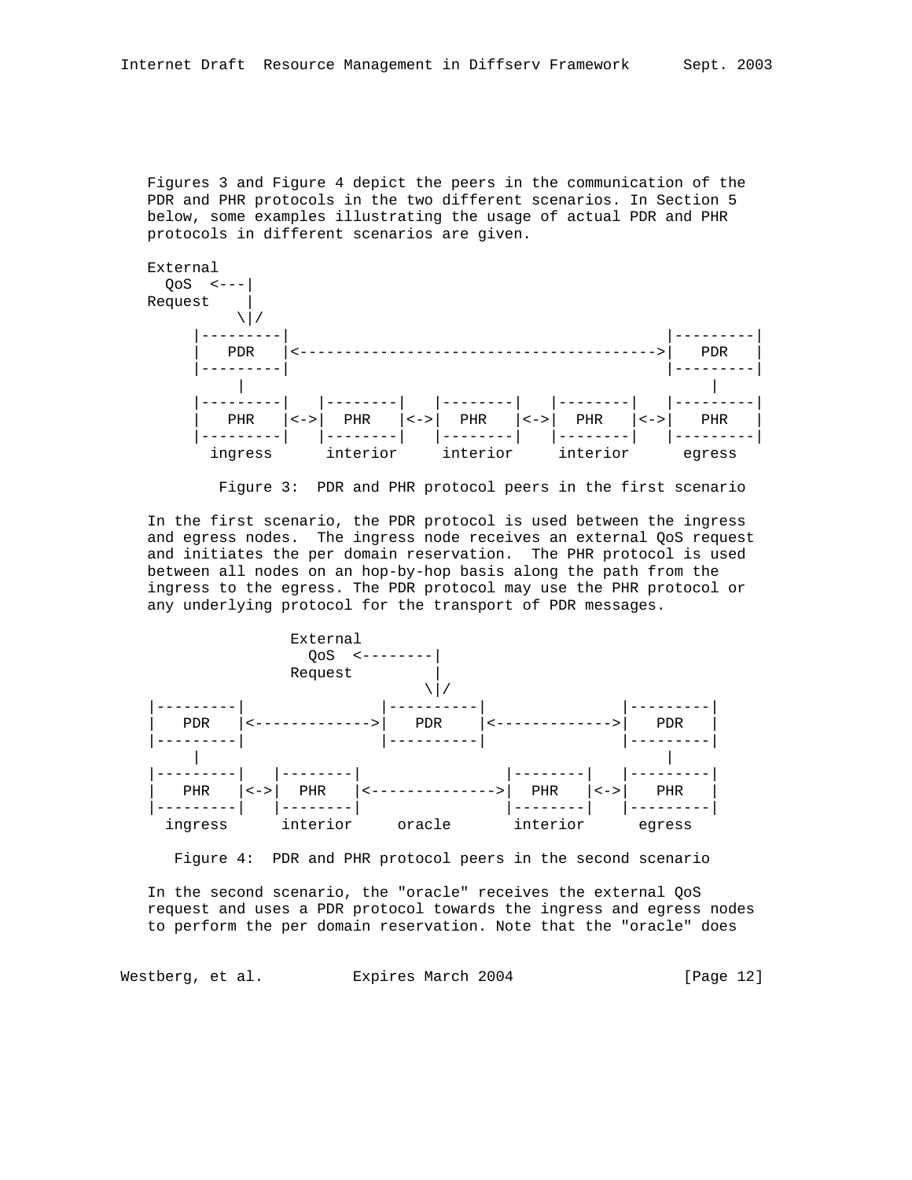Figures 3 and Figure 4 depict the peers in the communication of the PDR and PHR protocols in the two different scenarios. In Section 5 below, some examples illustrating the usage of actual PDR and PHR protocols in different scenarios are given.

```
External
  QoS  <---|
Request    |
          \|/
     |---------|                                         |---------|
     |   PDR   |<--------------------------------------->|   PDR   |
     |---------|                                         |---------|
          |                                                   |
     |---------|   |--------|   |--------|   |--------|   |---------|
     |   PHR   |<->|  PHR   |<->|  PHR   |<->|  PHR   |<->|   PHR   |
     |---------|   |--------|   |--------|   |--------|   |---------|
       ingress      interior     interior     interior      egress
```

Figure 3: PDR and PHR protocol peers in the first scenario

In the first scenario, the PDR protocol is used between the ingress and egress nodes. The ingress node receives an external QoS request and initiates the per domain reservation. The PHR protocol is used between all nodes on an hop-by-hop basis along the path from the ingress to the egress. The PDR protocol may use the PHR protocol or any underlying protocol for the transport of PDR messages.

```
                External
                  QoS  <--------|
                Request         |
                               \|/
|---------|               |----------|              |---------|
|   PDR   |<------------->|   PDR    |<------------>|   PDR   |
|---------|               |----------|              |---------|
     |                                                   |
|---------|   |--------|                |--------|   |---------|
|   PHR   |<->|  PHR   |<-------------->|  PHR   |<->|   PHR   |
|---------|   |--------|                |--------|   |---------|
  ingress      interior     oracle       interior      egress
```

Figure 4: PDR and PHR protocol peers in the second scenario

In the second scenario, the "oracle" receives the external QoS request and uses a PDR protocol towards the ingress and egress nodes to perform the per domain reservation. Note that the "oracle" does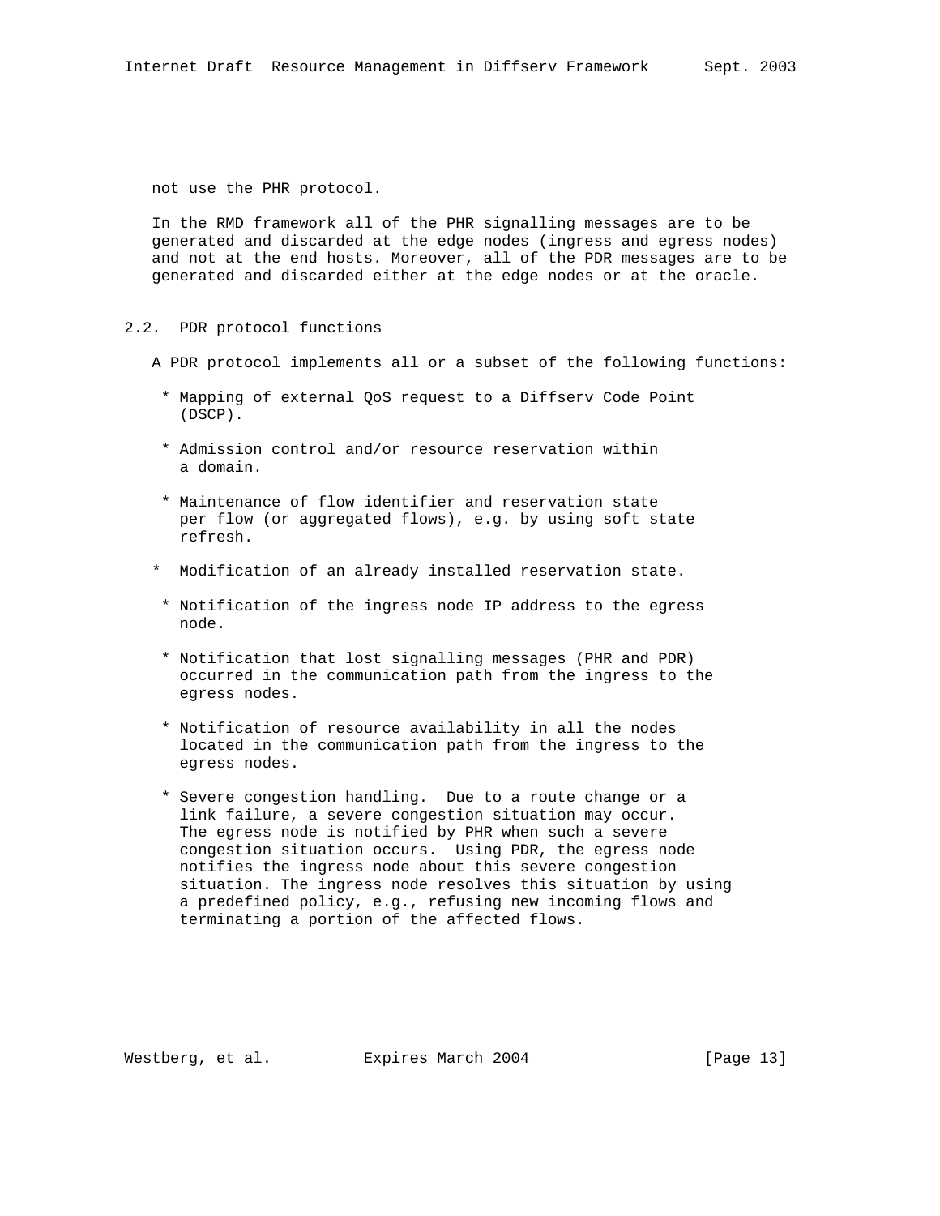not use the PHR protocol.

In the RMD framework all of the PHR signalling messages are to be generated and discarded at the edge nodes (ingress and egress nodes) and not at the end hosts. Moreover, all of the PDR messages are to be generated and discarded either at the edge nodes or at the oracle.

## 2.2. PDR protocol functions

A PDR protocol implements all or a subset of the following functions:

* Mapping of external QoS request to a Diffserv Code Point (DSCP).
* Admission control and/or resource reservation within a domain.
* Maintenance of flow identifier and reservation state per flow (or aggregated flows), e.g. by using soft state refresh.
* Modification of an already installed reservation state.
* Notification of the ingress node IP address to the egress node.
* Notification that lost signalling messages (PHR and PDR) occurred in the communication path from the ingress to the egress nodes.
* Notification of resource availability in all the nodes located in the communication path from the ingress to the egress nodes.
* Severe congestion handling. Due to a route change or a link failure, a severe congestion situation may occur. The egress node is notified by PHR when such a severe congestion situation occurs. Using PDR, the egress node notifies the ingress node about this severe congestion situation. The ingress node resolves this situation by using a predefined policy, e.g., refusing new incoming flows and terminating a portion of the affected flows.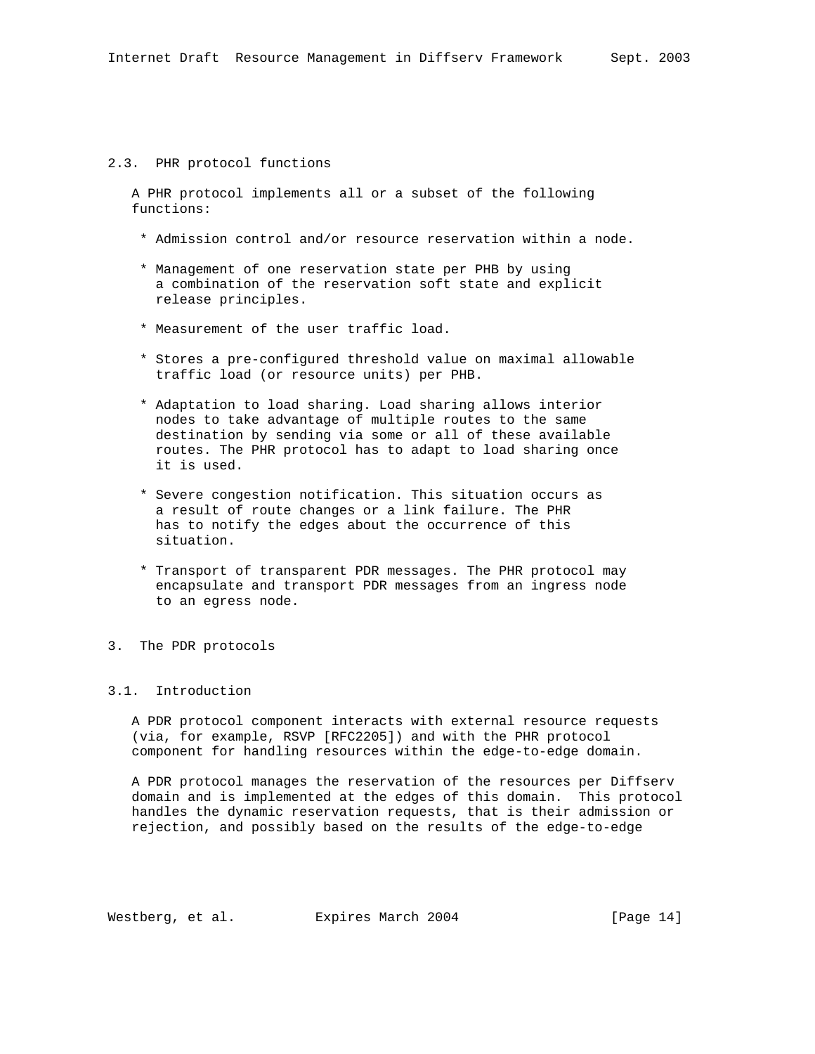### 2.3. PHR protocol functions

A PHR protocol implements all or a subset of the following functions:

* Admission control and/or resource reservation within a node.

* Management of one reservation state per PHB by using a combination of the reservation soft state and explicit release principles.

* Measurement of the user traffic load.

* Stores a pre-configured threshold value on maximal allowable traffic load (or resource units) per PHB.

* Adaptation to load sharing. Load sharing allows interior nodes to take advantage of multiple routes to the same destination by sending via some or all of these available routes. The PHR protocol has to adapt to load sharing once it is used.

* Severe congestion notification. This situation occurs as a result of route changes or a link failure. The PHR has to notify the edges about the occurrence of this situation.

* Transport of transparent PDR messages. The PHR protocol may encapsulate and transport PDR messages from an ingress node to an egress node.

## 3. The PDR protocols

### 3.1. Introduction

A PDR protocol component interacts with external resource requests (via, for example, RSVP [RFC2205]) and with the PHR protocol component for handling resources within the edge-to-edge domain.

A PDR protocol manages the reservation of the resources per Diffserv domain and is implemented at the edges of this domain. This protocol handles the dynamic reservation requests, that is their admission or rejection, and possibly based on the results of the edge-to-edge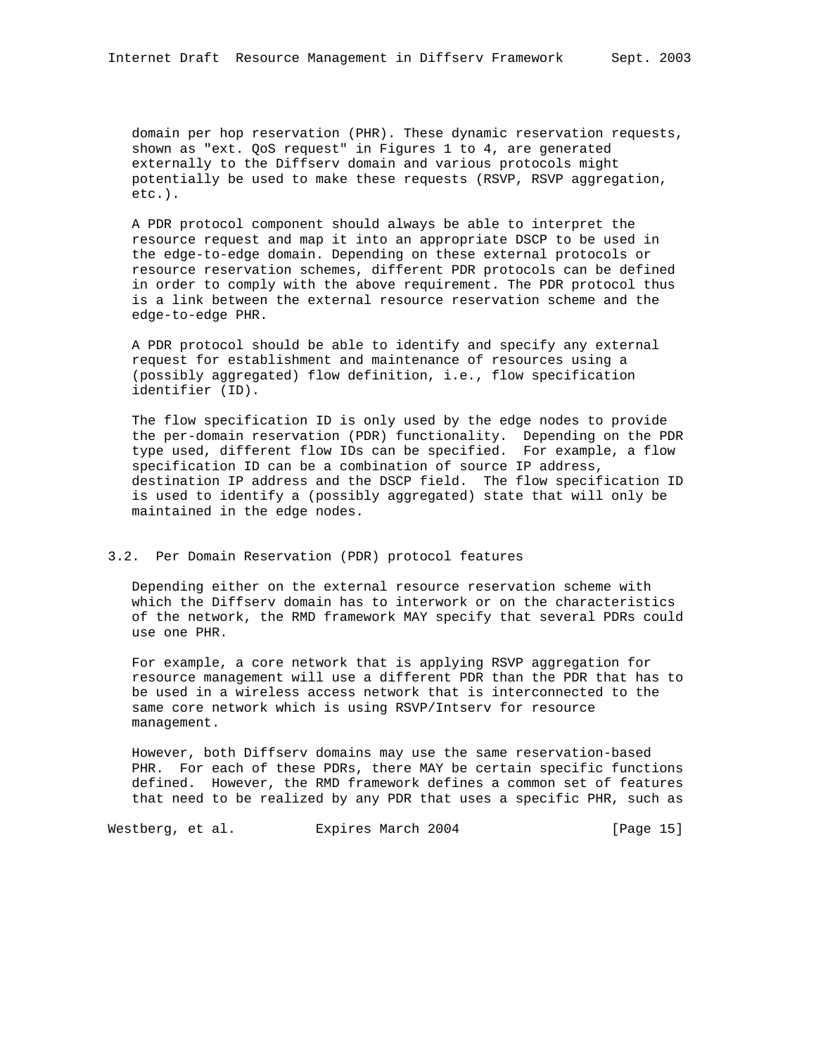domain per hop reservation (PHR). These dynamic reservation requests, shown as "ext. QoS request" in Figures 1 to 4, are generated externally to the Diffserv domain and various protocols might potentially be used to make these requests (RSVP, RSVP aggregation, etc.).

A PDR protocol component should always be able to interpret the resource request and map it into an appropriate DSCP to be used in the edge-to-edge domain. Depending on these external protocols or resource reservation schemes, different PDR protocols can be defined in order to comply with the above requirement. The PDR protocol thus is a link between the external resource reservation scheme and the edge-to-edge PHR.

A PDR protocol should be able to identify and specify any external request for establishment and maintenance of resources using a (possibly aggregated) flow definition, i.e., flow specification identifier (ID).

The flow specification ID is only used by the edge nodes to provide the per-domain reservation (PDR) functionality. Depending on the PDR type used, different flow IDs can be specified. For example, a flow specification ID can be a combination of source IP address, destination IP address and the DSCP field. The flow specification ID is used to identify a (possibly aggregated) state that will only be maintained in the edge nodes.

## 3.2. Per Domain Reservation (PDR) protocol features

Depending either on the external resource reservation scheme with which the Diffserv domain has to interwork or on the characteristics of the network, the RMD framework MAY specify that several PDRs could use one PHR.

For example, a core network that is applying RSVP aggregation for resource management will use a different PDR than the PDR that has to be used in a wireless access network that is interconnected to the same core network which is using RSVP/Intserv for resource management.

However, both Diffserv domains may use the same reservation-based PHR. For each of these PDRs, there MAY be certain specific functions defined. However, the RMD framework defines a common set of features that need to be realized by any PDR that uses a specific PHR, such as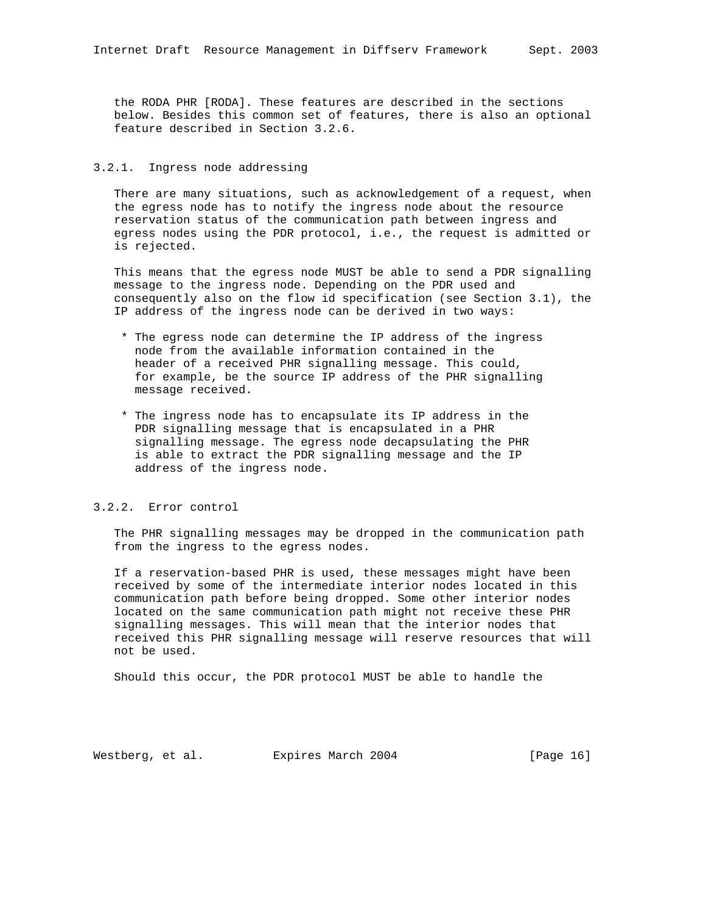the RODA PHR [RODA]. These features are described in the sections below. Besides this common set of features, there is also an optional feature described in Section 3.2.6.

### 3.2.1. Ingress node addressing

There are many situations, such as acknowledgement of a request, when the egress node has to notify the ingress node about the resource reservation status of the communication path between ingress and egress nodes using the PDR protocol, i.e., the request is admitted or is rejected.

This means that the egress node MUST be able to send a PDR signalling message to the ingress node. Depending on the PDR used and consequently also on the flow id specification (see Section 3.1), the IP address of the ingress node can be derived in two ways:

* The egress node can determine the IP address of the ingress node from the available information contained in the header of a received PHR signalling message. This could, for example, be the source IP address of the PHR signalling message received.

* The ingress node has to encapsulate its IP address in the PDR signalling message that is encapsulated in a PHR signalling message. The egress node decapsulating the PHR is able to extract the PDR signalling message and the IP address of the ingress node.

### 3.2.2. Error control

The PHR signalling messages may be dropped in the communication path from the ingress to the egress nodes.

If a reservation-based PHR is used, these messages might have been received by some of the intermediate interior nodes located in this communication path before being dropped. Some other interior nodes located on the same communication path might not receive these PHR signalling messages. This will mean that the interior nodes that received this PHR signalling message will reserve resources that will not be used.

Should this occur, the PDR protocol MUST be able to handle the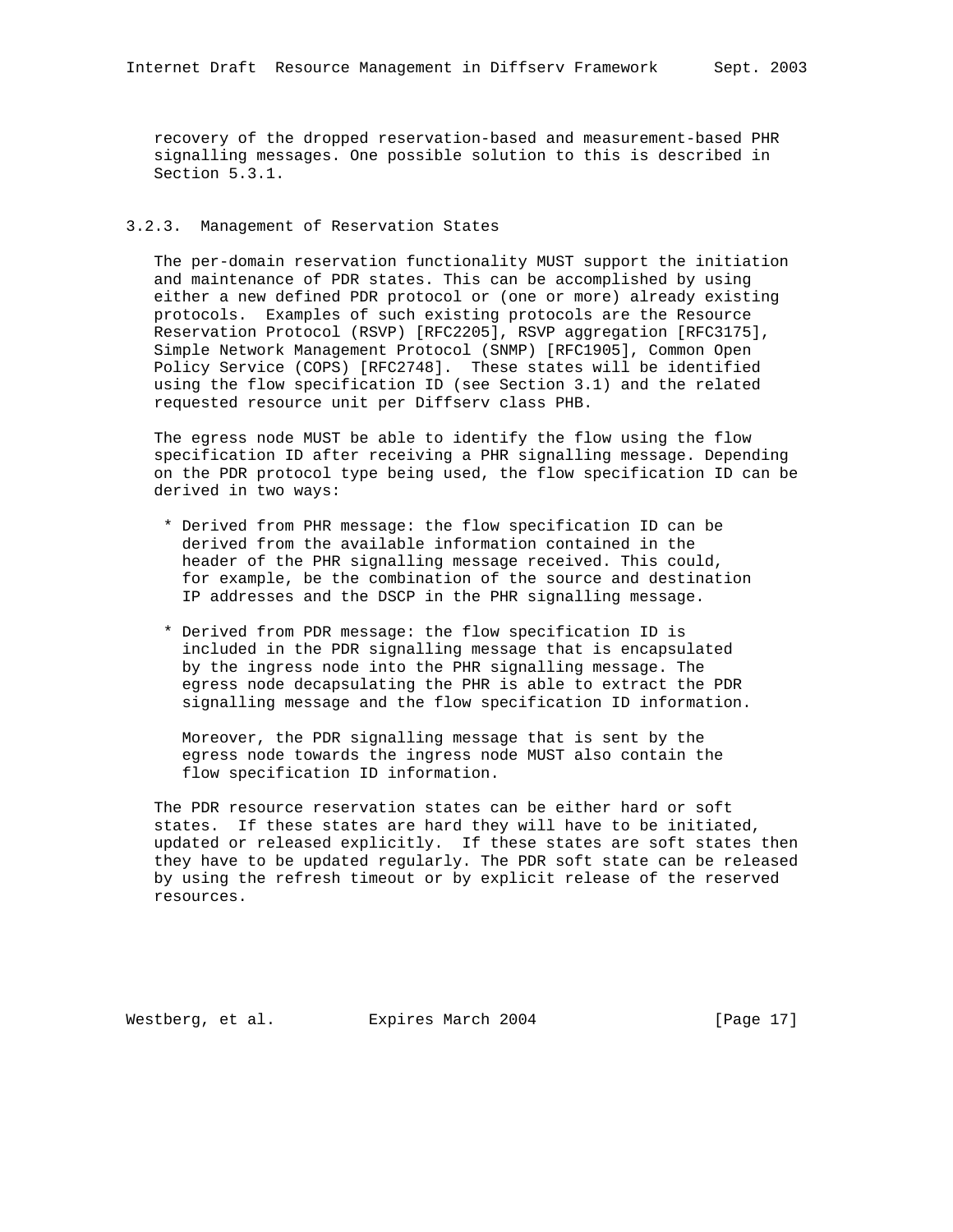recovery of the dropped reservation-based and measurement-based PHR signalling messages. One possible solution to this is described in Section 5.3.1.

### 3.2.3. Management of Reservation States

The per-domain reservation functionality MUST support the initiation and maintenance of PDR states. This can be accomplished by using either a new defined PDR protocol or (one or more) already existing protocols. Examples of such existing protocols are the Resource Reservation Protocol (RSVP) [RFC2205], RSVP aggregation [RFC3175], Simple Network Management Protocol (SNMP) [RFC1905], Common Open Policy Service (COPS) [RFC2748]. These states will be identified using the flow specification ID (see Section 3.1) and the related requested resource unit per Diffserv class PHB.

The egress node MUST be able to identify the flow using the flow specification ID after receiving a PHR signalling message. Depending on the PDR protocol type being used, the flow specification ID can be derived in two ways:

* Derived from PHR message: the flow specification ID can be derived from the available information contained in the header of the PHR signalling message received. This could, for example, be the combination of the source and destination IP addresses and the DSCP in the PHR signalling message.

* Derived from PDR message: the flow specification ID is included in the PDR signalling message that is encapsulated by the ingress node into the PHR signalling message. The egress node decapsulating the PHR is able to extract the PDR signalling message and the flow specification ID information.

  Moreover, the PDR signalling message that is sent by the egress node towards the ingress node MUST also contain the flow specification ID information.

The PDR resource reservation states can be either hard or soft states. If these states are hard they will have to be initiated, updated or released explicitly. If these states are soft states then they have to be updated regularly. The PDR soft state can be released by using the refresh timeout or by explicit release of the reserved resources.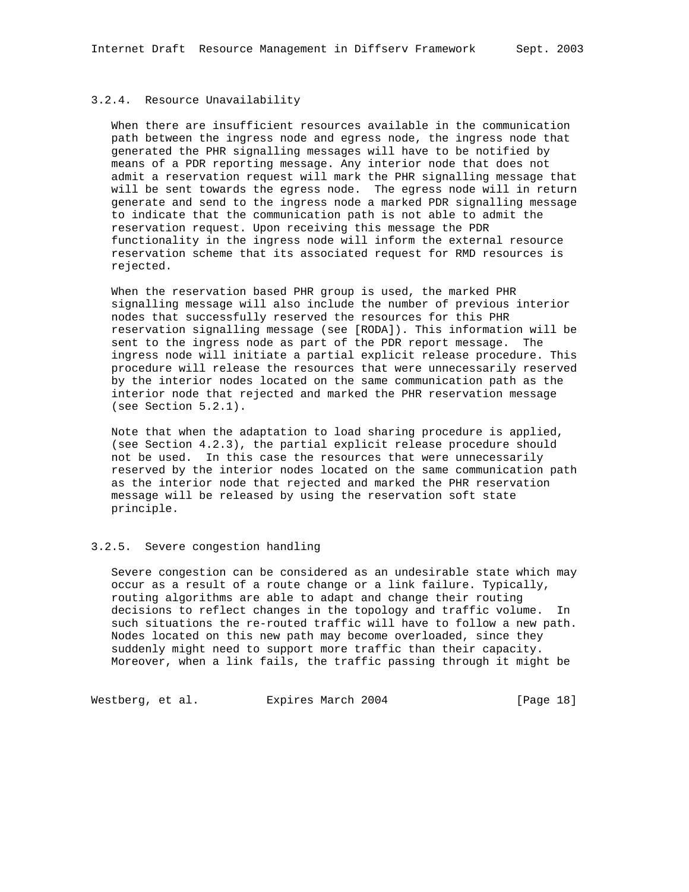### 3.2.4. Resource Unavailability

When there are insufficient resources available in the communication path between the ingress node and egress node, the ingress node that generated the PHR signalling messages will have to be notified by means of a PDR reporting message. Any interior node that does not admit a reservation request will mark the PHR signalling message that will be sent towards the egress node. The egress node will in return generate and send to the ingress node a marked PDR signalling message to indicate that the communication path is not able to admit the reservation request. Upon receiving this message the PDR functionality in the ingress node will inform the external resource reservation scheme that its associated request for RMD resources is rejected.

When the reservation based PHR group is used, the marked PHR signalling message will also include the number of previous interior nodes that successfully reserved the resources for this PHR reservation signalling message (see [RODA]). This information will be sent to the ingress node as part of the PDR report message. The ingress node will initiate a partial explicit release procedure. This procedure will release the resources that were unnecessarily reserved by the interior nodes located on the same communication path as the interior node that rejected and marked the PHR reservation message (see Section 5.2.1).

Note that when the adaptation to load sharing procedure is applied, (see Section 4.2.3), the partial explicit release procedure should not be used. In this case the resources that were unnecessarily reserved by the interior nodes located on the same communication path as the interior node that rejected and marked the PHR reservation message will be released by using the reservation soft state principle.

### 3.2.5. Severe congestion handling

Severe congestion can be considered as an undesirable state which may occur as a result of a route change or a link failure. Typically, routing algorithms are able to adapt and change their routing decisions to reflect changes in the topology and traffic volume. In such situations the re-routed traffic will have to follow a new path. Nodes located on this new path may become overloaded, since they suddenly might need to support more traffic than their capacity. Moreover, when a link fails, the traffic passing through it might be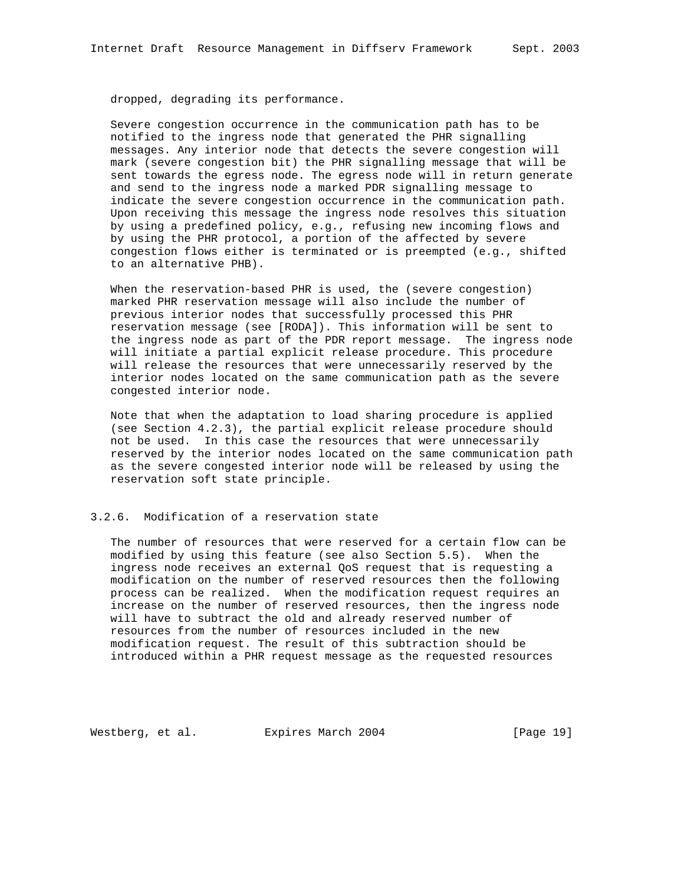dropped, degrading its performance.

Severe congestion occurrence in the communication path has to be notified to the ingress node that generated the PHR signalling messages. Any interior node that detects the severe congestion will mark (severe congestion bit) the PHR signalling message that will be sent towards the egress node. The egress node will in return generate and send to the ingress node a marked PDR signalling message to indicate the severe congestion occurrence in the communication path. Upon receiving this message the ingress node resolves this situation by using a predefined policy, e.g., refusing new incoming flows and by using the PHR protocol, a portion of the affected by severe congestion flows either is terminated or is preempted (e.g., shifted to an alternative PHB).

When the reservation-based PHR is used, the (severe congestion) marked PHR reservation message will also include the number of previous interior nodes that successfully processed this PHR reservation message (see [RODA]). This information will be sent to the ingress node as part of the PDR report message. The ingress node will initiate a partial explicit release procedure. This procedure will release the resources that were unnecessarily reserved by the interior nodes located on the same communication path as the severe congested interior node.

Note that when the adaptation to load sharing procedure is applied (see Section 4.2.3), the partial explicit release procedure should not be used. In this case the resources that were unnecessarily reserved by the interior nodes located on the same communication path as the severe congested interior node will be released by using the reservation soft state principle.

### 3.2.6. Modification of a reservation state

The number of resources that were reserved for a certain flow can be modified by using this feature (see also Section 5.5). When the ingress node receives an external QoS request that is requesting a modification on the number of reserved resources then the following process can be realized. When the modification request requires an increase on the number of reserved resources, then the ingress node will have to subtract the old and already reserved number of resources from the number of resources included in the new modification request. The result of this subtraction should be introduced within a PHR request message as the requested resources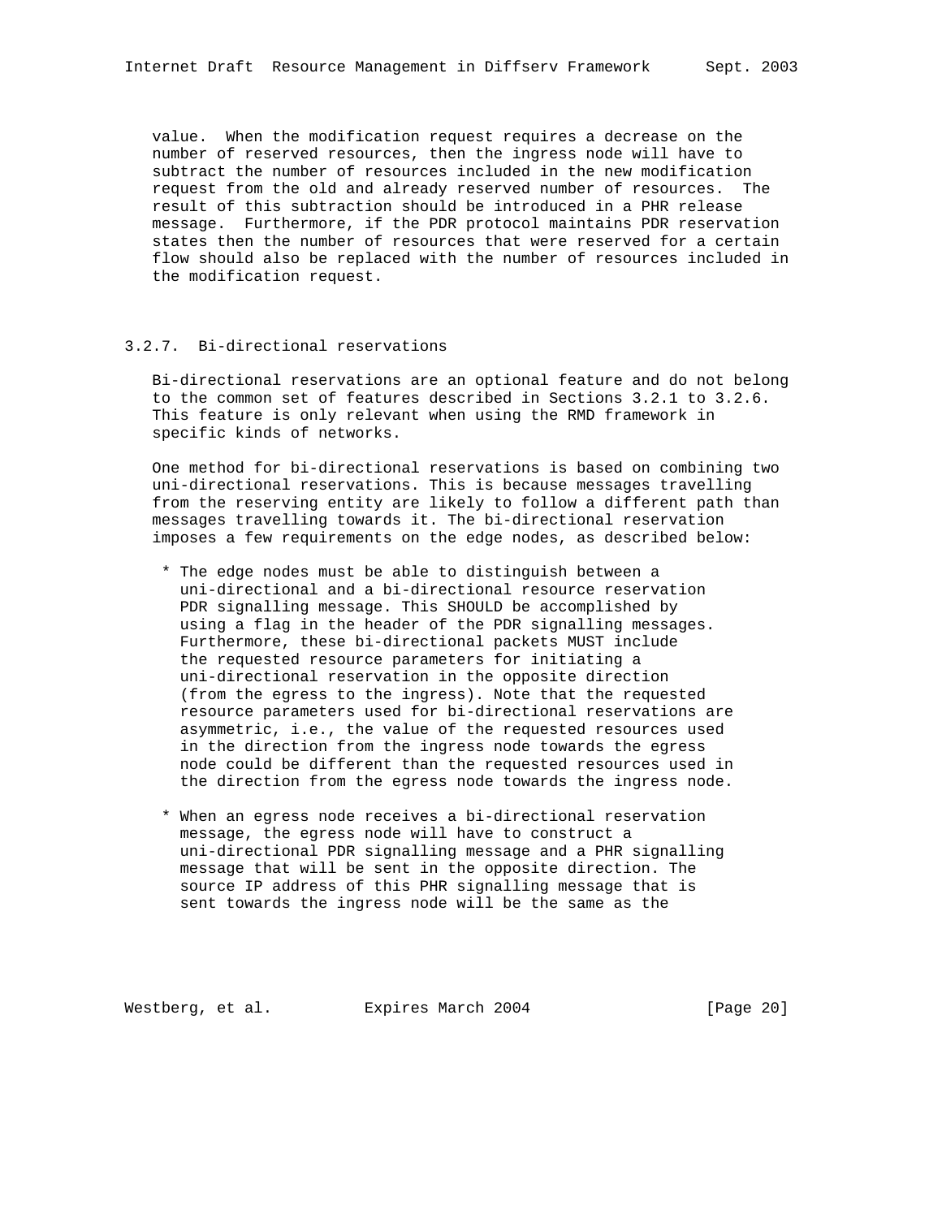value. When the modification request requires a decrease on the number of reserved resources, then the ingress node will have to subtract the number of resources included in the new modification request from the old and already reserved number of resources. The result of this subtraction should be introduced in a PHR release message. Furthermore, if the PDR protocol maintains PDR reservation states then the number of resources that were reserved for a certain flow should also be replaced with the number of resources included in the modification request.

### 3.2.7. Bi-directional reservations

Bi-directional reservations are an optional feature and do not belong to the common set of features described in Sections 3.2.1 to 3.2.6. This feature is only relevant when using the RMD framework in specific kinds of networks.

One method for bi-directional reservations is based on combining two uni-directional reservations. This is because messages travelling from the reserving entity are likely to follow a different path than messages travelling towards it. The bi-directional reservation imposes a few requirements on the edge nodes, as described below:

* The edge nodes must be able to distinguish between a uni-directional and a bi-directional resource reservation PDR signalling message. This SHOULD be accomplished by using a flag in the header of the PDR signalling messages. Furthermore, these bi-directional packets MUST include the requested resource parameters for initiating a uni-directional reservation in the opposite direction (from the egress to the ingress). Note that the requested resource parameters used for bi-directional reservations are asymmetric, i.e., the value of the requested resources used in the direction from the ingress node towards the egress node could be different than the requested resources used in the direction from the egress node towards the ingress node.

* When an egress node receives a bi-directional reservation message, the egress node will have to construct a uni-directional PDR signalling message and a PHR signalling message that will be sent in the opposite direction. The source IP address of this PHR signalling message that is sent towards the ingress node will be the same as the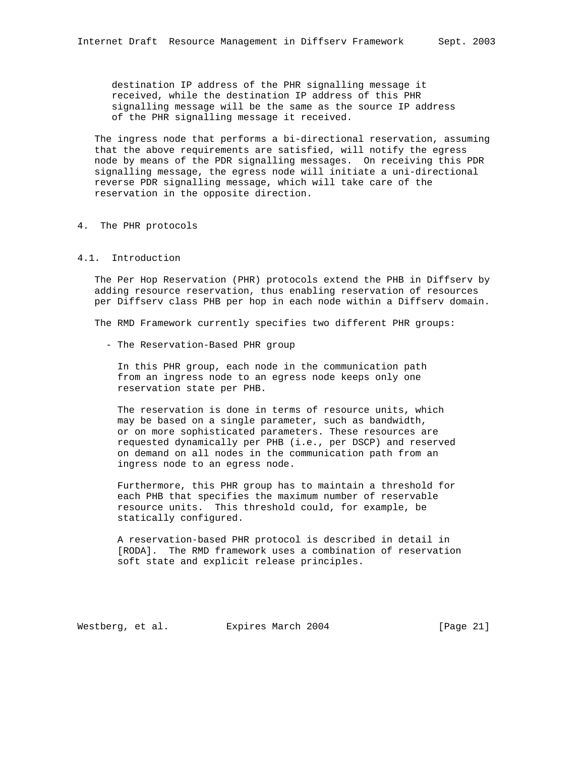destination IP address of the PHR signalling message it received, while the destination IP address of this PHR signalling message will be the same as the source IP address of the PHR signalling message it received.

The ingress node that performs a bi-directional reservation, assuming that the above requirements are satisfied, will notify the egress node by means of the PDR signalling messages. On receiving this PDR signalling message, the egress node will initiate a uni-directional reverse PDR signalling message, which will take care of the reservation in the opposite direction.

## 4. The PHR protocols

### 4.1. Introduction

The Per Hop Reservation (PHR) protocols extend the PHB in Diffserv by adding resource reservation, thus enabling reservation of resources per Diffserv class PHB per hop in each node within a Diffserv domain.

The RMD Framework currently specifies two different PHR groups:

- The Reservation-Based PHR group

  In this PHR group, each node in the communication path from an ingress node to an egress node keeps only one reservation state per PHB.

  The reservation is done in terms of resource units, which may be based on a single parameter, such as bandwidth, or on more sophisticated parameters. These resources are requested dynamically per PHB (i.e., per DSCP) and reserved on demand on all nodes in the communication path from an ingress node to an egress node.

  Furthermore, this PHR group has to maintain a threshold for each PHB that specifies the maximum number of reservable resource units. This threshold could, for example, be statically configured.

  A reservation-based PHR protocol is described in detail in [RODA]. The RMD framework uses a combination of reservation soft state and explicit release principles.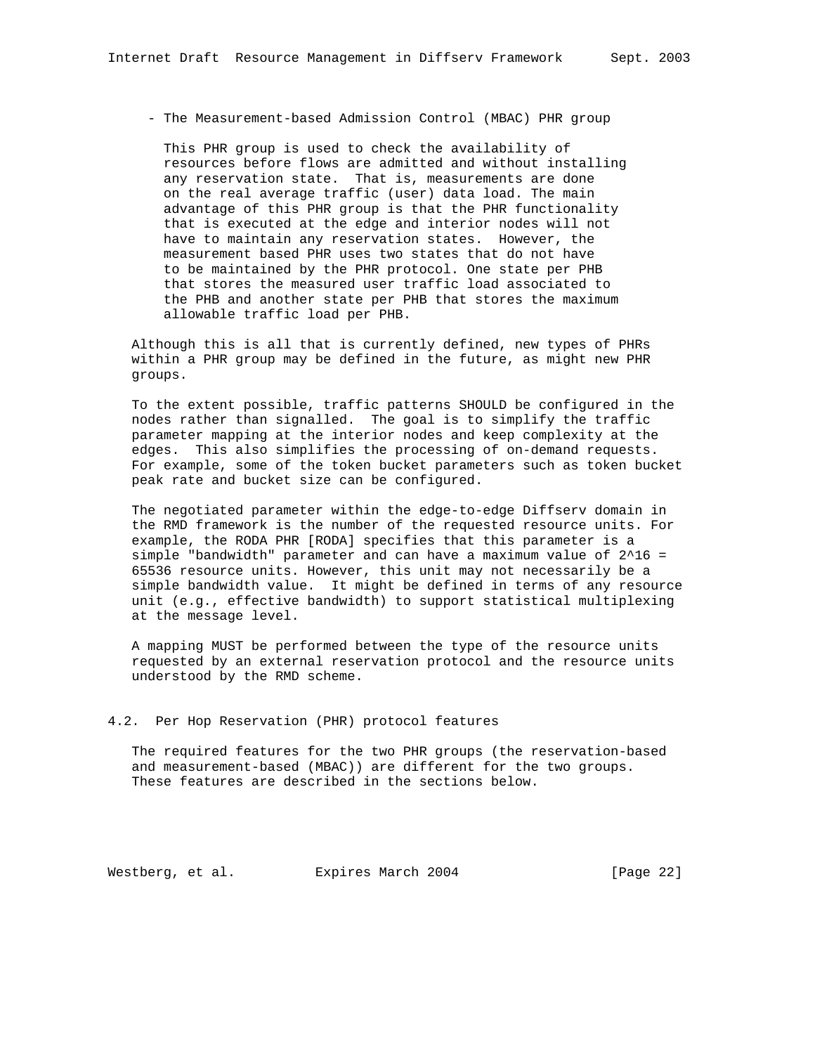- The Measurement-based Admission Control (MBAC) PHR group

  This PHR group is used to check the availability of resources before flows are admitted and without installing any reservation state. That is, measurements are done on the real average traffic (user) data load. The main advantage of this PHR group is that the PHR functionality that is executed at the edge and interior nodes will not have to maintain any reservation states. However, the measurement based PHR uses two states that do not have to be maintained by the PHR protocol. One state per PHB that stores the measured user traffic load associated to the PHB and another state per PHB that stores the maximum allowable traffic load per PHB.

Although this is all that is currently defined, new types of PHRs within a PHR group may be defined in the future, as might new PHR groups.

To the extent possible, traffic patterns SHOULD be configured in the nodes rather than signalled. The goal is to simplify the traffic parameter mapping at the interior nodes and keep complexity at the edges. This also simplifies the processing of on-demand requests. For example, some of the token bucket parameters such as token bucket peak rate and bucket size can be configured.

The negotiated parameter within the edge-to-edge Diffserv domain in the RMD framework is the number of the requested resource units. For example, the RODA PHR [RODA] specifies that this parameter is a simple "bandwidth" parameter and can have a maximum value of $2^{16}$ = 65536 resource units. However, this unit may not necessarily be a simple bandwidth value. It might be defined in terms of any resource unit (e.g., effective bandwidth) to support statistical multiplexing at the message level.

A mapping MUST be performed between the type of the resource units requested by an external reservation protocol and the resource units understood by the RMD scheme.

## 4.2. Per Hop Reservation (PHR) protocol features

The required features for the two PHR groups (the reservation-based and measurement-based (MBAC)) are different for the two groups. These features are described in the sections below.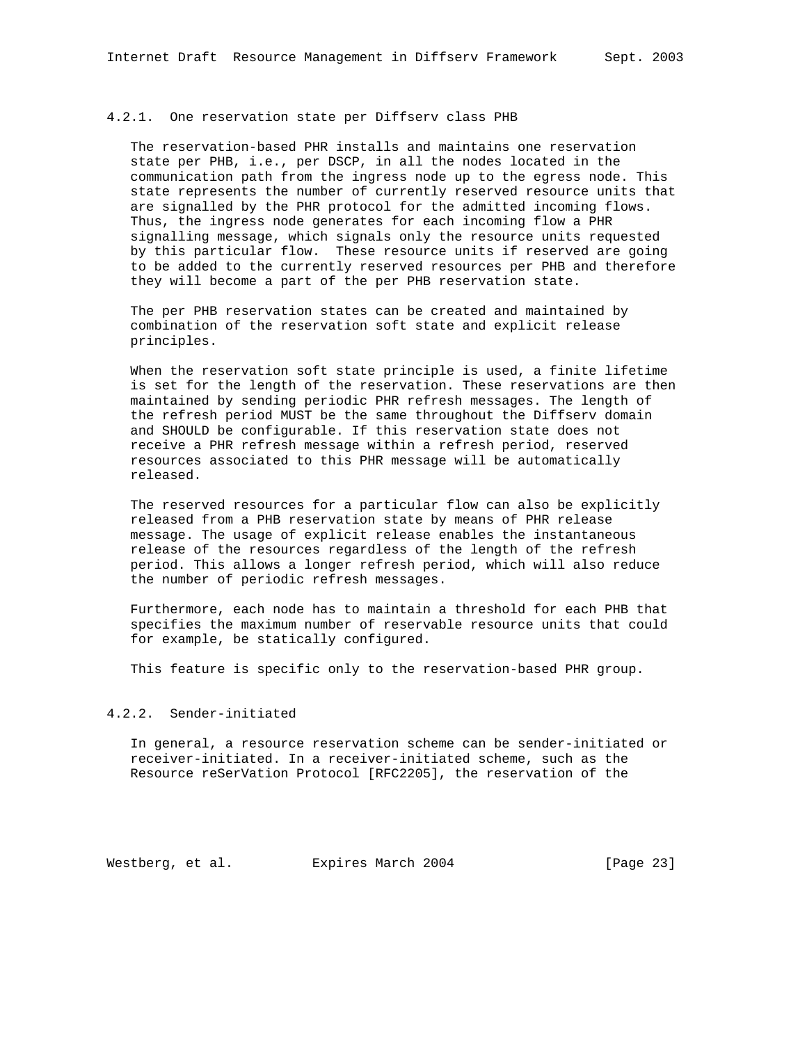#### 4.2.1. One reservation state per Diffserv class PHB

The reservation-based PHR installs and maintains one reservation state per PHB, i.e., per DSCP, in all the nodes located in the communication path from the ingress node up to the egress node. This state represents the number of currently reserved resource units that are signalled by the PHR protocol for the admitted incoming flows. Thus, the ingress node generates for each incoming flow a PHR signalling message, which signals only the resource units requested by this particular flow. These resource units if reserved are going to be added to the currently reserved resources per PHB and therefore they will become a part of the per PHB reservation state.

The per PHB reservation states can be created and maintained by combination of the reservation soft state and explicit release principles.

When the reservation soft state principle is used, a finite lifetime is set for the length of the reservation. These reservations are then maintained by sending periodic PHR refresh messages. The length of the refresh period MUST be the same throughout the Diffserv domain and SHOULD be configurable. If this reservation state does not receive a PHR refresh message within a refresh period, reserved resources associated to this PHR message will be automatically released.

The reserved resources for a particular flow can also be explicitly released from a PHB reservation state by means of PHR release message. The usage of explicit release enables the instantaneous release of the resources regardless of the length of the refresh period. This allows a longer refresh period, which will also reduce the number of periodic refresh messages.

Furthermore, each node has to maintain a threshold for each PHB that specifies the maximum number of reservable resource units that could for example, be statically configured.

This feature is specific only to the reservation-based PHR group.

#### 4.2.2. Sender-initiated

In general, a resource reservation scheme can be sender-initiated or receiver-initiated. In a receiver-initiated scheme, such as the Resource reSerVation Protocol [RFC2205], the reservation of the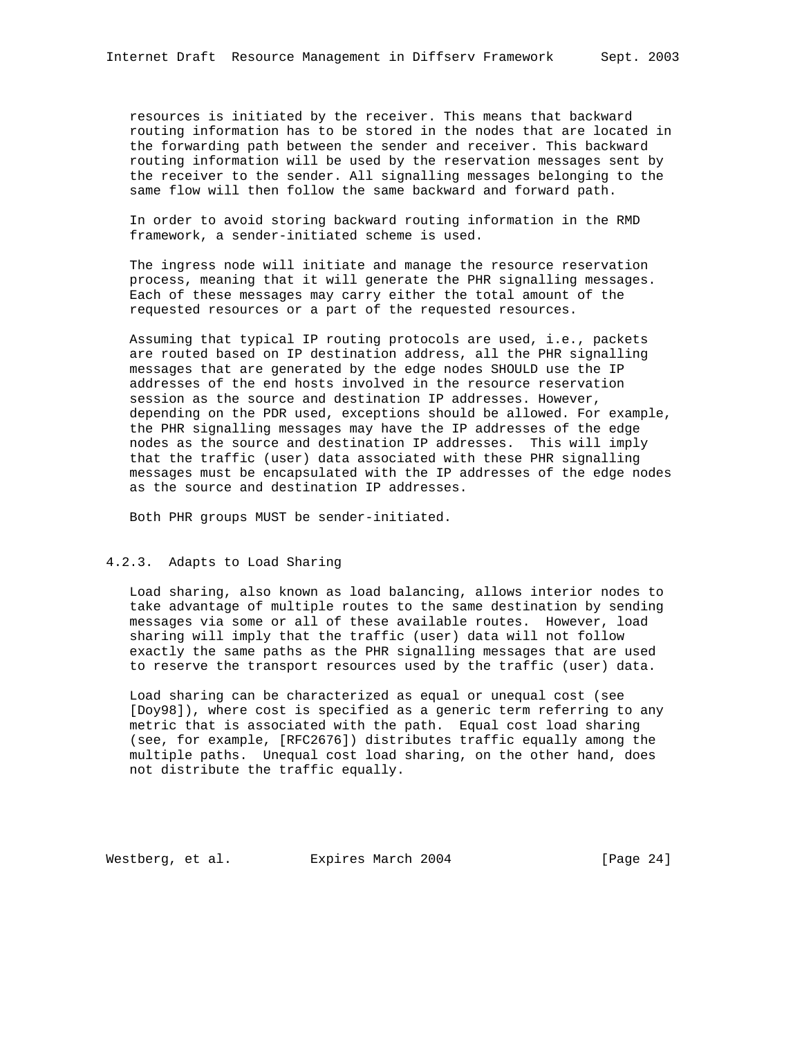resources is initiated by the receiver. This means that backward routing information has to be stored in the nodes that are located in the forwarding path between the sender and receiver. This backward routing information will be used by the reservation messages sent by the receiver to the sender. All signalling messages belonging to the same flow will then follow the same backward and forward path.

In order to avoid storing backward routing information in the RMD framework, a sender-initiated scheme is used.

The ingress node will initiate and manage the resource reservation process, meaning that it will generate the PHR signalling messages. Each of these messages may carry either the total amount of the requested resources or a part of the requested resources.

Assuming that typical IP routing protocols are used, i.e., packets are routed based on IP destination address, all the PHR signalling messages that are generated by the edge nodes SHOULD use the IP addresses of the end hosts involved in the resource reservation session as the source and destination IP addresses. However, depending on the PDR used, exceptions should be allowed. For example, the PHR signalling messages may have the IP addresses of the edge nodes as the source and destination IP addresses. This will imply that the traffic (user) data associated with these PHR signalling messages must be encapsulated with the IP addresses of the edge nodes as the source and destination IP addresses.

Both PHR groups MUST be sender-initiated.

### 4.2.3. Adapts to Load Sharing

Load sharing, also known as load balancing, allows interior nodes to take advantage of multiple routes to the same destination by sending messages via some or all of these available routes. However, load sharing will imply that the traffic (user) data will not follow exactly the same paths as the PHR signalling messages that are used to reserve the transport resources used by the traffic (user) data.

Load sharing can be characterized as equal or unequal cost (see [Doy98]), where cost is specified as a generic term referring to any metric that is associated with the path. Equal cost load sharing (see, for example, [RFC2676]) distributes traffic equally among the multiple paths. Unequal cost load sharing, on the other hand, does not distribute the traffic equally.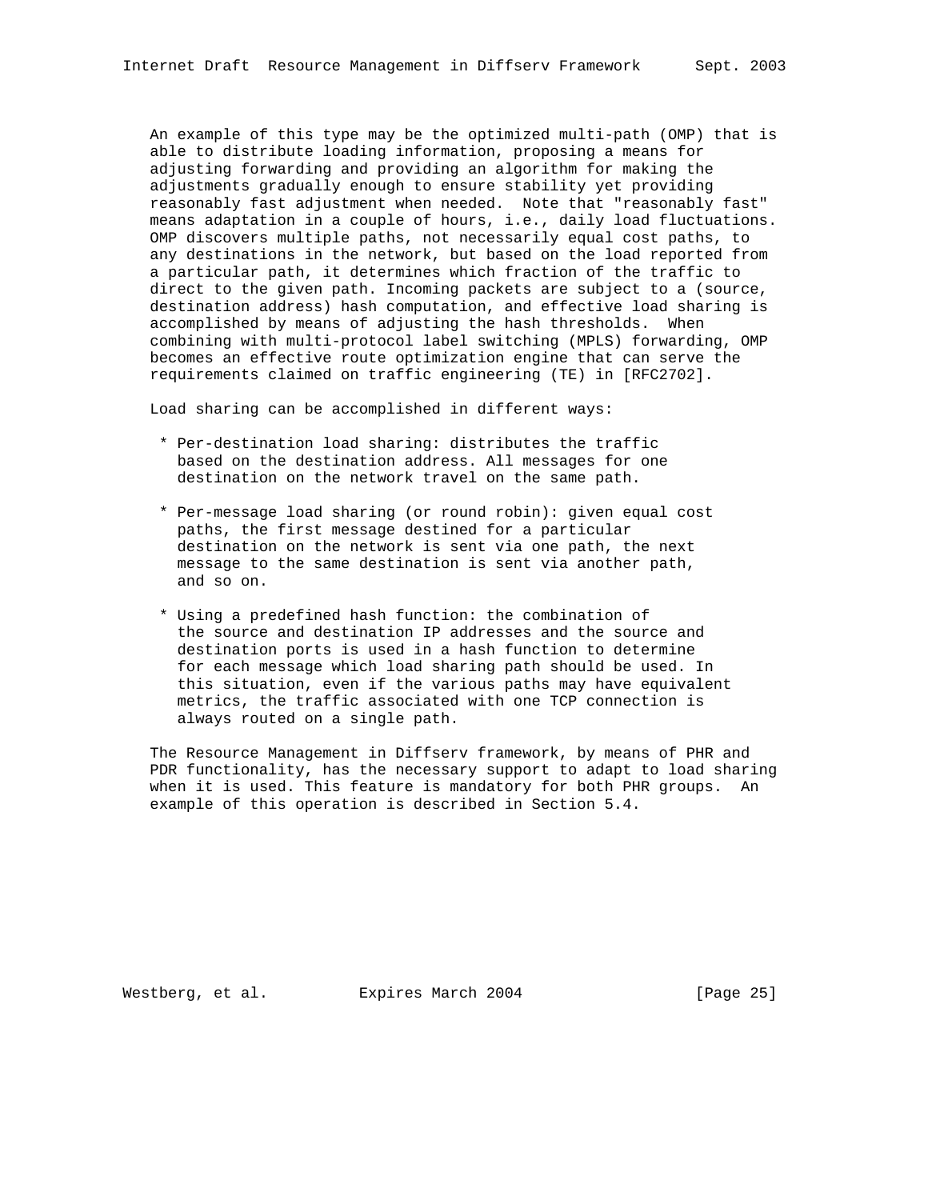An example of this type may be the optimized multi-path (OMP) that is able to distribute loading information, proposing a means for adjusting forwarding and providing an algorithm for making the adjustments gradually enough to ensure stability yet providing reasonably fast adjustment when needed. Note that "reasonably fast" means adaptation in a couple of hours, i.e., daily load fluctuations. OMP discovers multiple paths, not necessarily equal cost paths, to any destinations in the network, but based on the load reported from a particular path, it determines which fraction of the traffic to direct to the given path. Incoming packets are subject to a (source, destination address) hash computation, and effective load sharing is accomplished by means of adjusting the hash thresholds. When combining with multi-protocol label switching (MPLS) forwarding, OMP becomes an effective route optimization engine that can serve the requirements claimed on traffic engineering (TE) in [RFC2702].

Load sharing can be accomplished in different ways:

* Per-destination load sharing: distributes the traffic based on the destination address. All messages for one destination on the network travel on the same path.

* Per-message load sharing (or round robin): given equal cost paths, the first message destined for a particular destination on the network is sent via one path, the next message to the same destination is sent via another path, and so on.

* Using a predefined hash function: the combination of the source and destination IP addresses and the source and destination ports is used in a hash function to determine for each message which load sharing path should be used. In this situation, even if the various paths may have equivalent metrics, the traffic associated with one TCP connection is always routed on a single path.

The Resource Management in Diffserv framework, by means of PHR and PDR functionality, has the necessary support to adapt to load sharing when it is used. This feature is mandatory for both PHR groups. An example of this operation is described in Section 5.4.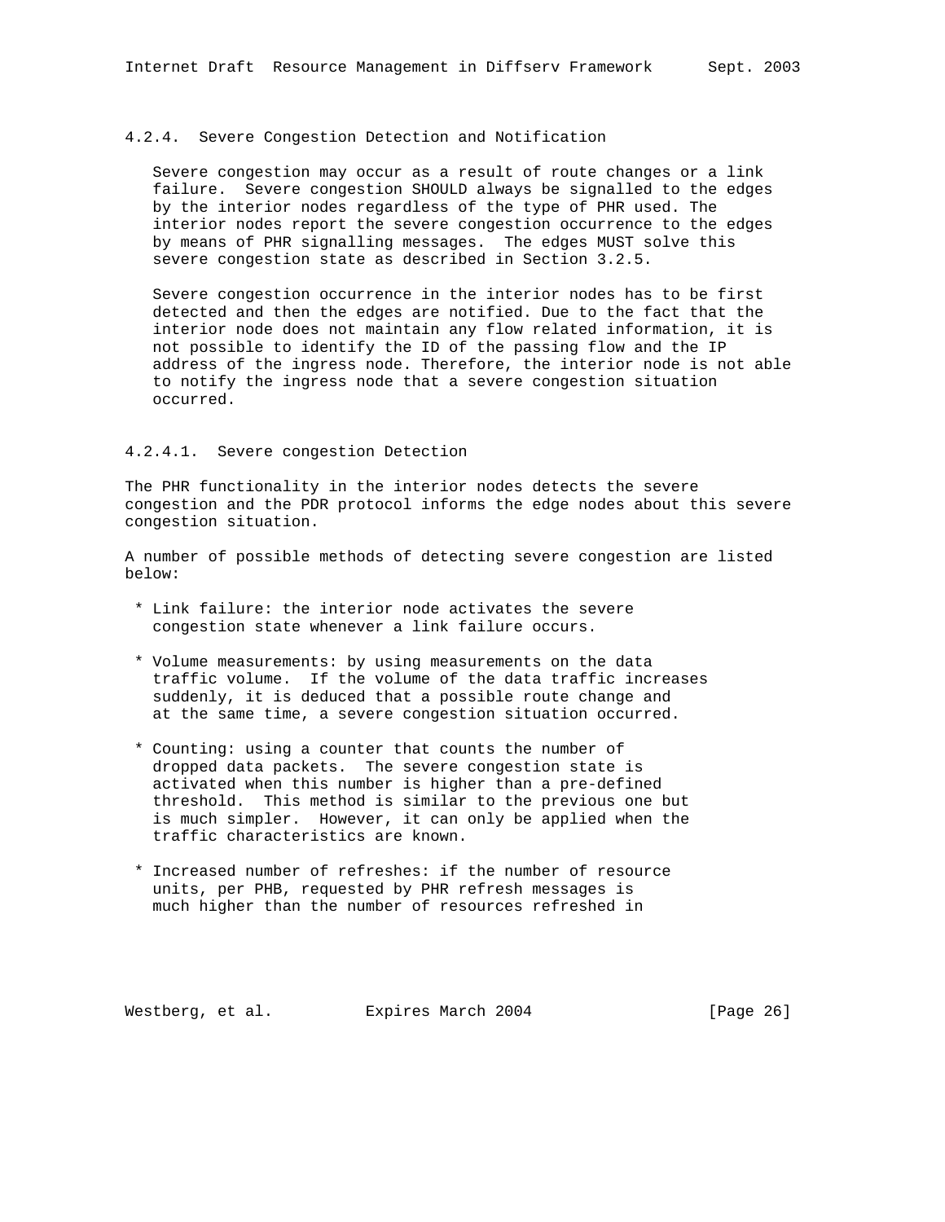### 4.2.4. Severe Congestion Detection and Notification

Severe congestion may occur as a result of route changes or a link failure. Severe congestion SHOULD always be signalled to the edges by the interior nodes regardless of the type of PHR used. The interior nodes report the severe congestion occurrence to the edges by means of PHR signalling messages. The edges MUST solve this severe congestion state as described in Section 3.2.5.

Severe congestion occurrence in the interior nodes has to be first detected and then the edges are notified. Due to the fact that the interior node does not maintain any flow related information, it is not possible to identify the ID of the passing flow and the IP address of the ingress node. Therefore, the interior node is not able to notify the ingress node that a severe congestion situation occurred.

#### 4.2.4.1. Severe congestion Detection

The PHR functionality in the interior nodes detects the severe congestion and the PDR protocol informs the edge nodes about this severe congestion situation.

A number of possible methods of detecting severe congestion are listed below:

* Link failure: the interior node activates the severe congestion state whenever a link failure occurs.

* Volume measurements: by using measurements on the data traffic volume. If the volume of the data traffic increases suddenly, it is deduced that a possible route change and at the same time, a severe congestion situation occurred.

* Counting: using a counter that counts the number of dropped data packets. The severe congestion state is activated when this number is higher than a pre-defined threshold. This method is similar to the previous one but is much simpler. However, it can only be applied when the traffic characteristics are known.

* Increased number of refreshes: if the number of resource units, per PHB, requested by PHR refresh messages is much higher than the number of resources refreshed in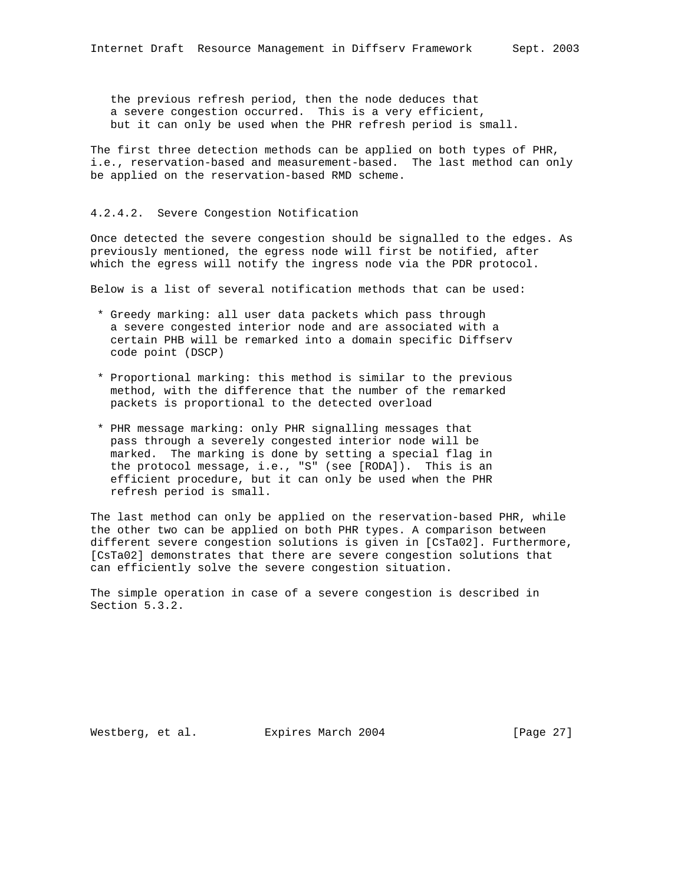the previous refresh period, then the node deduces that a severe congestion occurred. This is a very efficient, but it can only be used when the PHR refresh period is small.

The first three detection methods can be applied on both types of PHR, i.e., reservation-based and measurement-based. The last method can only be applied on the reservation-based RMD scheme.

#### 4.2.4.2. Severe Congestion Notification

Once detected the severe congestion should be signalled to the edges. As previously mentioned, the egress node will first be notified, after which the egress will notify the ingress node via the PDR protocol.

Below is a list of several notification methods that can be used:

* Greedy marking: all user data packets which pass through a severe congested interior node and are associated with a certain PHB will be remarked into a domain specific Diffserv code point (DSCP)

* Proportional marking: this method is similar to the previous method, with the difference that the number of the remarked packets is proportional to the detected overload

* PHR message marking: only PHR signalling messages that pass through a severely congested interior node will be marked. The marking is done by setting a special flag in the protocol message, i.e., "S" (see [RODA]). This is an efficient procedure, but it can only be used when the PHR refresh period is small.

The last method can only be applied on the reservation-based PHR, while the other two can be applied on both PHR types. A comparison between different severe congestion solutions is given in [CsTa02]. Furthermore, [CsTa02] demonstrates that there are severe congestion solutions that can efficiently solve the severe congestion situation.

The simple operation in case of a severe congestion is described in Section 5.3.2.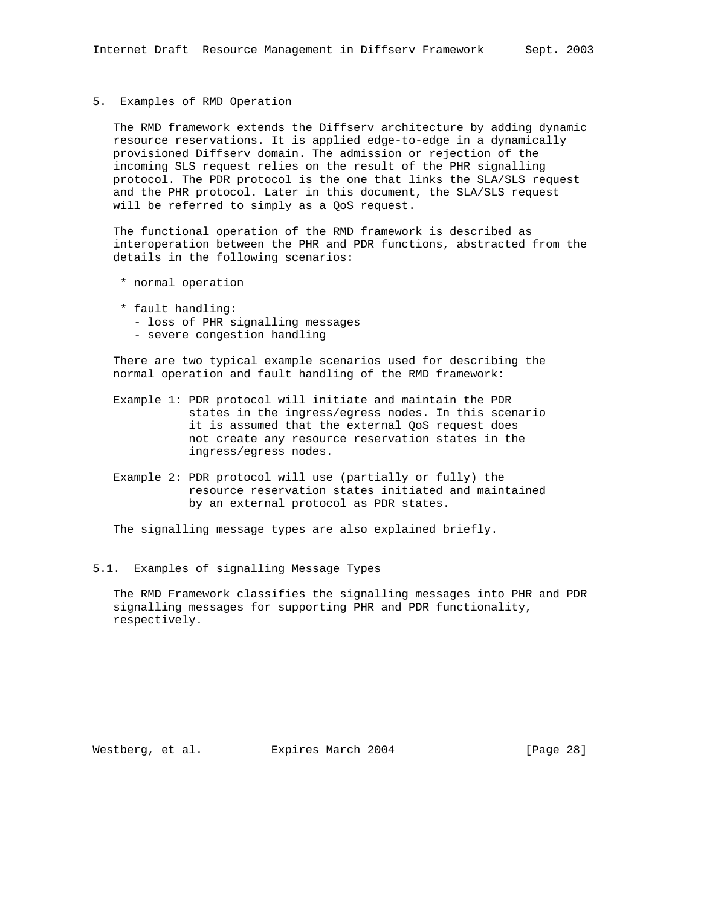## 5. Examples of RMD Operation

The RMD framework extends the Diffserv architecture by adding dynamic resource reservations. It is applied edge-to-edge in a dynamically provisioned Diffserv domain. The admission or rejection of the incoming SLS request relies on the result of the PHR signalling protocol. The PDR protocol is the one that links the SLA/SLS request and the PHR protocol. Later in this document, the SLA/SLS request will be referred to simply as a QoS request.

The functional operation of the RMD framework is described as interoperation between the PHR and PDR functions, abstracted from the details in the following scenarios:

* normal operation
* fault handling:
  - loss of PHR signalling messages
  - severe congestion handling

There are two typical example scenarios used for describing the normal operation and fault handling of the RMD framework:

Example 1: PDR protocol will initiate and maintain the PDR states in the ingress/egress nodes. In this scenario it is assumed that the external QoS request does not create any resource reservation states in the ingress/egress nodes.

Example 2: PDR protocol will use (partially or fully) the resource reservation states initiated and maintained by an external protocol as PDR states.

The signalling message types are also explained briefly.

### 5.1. Examples of signalling Message Types

The RMD Framework classifies the signalling messages into PHR and PDR signalling messages for supporting PHR and PDR functionality, respectively.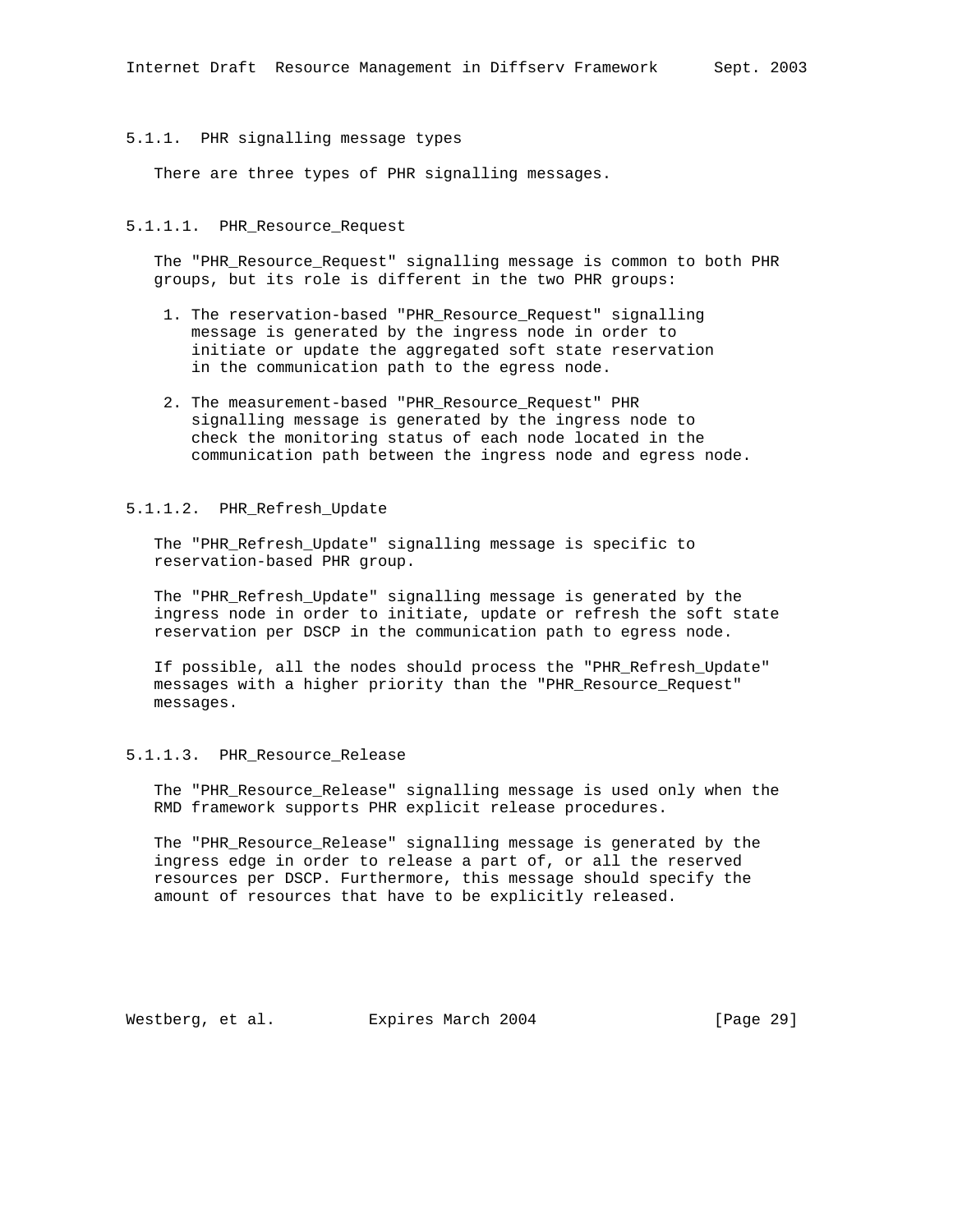### 5.1.1. PHR signalling message types

There are three types of PHR signalling messages.

#### 5.1.1.1. PHR_Resource_Request

The "PHR_Resource_Request" signalling message is common to both PHR groups, but its role is different in the two PHR groups:

1. The reservation-based "PHR_Resource_Request" signalling message is generated by the ingress node in order to initiate or update the aggregated soft state reservation in the communication path to the egress node.

2. The measurement-based "PHR_Resource_Request" PHR signalling message is generated by the ingress node to check the monitoring status of each node located in the communication path between the ingress node and egress node.

#### 5.1.1.2. PHR_Refresh_Update

The "PHR_Refresh_Update" signalling message is specific to reservation-based PHR group.

The "PHR_Refresh_Update" signalling message is generated by the ingress node in order to initiate, update or refresh the soft state reservation per DSCP in the communication path to egress node.

If possible, all the nodes should process the "PHR_Refresh_Update" messages with a higher priority than the "PHR_Resource_Request" messages.

#### 5.1.1.3. PHR_Resource_Release

The "PHR_Resource_Release" signalling message is used only when the RMD framework supports PHR explicit release procedures.

The "PHR_Resource_Release" signalling message is generated by the ingress edge in order to release a part of, or all the reserved resources per DSCP. Furthermore, this message should specify the amount of resources that have to be explicitly released.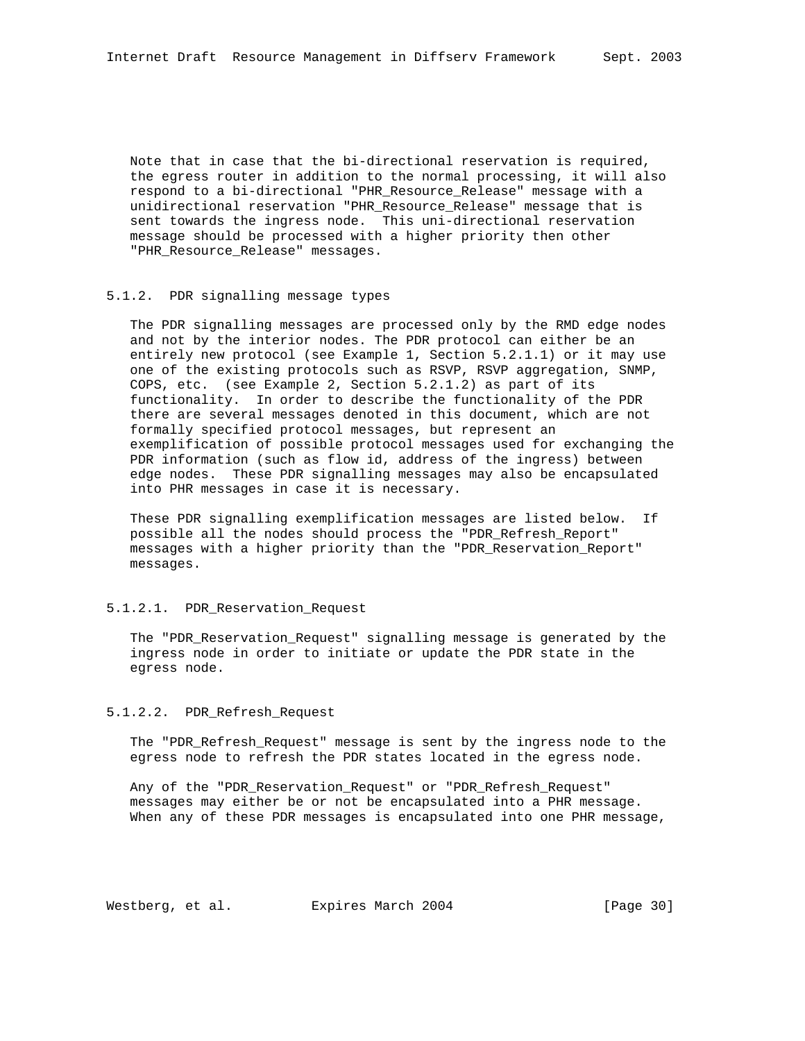Note that in case that the bi-directional reservation is required, the egress router in addition to the normal processing, it will also respond to a bi-directional "PHR_Resource_Release" message with a unidirectional reservation "PHR_Resource_Release" message that is sent towards the ingress node. This uni-directional reservation message should be processed with a higher priority then other "PHR_Resource_Release" messages.

### 5.1.2. PDR signalling message types

The PDR signalling messages are processed only by the RMD edge nodes and not by the interior nodes. The PDR protocol can either be an entirely new protocol (see Example 1, Section 5.2.1.1) or it may use one of the existing protocols such as RSVP, RSVP aggregation, SNMP, COPS, etc. (see Example 2, Section 5.2.1.2) as part of its functionality. In order to describe the functionality of the PDR there are several messages denoted in this document, which are not formally specified protocol messages, but represent an exemplification of possible protocol messages used for exchanging the PDR information (such as flow id, address of the ingress) between edge nodes. These PDR signalling messages may also be encapsulated into PHR messages in case it is necessary.

These PDR signalling exemplification messages are listed below. If possible all the nodes should process the "PDR_Refresh_Report" messages with a higher priority than the "PDR_Reservation_Report" messages.

#### 5.1.2.1. PDR_Reservation_Request

The "PDR_Reservation_Request" signalling message is generated by the ingress node in order to initiate or update the PDR state in the egress node.

#### 5.1.2.2. PDR_Refresh_Request

The "PDR_Refresh_Request" message is sent by the ingress node to the egress node to refresh the PDR states located in the egress node.

Any of the "PDR_Reservation_Request" or "PDR_Refresh_Request" messages may either be or not be encapsulated into a PHR message. When any of these PDR messages is encapsulated into one PHR message,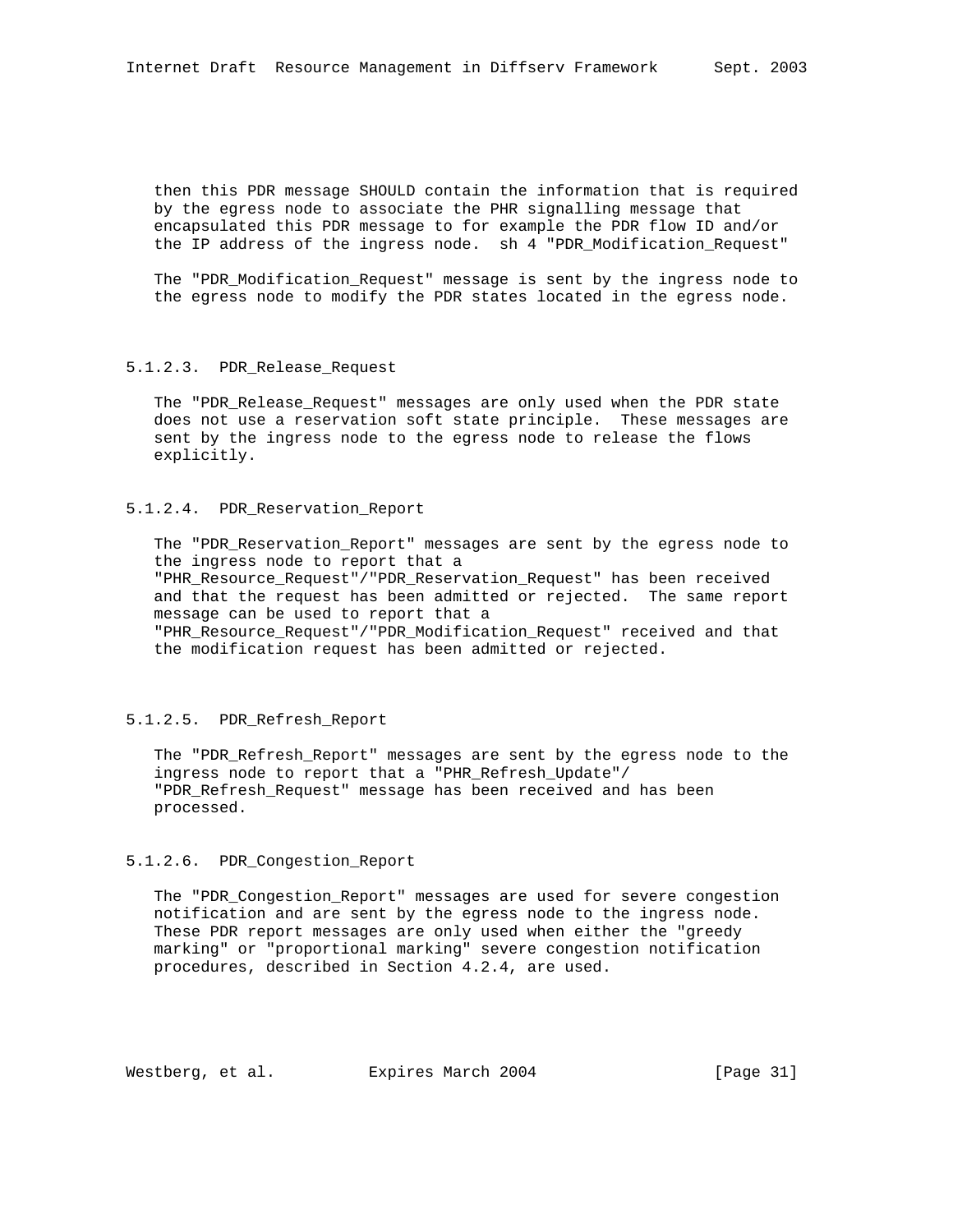then this PDR message SHOULD contain the information that is required by the egress node to associate the PHR signalling message that encapsulated this PDR message to for example the PDR flow ID and/or the IP address of the ingress node.  sh 4 "PDR_Modification_Request"

The "PDR_Modification_Request" message is sent by the ingress node to the egress node to modify the PDR states located in the egress node.

### 5.1.2.3. PDR_Release_Request

The "PDR_Release_Request" messages are only used when the PDR state does not use a reservation soft state principle.  These messages are sent by the ingress node to the egress node to release the flows explicitly.

### 5.1.2.4. PDR_Reservation_Report

The "PDR_Reservation_Report" messages are sent by the egress node to the ingress node to report that a "PHR_Resource_Request"/"PDR_Reservation_Request" has been received and that the request has been admitted or rejected.  The same report message can be used to report that a "PHR_Resource_Request"/"PDR_Modification_Request" received and that the modification request has been admitted or rejected.

### 5.1.2.5. PDR_Refresh_Report

The "PDR_Refresh_Report" messages are sent by the egress node to the ingress node to report that a "PHR_Refresh_Update"/ "PDR_Refresh_Request" message has been received and has been processed.

### 5.1.2.6. PDR_Congestion_Report

The "PDR_Congestion_Report" messages are used for severe congestion notification and are sent by the egress node to the ingress node. These PDR report messages are only used when either the "greedy marking" or "proportional marking" severe congestion notification procedures, described in Section 4.2.4, are used.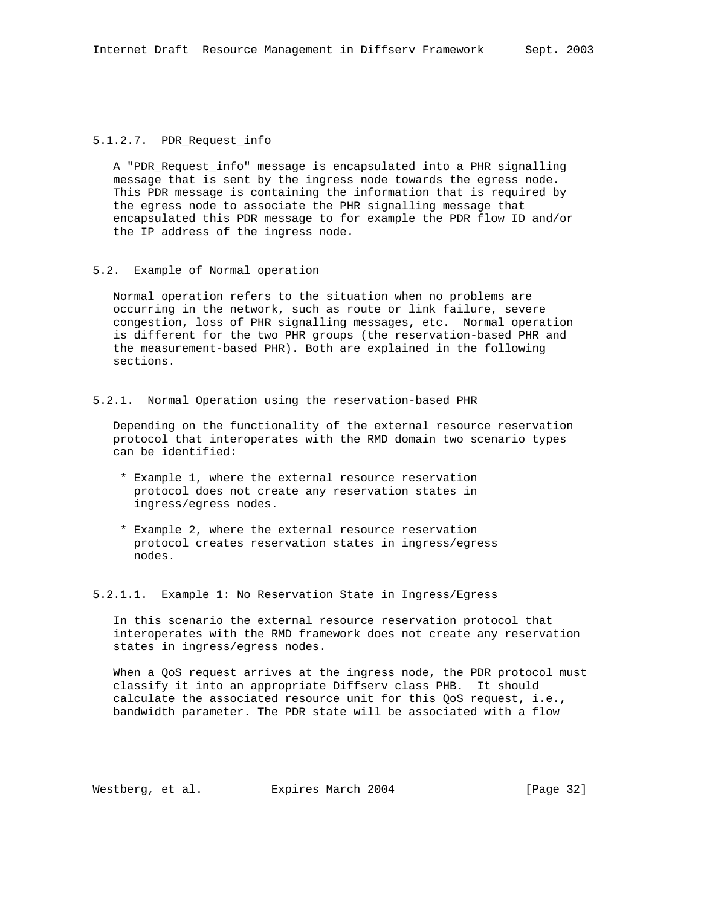#### 5.1.2.7. PDR_Request_info

A "PDR_Request_info" message is encapsulated into a PHR signalling message that is sent by the ingress node towards the egress node. This PDR message is containing the information that is required by the egress node to associate the PHR signalling message that encapsulated this PDR message to for example the PDR flow ID and/or the IP address of the ingress node.

## 5.2. Example of Normal operation

Normal operation refers to the situation when no problems are occurring in the network, such as route or link failure, severe congestion, loss of PHR signalling messages, etc. Normal operation is different for the two PHR groups (the reservation-based PHR and the measurement-based PHR). Both are explained in the following sections.

### 5.2.1. Normal Operation using the reservation-based PHR

Depending on the functionality of the external resource reservation protocol that interoperates with the RMD domain two scenario types can be identified:

* Example 1, where the external resource reservation protocol does not create any reservation states in ingress/egress nodes.

* Example 2, where the external resource reservation protocol creates reservation states in ingress/egress nodes.

#### 5.2.1.1. Example 1: No Reservation State in Ingress/Egress

In this scenario the external resource reservation protocol that interoperates with the RMD framework does not create any reservation states in ingress/egress nodes.

When a QoS request arrives at the ingress node, the PDR protocol must classify it into an appropriate Diffserv class PHB. It should calculate the associated resource unit for this QoS request, i.e., bandwidth parameter. The PDR state will be associated with a flow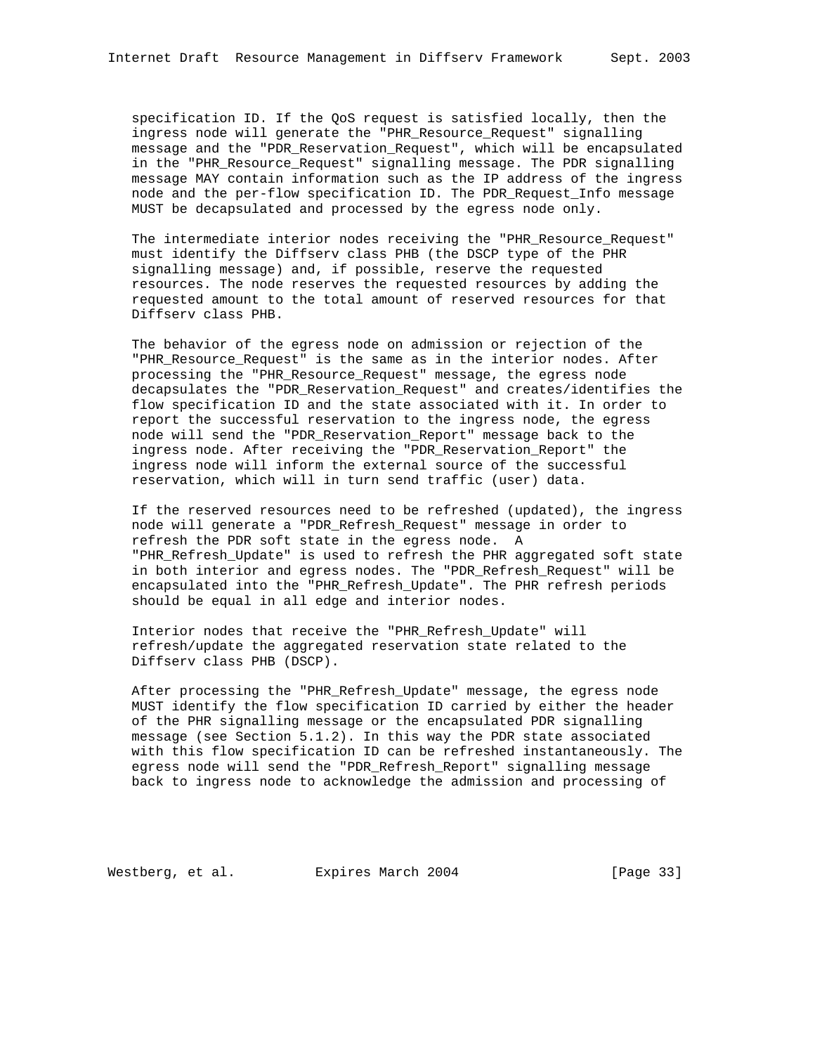specification ID. If the QoS request is satisfied locally, then the ingress node will generate the "PHR_Resource_Request" signalling message and the "PDR_Reservation_Request", which will be encapsulated in the "PHR_Resource_Request" signalling message. The PDR signalling message MAY contain information such as the IP address of the ingress node and the per-flow specification ID. The PDR_Request_Info message MUST be decapsulated and processed by the egress node only.

The intermediate interior nodes receiving the "PHR_Resource_Request" must identify the Diffserv class PHB (the DSCP type of the PHR signalling message) and, if possible, reserve the requested resources. The node reserves the requested resources by adding the requested amount to the total amount of reserved resources for that Diffserv class PHB.

The behavior of the egress node on admission or rejection of the "PHR_Resource_Request" is the same as in the interior nodes. After processing the "PHR_Resource_Request" message, the egress node decapsulates the "PDR_Reservation_Request" and creates/identifies the flow specification ID and the state associated with it. In order to report the successful reservation to the ingress node, the egress node will send the "PDR_Reservation_Report" message back to the ingress node. After receiving the "PDR_Reservation_Report" the ingress node will inform the external source of the successful reservation, which will in turn send traffic (user) data.

If the reserved resources need to be refreshed (updated), the ingress node will generate a "PDR_Refresh_Request" message in order to refresh the PDR soft state in the egress node. A "PHR_Refresh_Update" is used to refresh the PHR aggregated soft state in both interior and egress nodes. The "PDR_Refresh_Request" will be encapsulated into the "PHR_Refresh_Update". The PHR refresh periods should be equal in all edge and interior nodes.

Interior nodes that receive the "PHR_Refresh_Update" will refresh/update the aggregated reservation state related to the Diffserv class PHB (DSCP).

After processing the "PHR_Refresh_Update" message, the egress node MUST identify the flow specification ID carried by either the header of the PHR signalling message or the encapsulated PDR signalling message (see Section 5.1.2). In this way the PDR state associated with this flow specification ID can be refreshed instantaneously. The egress node will send the "PDR_Refresh_Report" signalling message back to ingress node to acknowledge the admission and processing of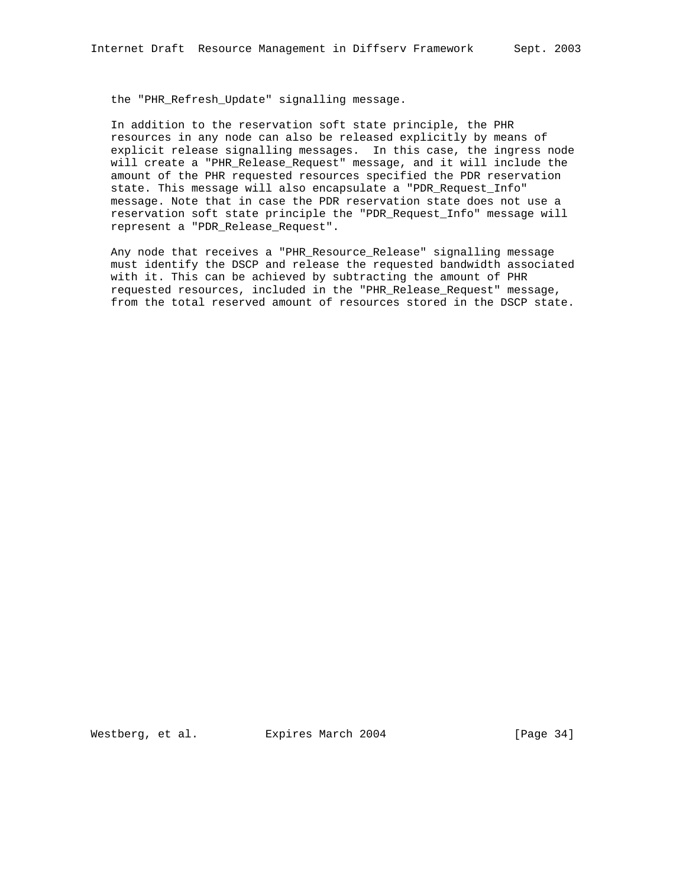the "PHR_Refresh_Update" signalling message.

In addition to the reservation soft state principle, the PHR resources in any node can also be released explicitly by means of explicit release signalling messages. In this case, the ingress node will create a "PHR_Release_Request" message, and it will include the amount of the PHR requested resources specified the PDR reservation state. This message will also encapsulate a "PDR_Request_Info" message. Note that in case the PDR reservation state does not use a reservation soft state principle the "PDR_Request_Info" message will represent a "PDR_Release_Request".

Any node that receives a "PHR_Resource_Release" signalling message must identify the DSCP and release the requested bandwidth associated with it. This can be achieved by subtracting the amount of PHR requested resources, included in the "PHR_Release_Request" message, from the total reserved amount of resources stored in the DSCP state.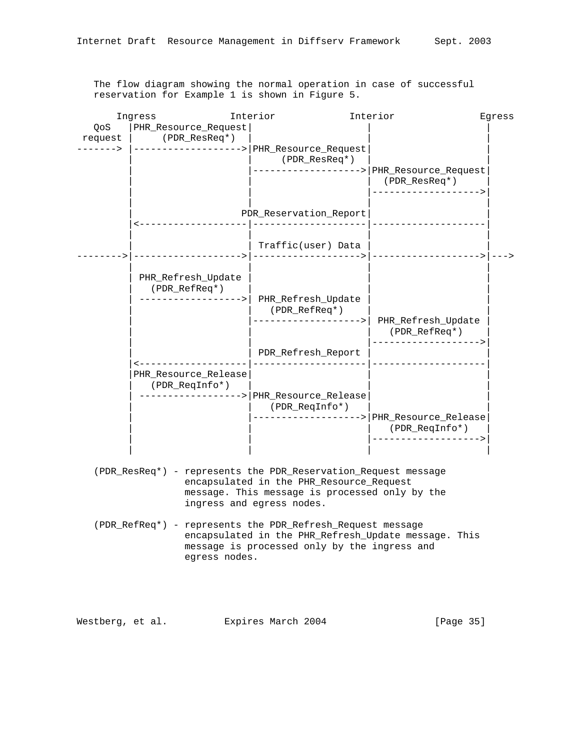The flow diagram showing the normal operation in case of successful reservation for Example 1 is shown in Figure 5.

```
       Ingress             Interior             Interior               Egress
   QoS    |PHR_Resource_Request|                    |                    |
 request  |    (PDR_ResReq*)   |                    |                    |
-------> |------------------->|PHR_Resource_Request|                    |
         |                    |     (PDR_ResReq*)  |                    |
         |                    |------------------->|PHR_Resource_Request|
         |                    |                    |  (PDR_ResReq*)     |
         |                    |                    |------------------->|
         |                    |                    |                    |
         |                   PDR_Reservation_Report|                    |
         |<-------------------|--------------------|--------------------|
         |                    |                    |                    |
         |                    | Traffic(user) Data |                    |
-------->|------------------->|------------------->|------------------->|--->
         |                    |                    |                    |
         | PHR_Refresh_Update |                    |                    |
         |   (PDR_RefReq*)    |                    |                    |
         | ------------------>| PHR_Refresh_Update |                    |
         |                    |   (PDR_RefReq*)    |                    |
         |                    |------------------->| PHR_Refresh_Update |
         |                    |                    |   (PDR_RefReq*)    |
         |                    |                    |------------------->|
         |                    | PDR_Refresh_Report |                    |
         |<-------------------|--------------------|--------------------|
         |PHR_Resource_Release|                    |                    |
         |   (PDR_ReqInfo*)   |                    |                    |
         | ------------------>|PHR_Resource_Release|                    |
         |                    |   (PDR_ReqInfo*)   |                    |
         |                    |------------------->|PHR_Resource_Release|
         |                    |                    |   (PDR_ReqInfo*)   |
         |                    |                    |------------------->|
         |                    |                    |                    |
```

(PDR_ResReq*) - represents the PDR_Reservation_Request message encapsulated in the PHR_Resource_Request message. This message is processed only by the ingress and egress nodes.

(PDR_RefReq*) - represents the PDR_Refresh_Request message encapsulated in the PHR_Refresh_Update message. This message is processed only by the ingress and egress nodes.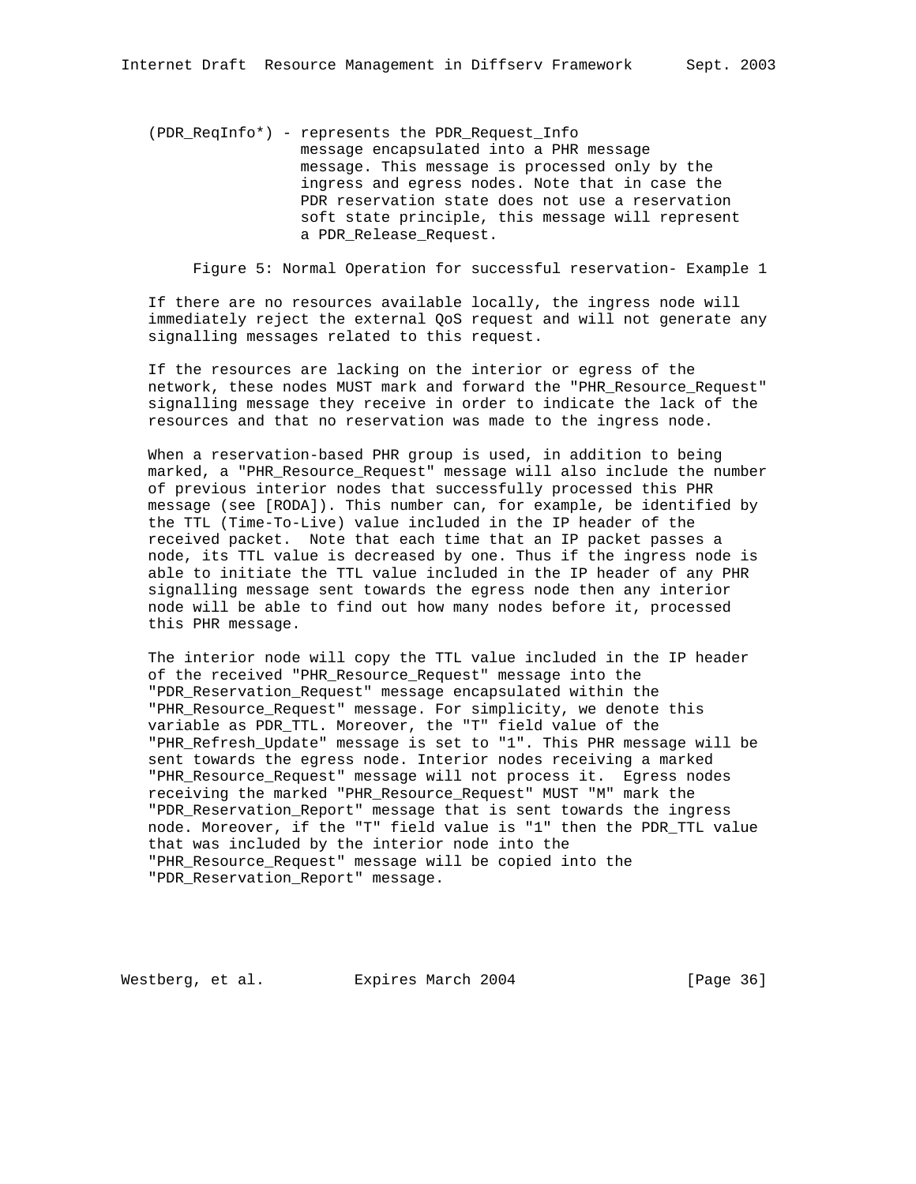(PDR_ReqInfo*) - represents the PDR_Request_Info message encapsulated into a PHR message message. This message is processed only by the ingress and egress nodes. Note that in case the PDR reservation state does not use a reservation soft state principle, this message will represent a PDR_Release_Request.

Figure 5: Normal Operation for successful reservation- Example 1

If there are no resources available locally, the ingress node will immediately reject the external QoS request and will not generate any signalling messages related to this request.

If the resources are lacking on the interior or egress of the network, these nodes MUST mark and forward the "PHR_Resource_Request" signalling message they receive in order to indicate the lack of the resources and that no reservation was made to the ingress node.

When a reservation-based PHR group is used, in addition to being marked, a "PHR_Resource_Request" message will also include the number of previous interior nodes that successfully processed this PHR message (see [RODA]). This number can, for example, be identified by the TTL (Time-To-Live) value included in the IP header of the received packet. Note that each time that an IP packet passes a node, its TTL value is decreased by one. Thus if the ingress node is able to initiate the TTL value included in the IP header of any PHR signalling message sent towards the egress node then any interior node will be able to find out how many nodes before it, processed this PHR message.

The interior node will copy the TTL value included in the IP header of the received "PHR_Resource_Request" message into the "PDR_Reservation_Request" message encapsulated within the "PHR_Resource_Request" message. For simplicity, we denote this variable as PDR_TTL. Moreover, the "T" field value of the "PHR_Refresh_Update" message is set to "1". This PHR message will be sent towards the egress node. Interior nodes receiving a marked "PHR_Resource_Request" message will not process it. Egress nodes receiving the marked "PHR_Resource_Request" MUST "M" mark the "PDR_Reservation_Report" message that is sent towards the ingress node. Moreover, if the "T" field value is "1" then the PDR_TTL value that was included by the interior node into the "PHR_Resource_Request" message will be copied into the "PDR_Reservation_Report" message.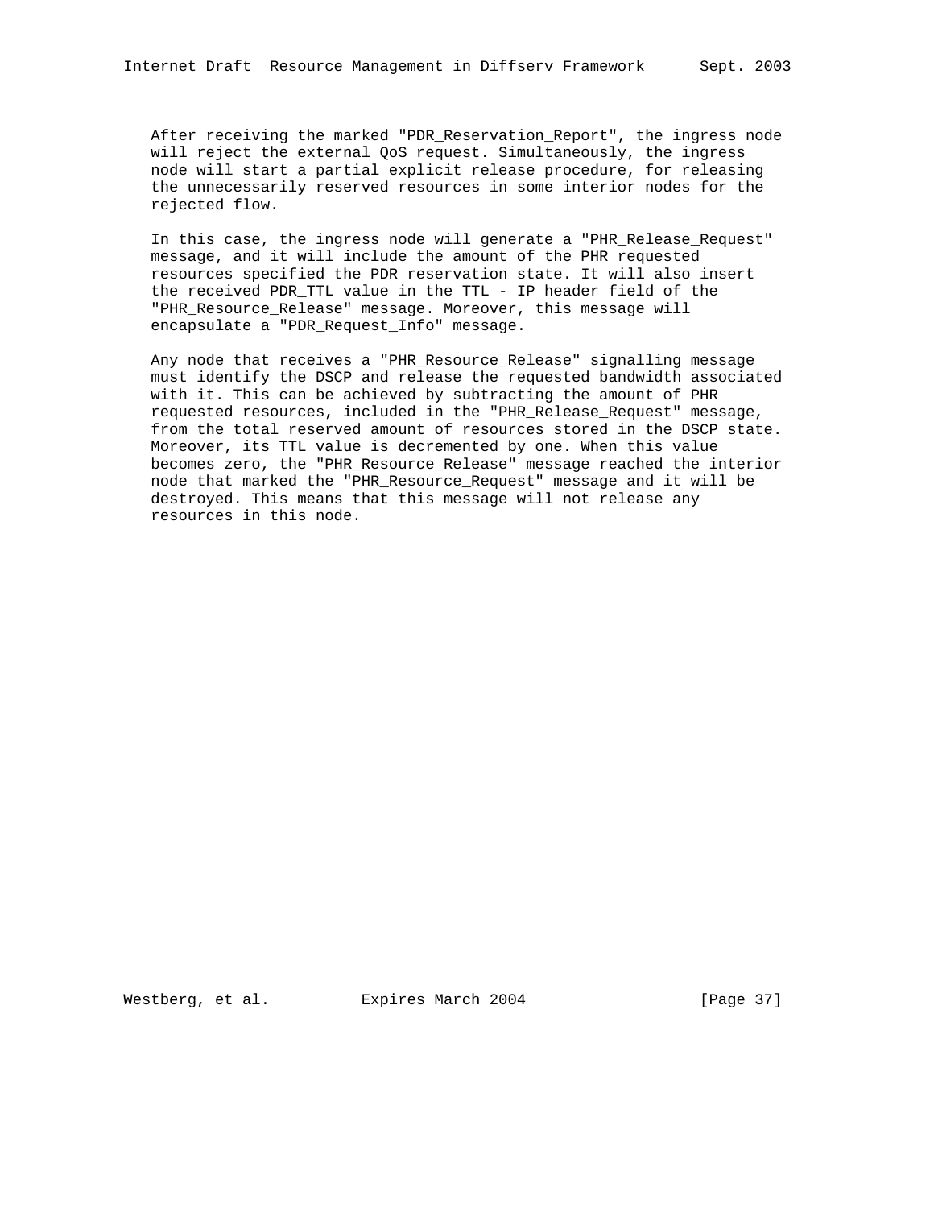After receiving the marked "PDR_Reservation_Report", the ingress node will reject the external QoS request. Simultaneously, the ingress node will start a partial explicit release procedure, for releasing the unnecessarily reserved resources in some interior nodes for the rejected flow.

In this case, the ingress node will generate a "PHR_Release_Request" message, and it will include the amount of the PHR requested resources specified the PDR reservation state. It will also insert the received PDR_TTL value in the TTL - IP header field of the "PHR_Resource_Release" message. Moreover, this message will encapsulate a "PDR_Request_Info" message.

Any node that receives a "PHR_Resource_Release" signalling message must identify the DSCP and release the requested bandwidth associated with it. This can be achieved by subtracting the amount of PHR requested resources, included in the "PHR_Release_Request" message, from the total reserved amount of resources stored in the DSCP state. Moreover, its TTL value is decremented by one. When this value becomes zero, the "PHR_Resource_Release" message reached the interior node that marked the "PHR_Resource_Request" message and it will be destroyed. This means that this message will not release any resources in this node.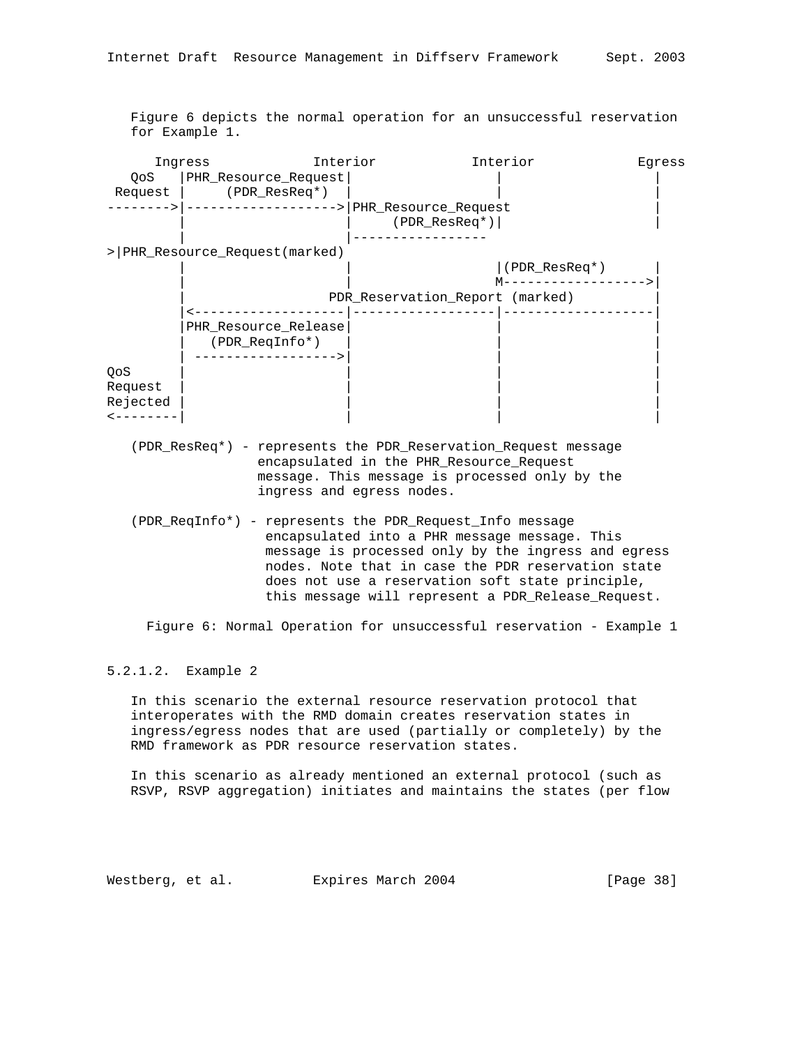Figure 6 depicts the normal operation for an unsuccessful reservation for Example 1.

```
      Ingress             Interior            Interior             Egress
   QoS    |PHR_Resource_Request|                  |                   |
 Request  |     (PDR_ResReq*)  |                  |                   |
--------->|------------------->|PHR_Resource_Request                  |
          |                    |     (PDR_ResReq*)|                   |
          |                    |-----------------
>|PHR_Resource_Request(marked)
          |                    |                  |(PDR_ResReq*)      |
          |                    |                  M------------------>|
          |                  PDR_Reservation_Report (marked)          |
          |<-------------------|------------------|-------------------|
          |PHR_Resource_Release|                  |                   |
          |   (PDR_ReqInfo*)   |                  |                   |
          | ------------------>|                  |                   |
QoS       |                    |                  |                   |
Request   |                    |                  |                   |
Rejected  |                    |                  |                   |
<---------|                    |                  |                   |
```

(PDR_ResReq*) - represents the PDR_Reservation_Request message encapsulated in the PHR_Resource_Request message. This message is processed only by the ingress and egress nodes.

(PDR_ReqInfo*) - represents the PDR_Request_Info message encapsulated into a PHR message message. This message is processed only by the ingress and egress nodes. Note that in case the PDR reservation state does not use a reservation soft state principle, this message will represent a PDR_Release_Request.

Figure 6: Normal Operation for unsuccessful reservation - Example 1

#### 5.2.1.2. Example 2

In this scenario the external resource reservation protocol that interoperates with the RMD domain creates reservation states in ingress/egress nodes that are used (partially or completely) by the RMD framework as PDR resource reservation states.

In this scenario as already mentioned an external protocol (such as RSVP, RSVP aggregation) initiates and maintains the states (per flow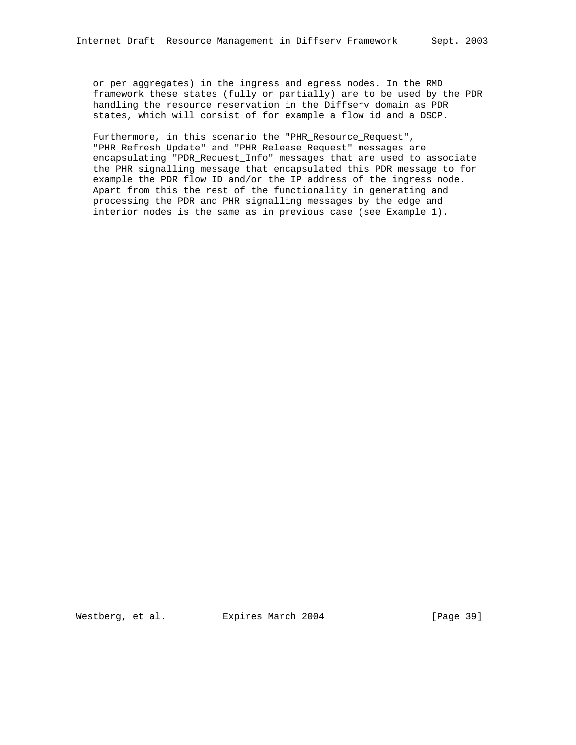or per aggregates) in the ingress and egress nodes. In the RMD framework these states (fully or partially) are to be used by the PDR handling the resource reservation in the Diffserv domain as PDR states, which will consist of for example a flow id and a DSCP.

Furthermore, in this scenario the "PHR_Resource_Request", "PHR_Refresh_Update" and "PHR_Release_Request" messages are encapsulating "PDR_Request_Info" messages that are used to associate the PHR signalling message that encapsulated this PDR message to for example the PDR flow ID and/or the IP address of the ingress node. Apart from this the rest of the functionality in generating and processing the PDR and PHR signalling messages by the edge and interior nodes is the same as in previous case (see Example 1).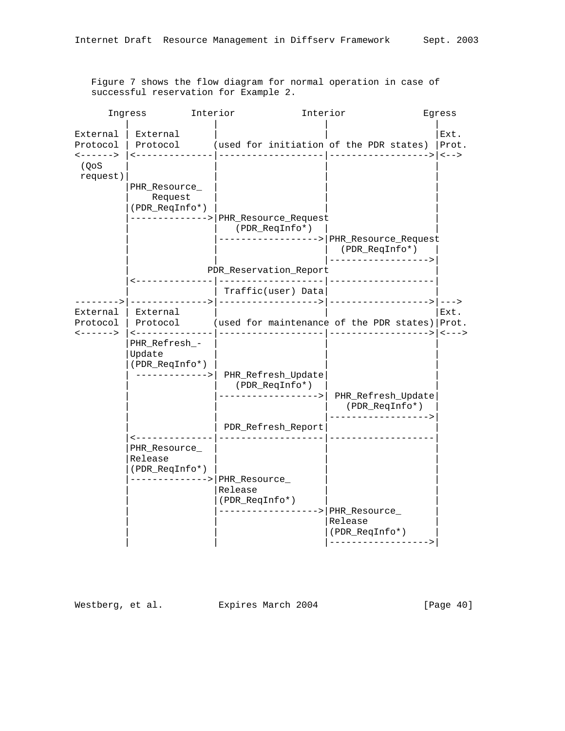Figure 7 shows the flow diagram for normal operation in case of successful reservation for Example 2.

```
      Ingress        Interior            Interior             Egress
         |               |                   |                   |
External | External      |                   |                   |Ext.
Protocol | Protocol     (used for initiation of the PDR states) |Prot.
<------> |<--------------|-------------------|------------------>|<-->
 (QoS    |               |                   |                   |
 request)|               |                   |                   |
         |PHR_Resource_  |                   |                   |
         |    Request    |                   |                   |
         |(PDR_ReqInfo*) |                   |                   |
         |-------------->|PHR_Resource_Request                   |
         |               |   (PDR_ReqInfo*)  |                   |
         |               |------------------>|PHR_Resource_Request
         |               |                   |  (PDR_ReqInfo*)   |
         |               |                   |------------------>|
         |              PDR_Reservation_Report                   |
         |<--------------|-------------------|-------------------|
         |               | Traffic(user) Data|                   |
-------->|-------------->|------------------>|------------------>|--->
External | External      |                   |                   |Ext.
Protocol | Protocol     (used for maintenance of the PDR states)|Prot.
<------> |<--------------|-------------------|------------------>|<--->
         |PHR_Refresh_-  |                   |                   |
         |Update         |                   |                   |
         |(PDR_ReqInfo*) |                   |                   |
         | ------------->| PHR_Refresh_Update|                   |
         |               |   (PDR_ReqInfo*)  |                   |
         |               |------------------>| PHR_Refresh_Update|
         |               |                   |   (PDR_ReqInfo*)  |
         |               |                   |------------------>|
         |               | PDR_Refresh_Report|                   |
         |<--------------|-------------------|-------------------|
         |PHR_Resource_  |                   |                   |
         |Release        |                   |                   |
         |(PDR_ReqInfo*) |                   |                   |
         |-------------->|PHR_Resource_      |                   |
         |               |Release            |                   |
         |               |(PDR_ReqInfo*)     |                   |
         |               |------------------>|PHR_Resource_      |
         |               |                   |Release            |
         |               |                   |(PDR_ReqInfo*)     |
         |               |                   |------------------>|
```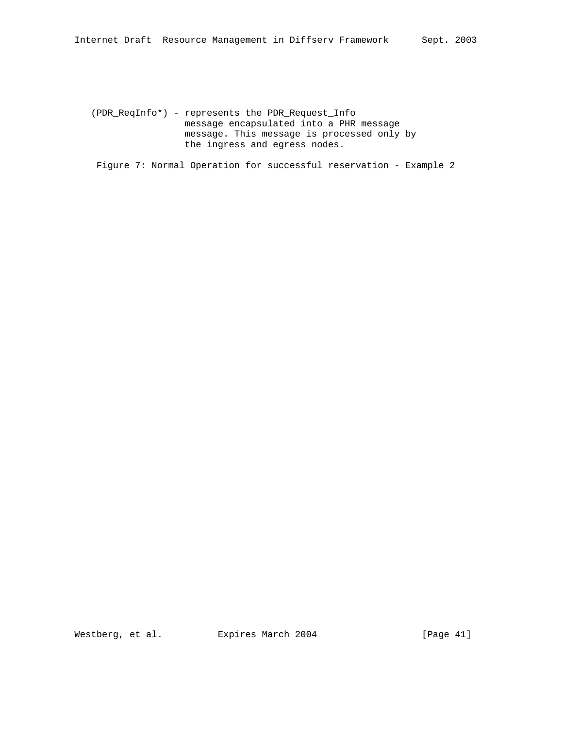(PDR_ReqInfo*) - represents the PDR_Request_Info message encapsulated into a PHR message message. This message is processed only by the ingress and egress nodes.

Figure 7: Normal Operation for successful reservation - Example 2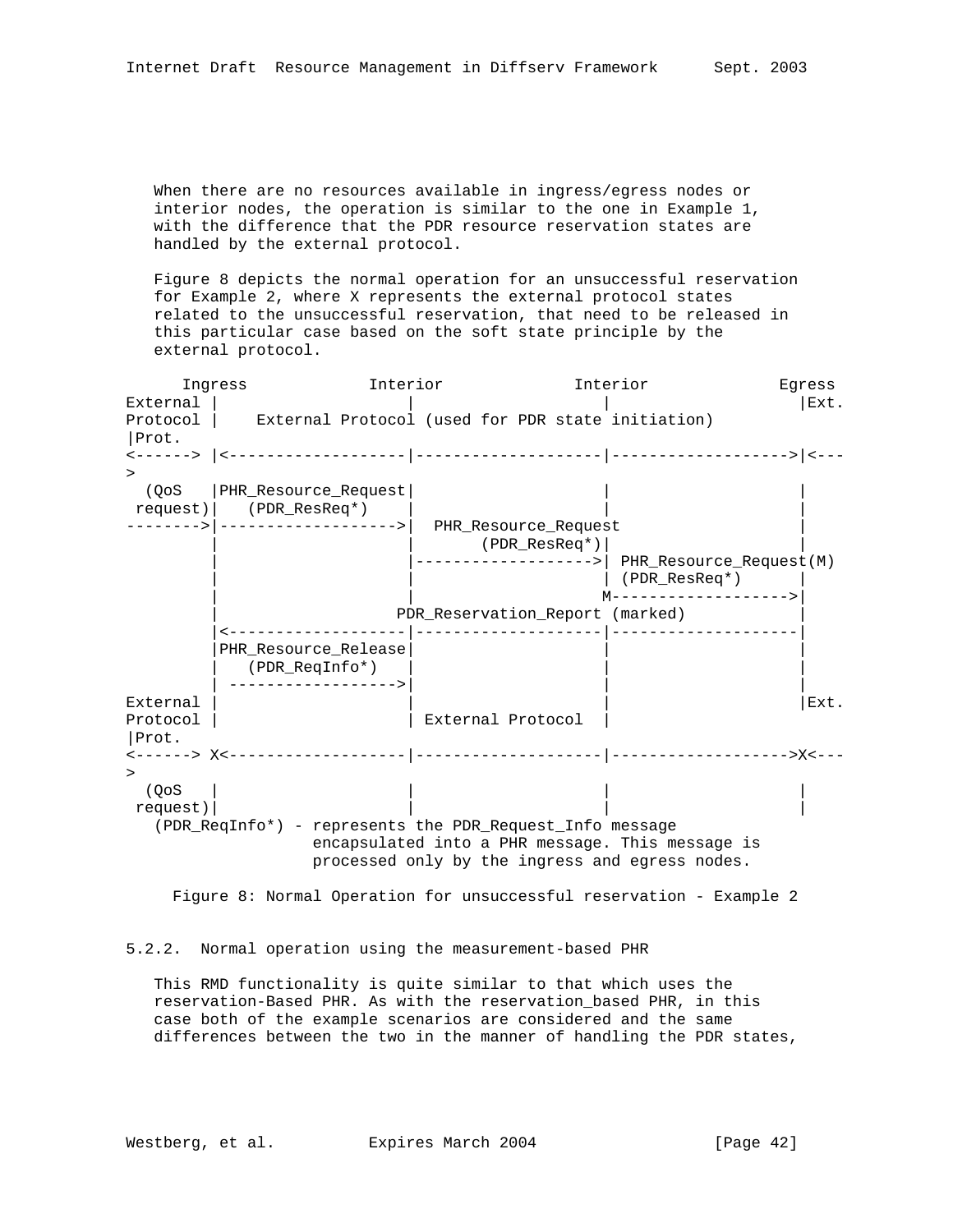When there are no resources available in ingress/egress nodes or interior nodes, the operation is similar to the one in Example 1, with the difference that the PDR resource reservation states are handled by the external protocol.

Figure 8 depicts the normal operation for an unsuccessful reservation for Example 2, where X represents the external protocol states related to the unsuccessful reservation, that need to be released in this particular case based on the soft state principle by the external protocol.

```
      Ingress             Interior              Interior              Egress
External |                   |                    |                   |Ext.
Protocol |    External Protocol (used for PDR state initiation)
|Prot.
<------> |<------------------|--------------------|------------------->|<---
>
  (QoS   |PHR_Resource_Request|                   |                   |
 request)|   (PDR_ResReq*)    |                   |                   |
-------->|------------------->|  PHR_Resource_Request                 |
         |                   |       (PDR_ResReq*)|                   |
         |                   |------------------->| PHR_Resource_Request(M)
         |                   |                    | (PDR_ResReq*)     |
         |                   |                    M------------------>|
         |                  PDR_Reservation_Report (marked)           |
         |<------------------|--------------------|-------------------|
         |PHR_Resource_Release|                   |                   |
         |   (PDR_ReqInfo*)   |                   |                   |
         | ------------------>|                   |                   |
External |                   |                    |                   |Ext.
Protocol |                   | External Protocol  |
|Prot.
<------> X<------------------|--------------------|------------------->X<---
>
  (QoS   |                   |                    |                   |
 request)|                   |                    |                   |
   (PDR_ReqInfo*) - represents the PDR_Request_Info message
                    encapsulated into a PHR message. This message is
                    processed only by the ingress and egress nodes.
```

Figure 8: Normal Operation for unsuccessful reservation - Example 2

### 5.2.2. Normal operation using the measurement-based PHR

This RMD functionality is quite similar to that which uses the reservation-Based PHR. As with the reservation_based PHR, in this case both of the example scenarios are considered and the same differences between the two in the manner of handling the PDR states,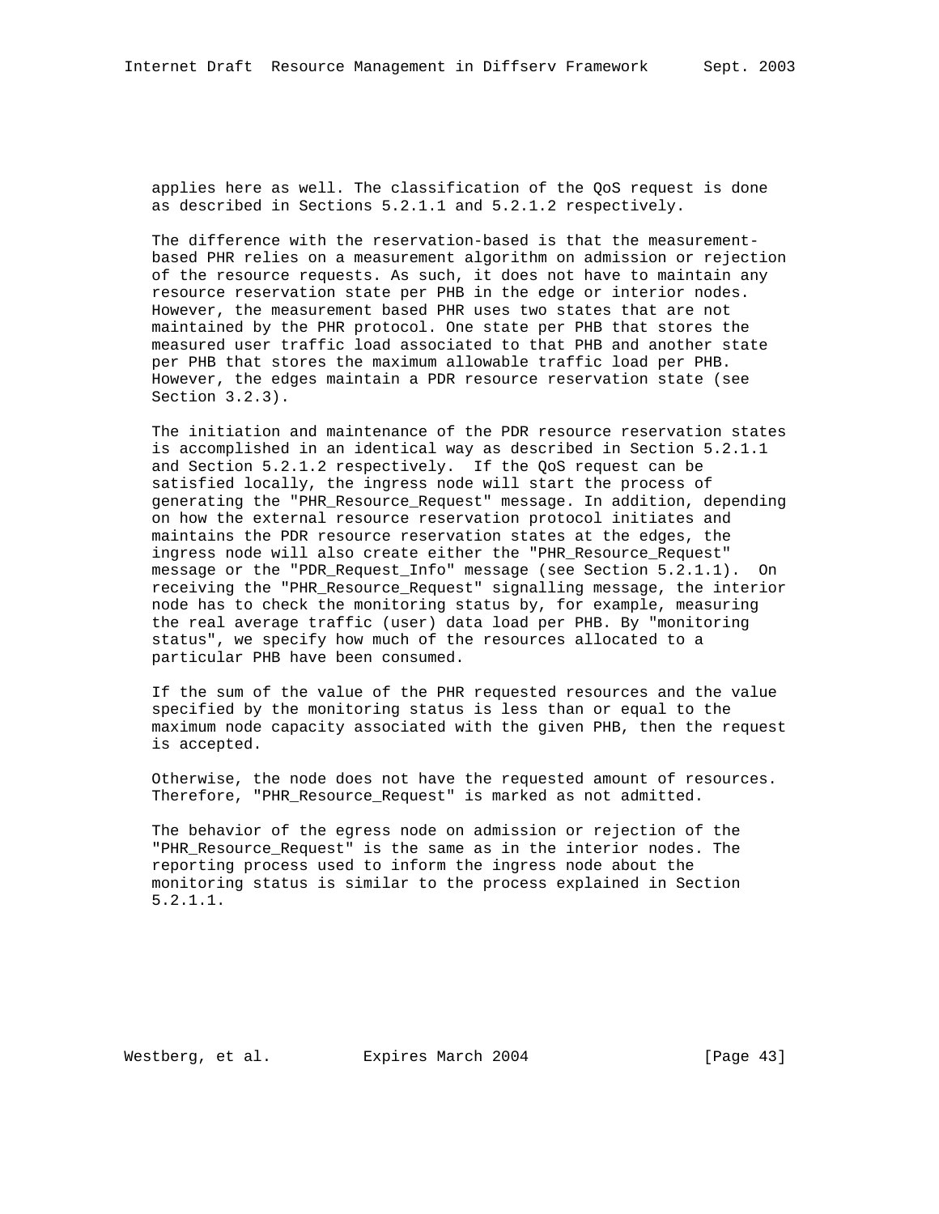applies here as well. The classification of the QoS request is done as described in Sections 5.2.1.1 and 5.2.1.2 respectively.

The difference with the reservation-based is that the measurement-based PHR relies on a measurement algorithm on admission or rejection of the resource requests. As such, it does not have to maintain any resource reservation state per PHB in the edge or interior nodes. However, the measurement based PHR uses two states that are not maintained by the PHR protocol. One state per PHB that stores the measured user traffic load associated to that PHB and another state per PHB that stores the maximum allowable traffic load per PHB. However, the edges maintain a PDR resource reservation state (see Section 3.2.3).

The initiation and maintenance of the PDR resource reservation states is accomplished in an identical way as described in Section 5.2.1.1 and Section 5.2.1.2 respectively. If the QoS request can be satisfied locally, the ingress node will start the process of generating the "PHR_Resource_Request" message. In addition, depending on how the external resource reservation protocol initiates and maintains the PDR resource reservation states at the edges, the ingress node will also create either the "PHR_Resource_Request" message or the "PDR_Request_Info" message (see Section 5.2.1.1). On receiving the "PHR_Resource_Request" signalling message, the interior node has to check the monitoring status by, for example, measuring the real average traffic (user) data load per PHB. By "monitoring status", we specify how much of the resources allocated to a particular PHB have been consumed.

If the sum of the value of the PHR requested resources and the value specified by the monitoring status is less than or equal to the maximum node capacity associated with the given PHB, then the request is accepted.

Otherwise, the node does not have the requested amount of resources. Therefore, "PHR_Resource_Request" is marked as not admitted.

The behavior of the egress node on admission or rejection of the "PHR_Resource_Request" is the same as in the interior nodes. The reporting process used to inform the ingress node about the monitoring status is similar to the process explained in Section 5.2.1.1.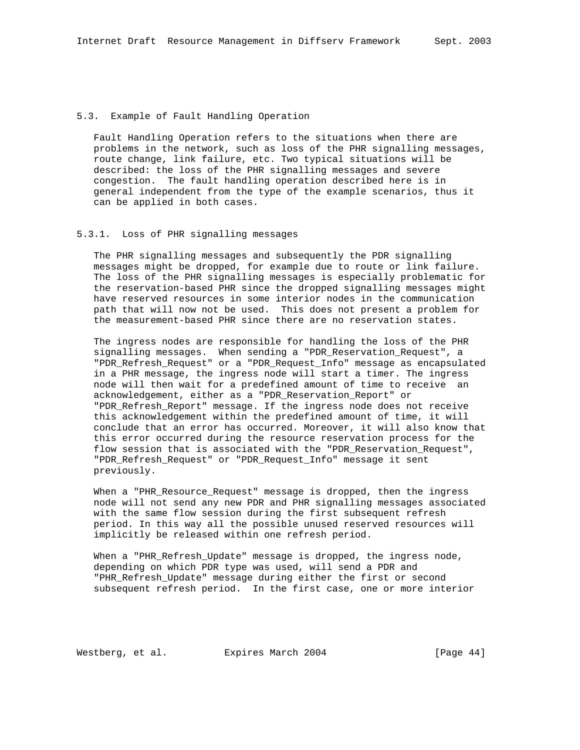### 5.3. Example of Fault Handling Operation

Fault Handling Operation refers to the situations when there are problems in the network, such as loss of the PHR signalling messages, route change, link failure, etc. Two typical situations will be described: the loss of the PHR signalling messages and severe congestion. The fault handling operation described here is in general independent from the type of the example scenarios, thus it can be applied in both cases.

#### 5.3.1. Loss of PHR signalling messages

The PHR signalling messages and subsequently the PDR signalling messages might be dropped, for example due to route or link failure. The loss of the PHR signalling messages is especially problematic for the reservation-based PHR since the dropped signalling messages might have reserved resources in some interior nodes in the communication path that will now not be used. This does not present a problem for the measurement-based PHR since there are no reservation states.

The ingress nodes are responsible for handling the loss of the PHR signalling messages. When sending a "PDR_Reservation_Request", a "PDR_Refresh_Request" or a "PDR_Request_Info" message as encapsulated in a PHR message, the ingress node will start a timer. The ingress node will then wait for a predefined amount of time to receive an acknowledgement, either as a "PDR_Reservation_Report" or "PDR_Refresh_Report" message. If the ingress node does not receive this acknowledgement within the predefined amount of time, it will conclude that an error has occurred. Moreover, it will also know that this error occurred during the resource reservation process for the flow session that is associated with the "PDR_Reservation_Request", "PDR_Refresh_Request" or "PDR_Request_Info" message it sent previously.

When a "PHR_Resource_Request" message is dropped, then the ingress node will not send any new PDR and PHR signalling messages associated with the same flow session during the first subsequent refresh period. In this way all the possible unused reserved resources will implicitly be released within one refresh period.

When a "PHR_Refresh_Update" message is dropped, the ingress node, depending on which PDR type was used, will send a PDR and "PHR_Refresh_Update" message during either the first or second subsequent refresh period. In the first case, one or more interior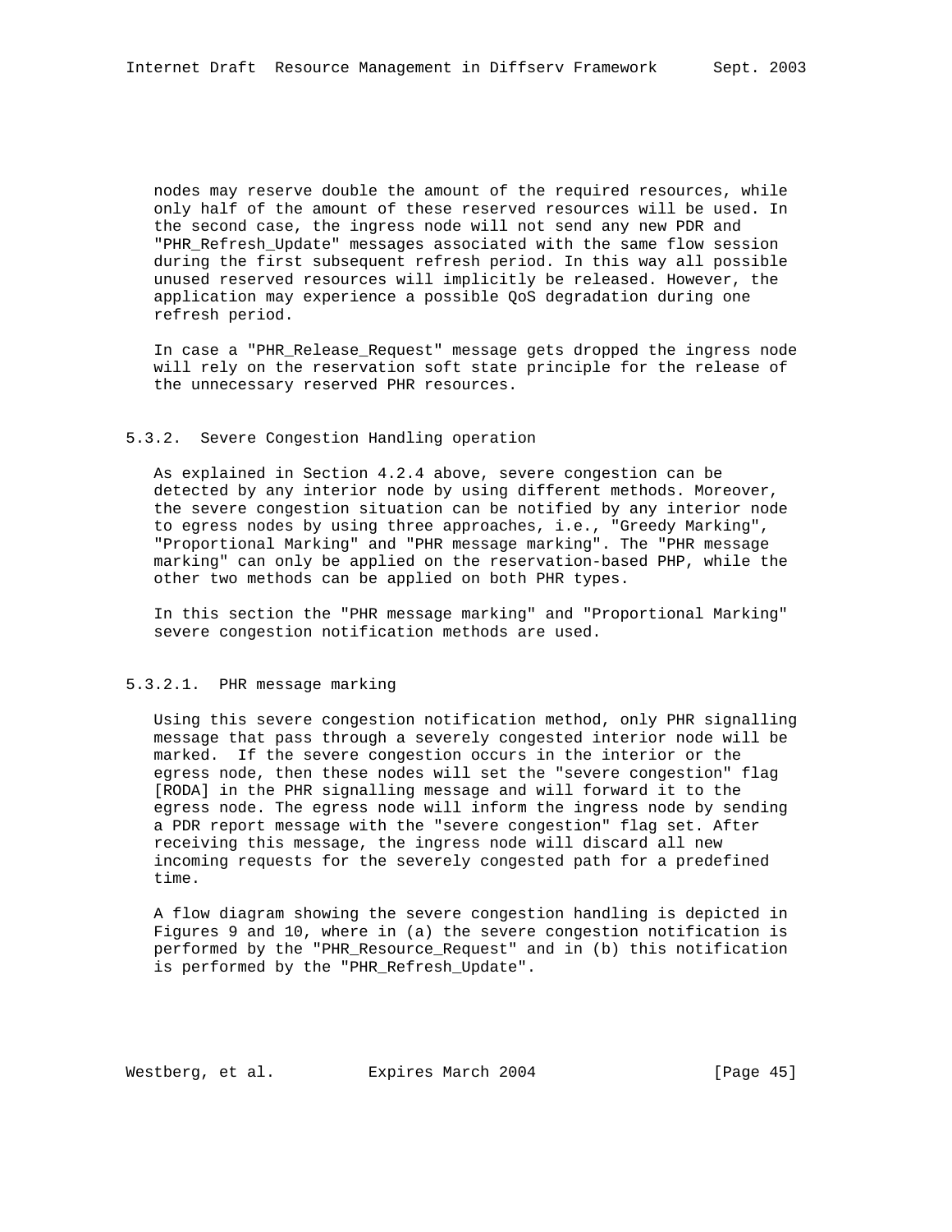nodes may reserve double the amount of the required resources, while only half of the amount of these reserved resources will be used. In the second case, the ingress node will not send any new PDR and "PHR_Refresh_Update" messages associated with the same flow session during the first subsequent refresh period. In this way all possible unused reserved resources will implicitly be released. However, the application may experience a possible QoS degradation during one refresh period.

In case a "PHR_Release_Request" message gets dropped the ingress node will rely on the reservation soft state principle for the release of the unnecessary reserved PHR resources.

### 5.3.2. Severe Congestion Handling operation

As explained in Section 4.2.4 above, severe congestion can be detected by any interior node by using different methods. Moreover, the severe congestion situation can be notified by any interior node to egress nodes by using three approaches, i.e., "Greedy Marking", "Proportional Marking" and "PHR message marking". The "PHR message marking" can only be applied on the reservation-based PHP, while the other two methods can be applied on both PHR types.

In this section the "PHR message marking" and "Proportional Marking" severe congestion notification methods are used.

#### 5.3.2.1. PHR message marking

Using this severe congestion notification method, only PHR signalling message that pass through a severely congested interior node will be marked. If the severe congestion occurs in the interior or the egress node, then these nodes will set the "severe congestion" flag [RODA] in the PHR signalling message and will forward it to the egress node. The egress node will inform the ingress node by sending a PDR report message with the "severe congestion" flag set. After receiving this message, the ingress node will discard all new incoming requests for the severely congested path for a predefined time.

A flow diagram showing the severe congestion handling is depicted in Figures 9 and 10, where in (a) the severe congestion notification is performed by the "PHR_Resource_Request" and in (b) this notification is performed by the "PHR_Refresh_Update".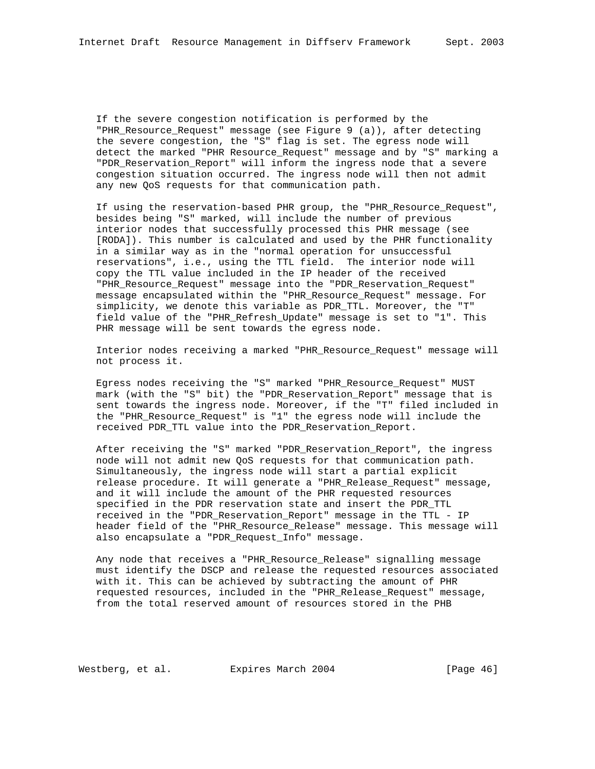If the severe congestion notification is performed by the "PHR_Resource_Request" message (see Figure 9 (a)), after detecting the severe congestion, the "S" flag is set. The egress node will detect the marked "PHR Resource_Request" message and by "S" marking a "PDR_Reservation_Report" will inform the ingress node that a severe congestion situation occurred. The ingress node will then not admit any new QoS requests for that communication path.

If using the reservation-based PHR group, the "PHR_Resource_Request", besides being "S" marked, will include the number of previous interior nodes that successfully processed this PHR message (see [RODA]). This number is calculated and used by the PHR functionality in a similar way as in the "normal operation for unsuccessful reservations", i.e., using the TTL field. The interior node will copy the TTL value included in the IP header of the received "PHR_Resource_Request" message into the "PDR_Reservation_Request" message encapsulated within the "PHR_Resource_Request" message. For simplicity, we denote this variable as PDR_TTL. Moreover, the "T" field value of the "PHR_Refresh_Update" message is set to "1". This PHR message will be sent towards the egress node.

Interior nodes receiving a marked "PHR_Resource_Request" message will not process it.

Egress nodes receiving the "S" marked "PHR_Resource_Request" MUST mark (with the "S" bit) the "PDR_Reservation_Report" message that is sent towards the ingress node. Moreover, if the "T" filed included in the "PHR_Resource_Request" is "1" the egress node will include the received PDR_TTL value into the PDR_Reservation_Report.

After receiving the "S" marked "PDR_Reservation_Report", the ingress node will not admit new QoS requests for that communication path. Simultaneously, the ingress node will start a partial explicit release procedure. It will generate a "PHR_Release_Request" message, and it will include the amount of the PHR requested resources specified in the PDR reservation state and insert the PDR_TTL received in the "PDR_Reservation_Report" message in the TTL - IP header field of the "PHR_Resource_Release" message. This message will also encapsulate a "PDR_Request_Info" message.

Any node that receives a "PHR_Resource_Release" signalling message must identify the DSCP and release the requested resources associated with it. This can be achieved by subtracting the amount of PHR requested resources, included in the "PHR_Release_Request" message, from the total reserved amount of resources stored in the PHB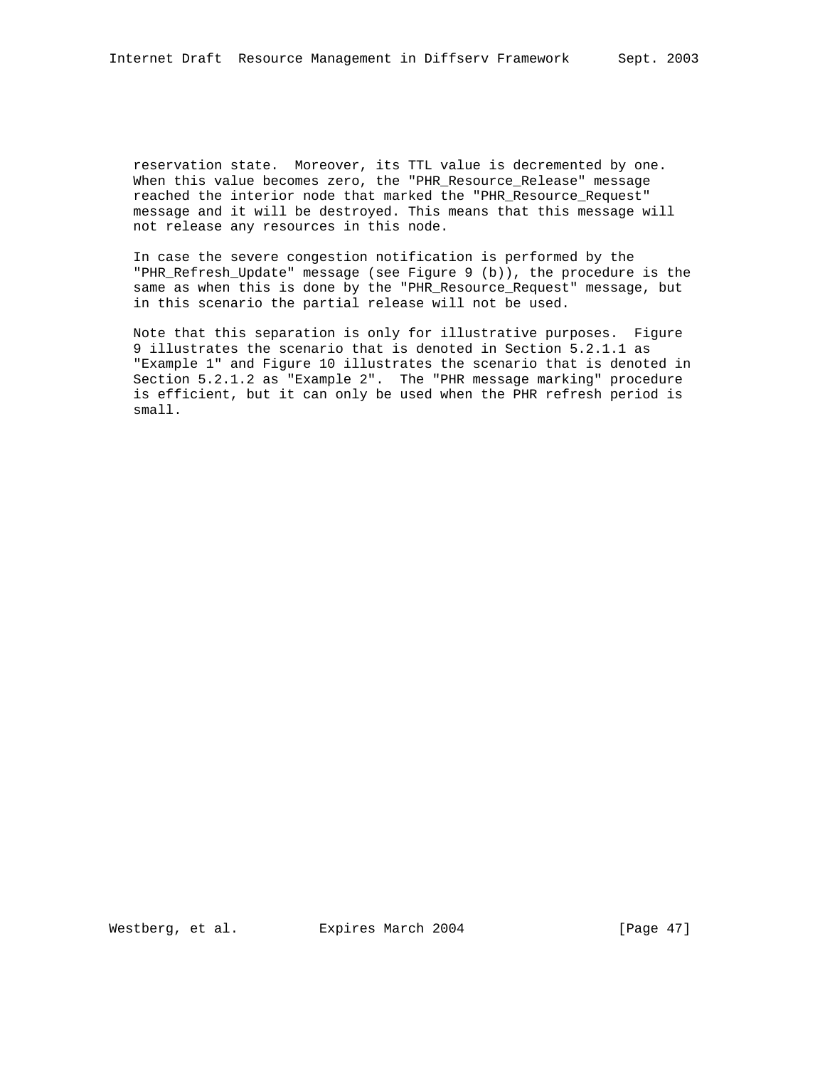reservation state. Moreover, its TTL value is decremented by one. When this value becomes zero, the "PHR_Resource_Release" message reached the interior node that marked the "PHR_Resource_Request" message and it will be destroyed. This means that this message will not release any resources in this node.

In case the severe congestion notification is performed by the "PHR_Refresh_Update" message (see Figure 9 (b)), the procedure is the same as when this is done by the "PHR_Resource_Request" message, but in this scenario the partial release will not be used.

Note that this separation is only for illustrative purposes. Figure 9 illustrates the scenario that is denoted in Section 5.2.1.1 as "Example 1" and Figure 10 illustrates the scenario that is denoted in Section 5.2.1.2 as "Example 2". The "PHR message marking" procedure is efficient, but it can only be used when the PHR refresh period is small.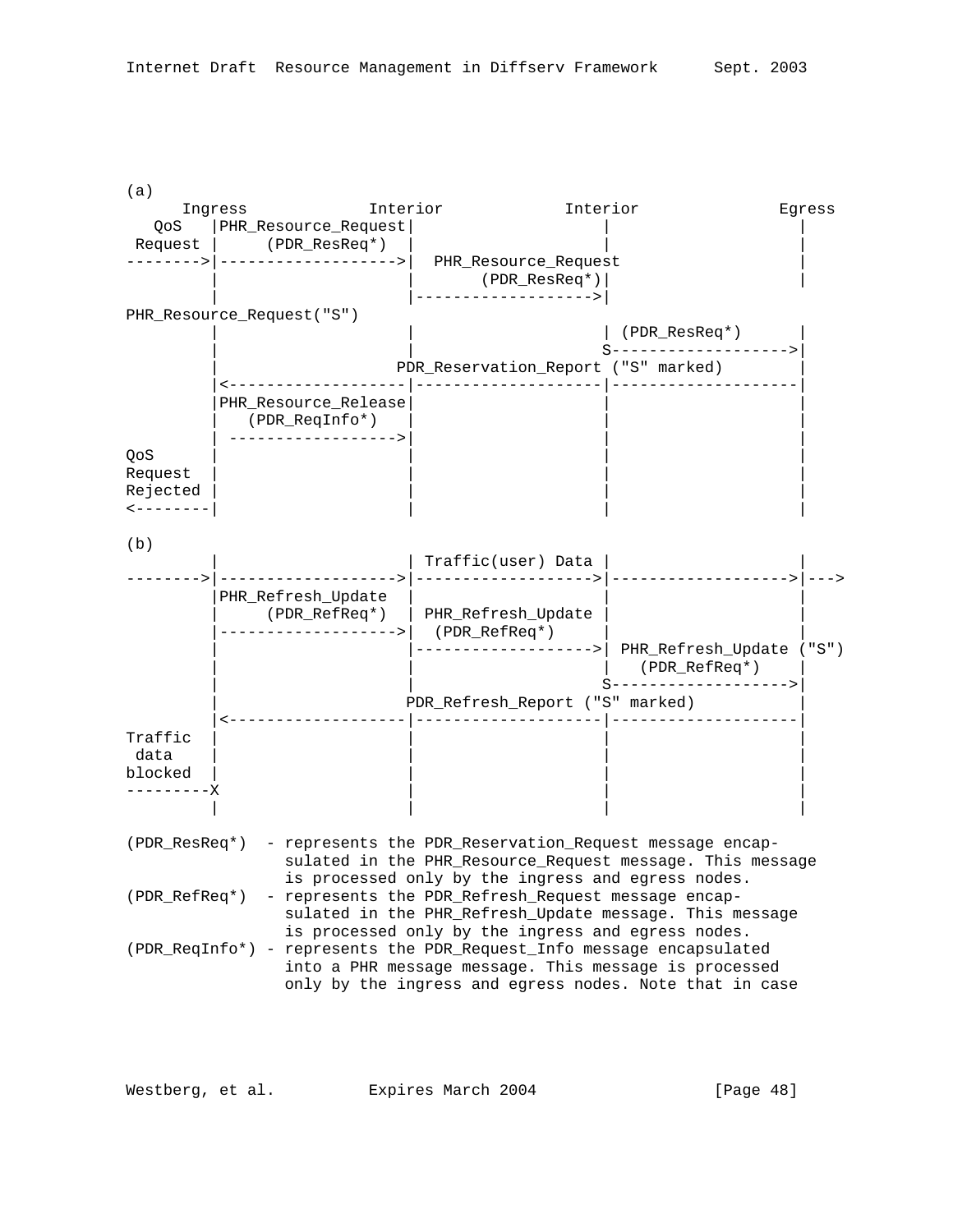```
(a)
      Ingress            Interior             Interior              Egress
   QoS    |PHR_Resource_Request|                    |                    |
 Request |     (PDR_ResReq*)  |                    |                    |
-------->|------------------->|  PHR_Resource_Request                   |
         |                    |       (PDR_ResReq*)|                    |
         |                    |------------------->|
PHR_Resource_Request("S")
         |                    |                    | (PDR_ResReq*)      |
         |                    |                    S------------------->|
         |                   PDR_Reservation_Report ("S" marked)        |
         |<-------------------|--------------------|--------------------|
         |PHR_Resource_Release|                    |                    |
         |   (PDR_ReqInfo*)   |                    |                    |
         | ------------------>|                    |                    |
QoS      |                    |                    |                    |
Request  |                    |                    |                    |
Rejected |                    |                    |                    |
<--------|                    |                    |                    |

(b)
         |                    | Traffic(user) Data |                    |
-------->|------------------->|------------------->|------------------->|--->
         |PHR_Refresh_Update  |                    |                    |
         |     (PDR_RefReq*)  | PHR_Refresh_Update |                    |
         |------------------->|  (PDR_RefReq*)     |                    |
         |                    |------------------->| PHR_Refresh_Update ("S")
         |                    |                    |   (PDR_RefReq*)    |
         |                    |                    S------------------->|
         |                    PDR_Refresh_Report ("S" marked)           |
         |<-------------------|--------------------|--------------------|
Traffic  |                    |                    |                    |
 data    |                    |                    |                    |
blocked  |                    |                    |                    |
---------X                    |                    |                    |
         |                    |                    |                    |
```

(PDR_ResReq*)  - represents the PDR_Reservation_Request message encap-
                 sulated in the PHR_Resource_Request message. This message
                 is processed only by the ingress and egress nodes.
(PDR_RefReq*)  - represents the PDR_Refresh_Request message encap-
                 sulated in the PHR_Refresh_Update message. This message
                 is processed only by the ingress and egress nodes.
(PDR_ReqInfo*) - represents the PDR_Request_Info message encapsulated
                 into a PHR message message. This message is processed
                 only by the ingress and egress nodes. Note that in case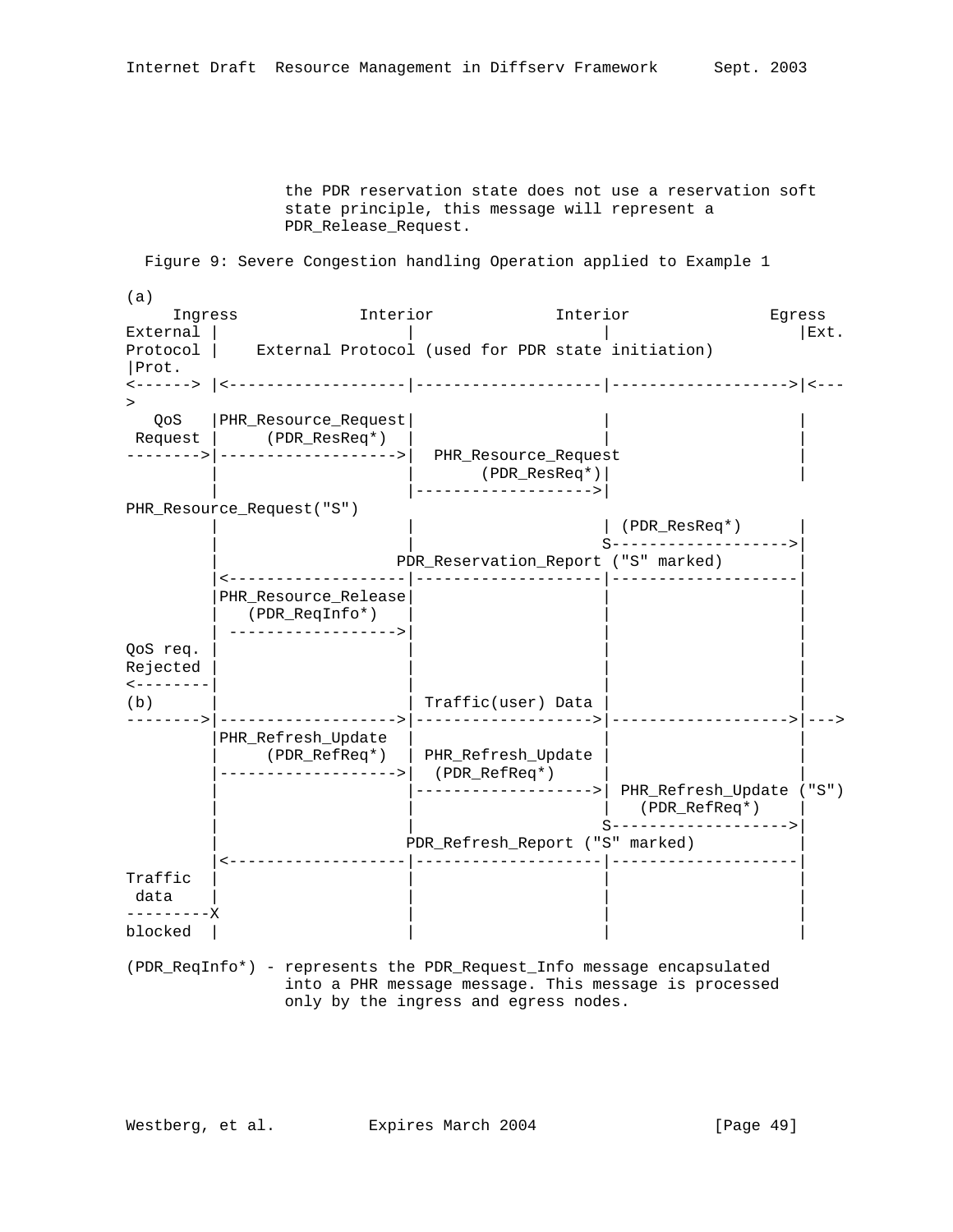the PDR reservation state does not use a reservation soft state principle, this message will represent a PDR_Release_Request.

Figure 9: Severe Congestion handling Operation applied to Example 1

```
(a)
     Ingress             Interior             Interior               Egress
External |                   |                    |                   |Ext.
Protocol |    External Protocol (used for PDR state initiation)
|Prot.
<------> |<------------------|--------------------|------------------->|<---
>
   QoS   |PHR_Resource_Request|                    |                   |
 Request |     (PDR_ResReq*)  |                    |                   |
-------->|------------------>|  PHR_Resource_Request                   |
         |                   |       (PDR_ResReq*)|                   |
         |                   |------------------->|                   |
PHR_Resource_Request("S")
         |                   |                    | (PDR_ResReq*)     |
         |                   |                    S------------------->|
         |                  PDR_Reservation_Report ("S" marked)        |
         |<------------------|--------------------|--------------------|
         |PHR_Resource_Release|                    |                   |
         |   (PDR_ReqInfo*)  |                    |                   |
         | ----------------->|                    |                   |
QoS req. |                   |                    |                   |
Rejected |                   |                    |                   |
<--------|                   |                    |                   |
(b)      |                   | Traffic(user) Data |                   |
-------->|------------------>|------------------->|------------------->|--->
         |PHR_Refresh_Update |                    |                   |
         |     (PDR_RefReq*) | PHR_Refresh_Update |                   |
         |------------------>|  (PDR_RefReq*)     |                   |
         |                   |------------------->| PHR_Refresh_Update ("S")
         |                   |                    |   (PDR_RefReq*)   |
         |                   |                    S------------------->|
         |                   PDR_Refresh_Report ("S" marked)           |
         |<------------------|--------------------|--------------------|
Traffic  |                   |                    |                   |
 data    |                   |                    |                   |
---------X                   |                    |                   |
blocked  |                   |                    |                   |
```

(PDR_ReqInfo*) - represents the PDR_Request_Info message encapsulated into a PHR message message. This message is processed only by the ingress and egress nodes.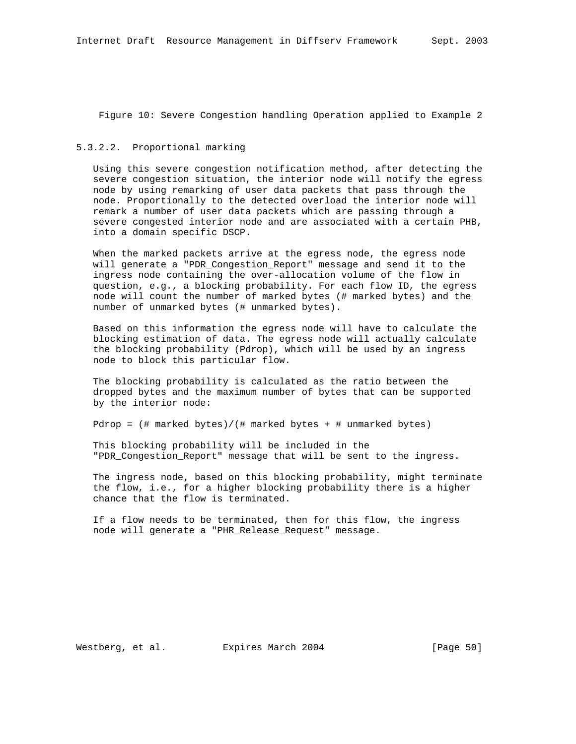Figure 10: Severe Congestion handling Operation applied to Example 2

#### 5.3.2.2. Proportional marking

Using this severe congestion notification method, after detecting the severe congestion situation, the interior node will notify the egress node by using remarking of user data packets that pass through the node. Proportionally to the detected overload the interior node will remark a number of user data packets which are passing through a severe congested interior node and are associated with a certain PHB, into a domain specific DSCP.

When the marked packets arrive at the egress node, the egress node will generate a "PDR_Congestion_Report" message and send it to the ingress node containing the over-allocation volume of the flow in question, e.g., a blocking probability. For each flow ID, the egress node will count the number of marked bytes (# marked bytes) and the number of unmarked bytes (# unmarked bytes).

Based on this information the egress node will have to calculate the blocking estimation of data. The egress node will actually calculate the blocking probability (Pdrop), which will be used by an ingress node to block this particular flow.

The blocking probability is calculated as the ratio between the dropped bytes and the maximum number of bytes that can be supported by the interior node:

Pdrop = (# marked bytes)/(# marked bytes + # unmarked bytes)

This blocking probability will be included in the "PDR_Congestion_Report" message that will be sent to the ingress.

The ingress node, based on this blocking probability, might terminate the flow, i.e., for a higher blocking probability there is a higher chance that the flow is terminated.

If a flow needs to be terminated, then for this flow, the ingress node will generate a "PHR_Release_Request" message.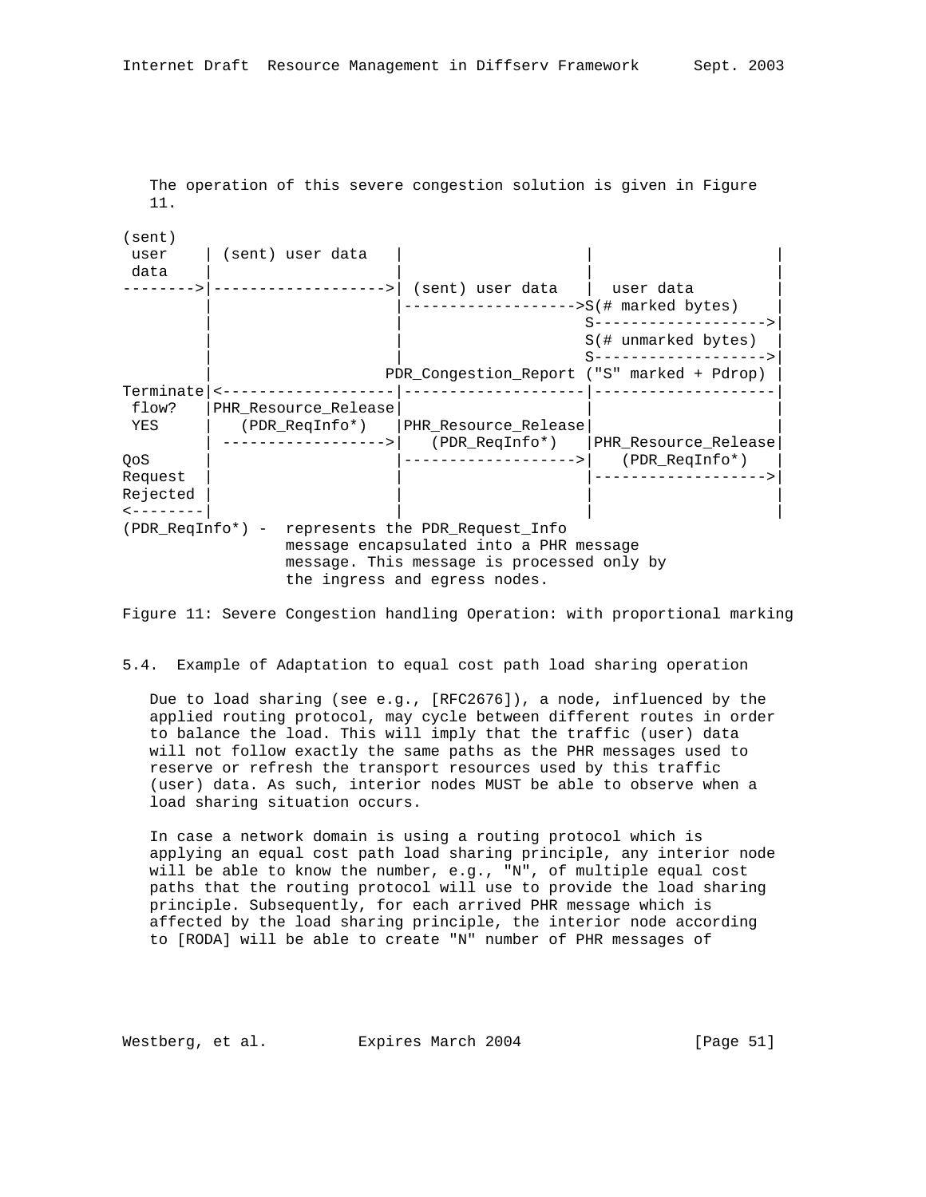The operation of this severe congestion solution is given in Figure 11.

```
(sent)
 user    | (sent) user data   |                    |                    |
 data    |                    |                    |                    |
-------->|------------------->| (sent) user data   |  user data         |
         |                    |------------------->S(# marked bytes)    |
         |                    |                    S------------------->|
         |                    |                    S(# unmarked bytes)  |
         |                    |                    S------------------->|
         |                  PDR_Congestion_Report ("S" marked + Pdrop)  |
Terminate|<-------------------|--------------------|--------------------|
 flow?   |PHR_Resource_Release|                    |                    |
 YES     |   (PDR_ReqInfo*)   |PHR_Resource_Release|                    |
         | ------------------>|   (PDR_ReqInfo*)   |PHR_Resource_Release|
QoS      |                    |------------------->|   (PDR_ReqInfo*)   |
Request  |                    |                    |------------------->|
Rejected |                    |                    |                    |
<--------|                    |                    |                    |
(PDR_ReqInfo*) -  represents the PDR_Request_Info
                  message encapsulated into a PHR message
                  message. This message is processed only by
                  the ingress and egress nodes.
```

Figure 11: Severe Congestion handling Operation: with proportional marking

## 5.4. Example of Adaptation to equal cost path load sharing operation

Due to load sharing (see e.g., [RFC2676]), a node, influenced by the applied routing protocol, may cycle between different routes in order to balance the load. This will imply that the traffic (user) data will not follow exactly the same paths as the PHR messages used to reserve or refresh the transport resources used by this traffic (user) data. As such, interior nodes MUST be able to observe when a load sharing situation occurs.

In case a network domain is using a routing protocol which is applying an equal cost path load sharing principle, any interior node will be able to know the number, e.g., "N", of multiple equal cost paths that the routing protocol will use to provide the load sharing principle. Subsequently, for each arrived PHR message which is affected by the load sharing principle, the interior node according to [RODA] will be able to create "N" number of PHR messages of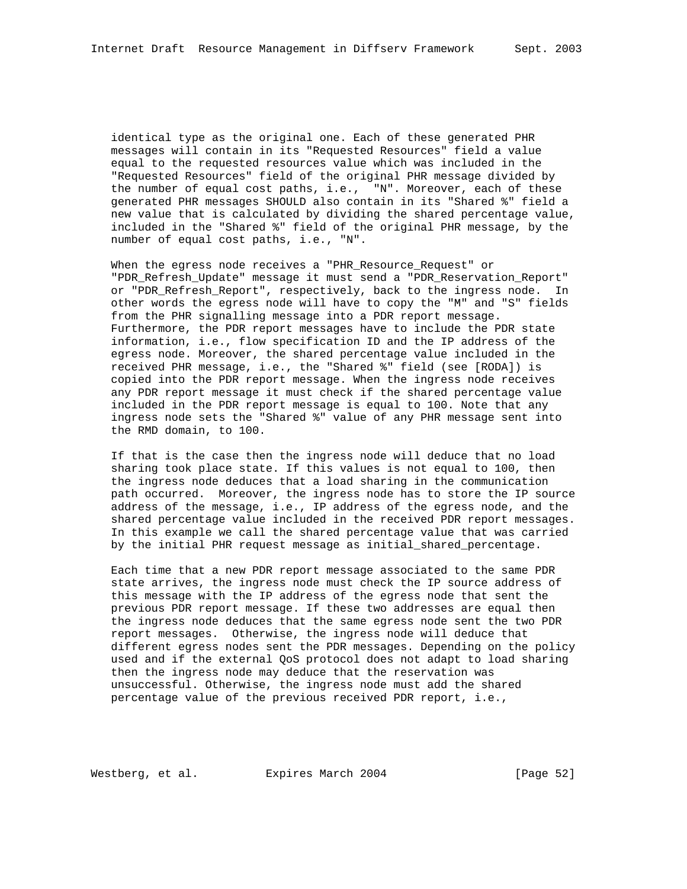identical type as the original one. Each of these generated PHR messages will contain in its "Requested Resources" field a value equal to the requested resources value which was included in the "Requested Resources" field of the original PHR message divided by the number of equal cost paths, i.e., "N". Moreover, each of these generated PHR messages SHOULD also contain in its "Shared %" field a new value that is calculated by dividing the shared percentage value, included in the "Shared %" field of the original PHR message, by the number of equal cost paths, i.e., "N".

When the egress node receives a "PHR_Resource_Request" or "PDR_Refresh_Update" message it must send a "PDR_Reservation_Report" or "PDR_Refresh_Report", respectively, back to the ingress node. In other words the egress node will have to copy the "M" and "S" fields from the PHR signalling message into a PDR report message. Furthermore, the PDR report messages have to include the PDR state information, i.e., flow specification ID and the IP address of the egress node. Moreover, the shared percentage value included in the received PHR message, i.e., the "Shared %" field (see [RODA]) is copied into the PDR report message. When the ingress node receives any PDR report message it must check if the shared percentage value included in the PDR report message is equal to 100. Note that any ingress node sets the "Shared %" value of any PHR message sent into the RMD domain, to 100.

If that is the case then the ingress node will deduce that no load sharing took place state. If this values is not equal to 100, then the ingress node deduces that a load sharing in the communication path occurred. Moreover, the ingress node has to store the IP source address of the message, i.e., IP address of the egress node, and the shared percentage value included in the received PDR report messages. In this example we call the shared percentage value that was carried by the initial PHR request message as initial_shared_percentage.

Each time that a new PDR report message associated to the same PDR state arrives, the ingress node must check the IP source address of this message with the IP address of the egress node that sent the previous PDR report message. If these two addresses are equal then the ingress node deduces that the same egress node sent the two PDR report messages. Otherwise, the ingress node will deduce that different egress nodes sent the PDR messages. Depending on the policy used and if the external QoS protocol does not adapt to load sharing then the ingress node may deduce that the reservation was unsuccessful. Otherwise, the ingress node must add the shared percentage value of the previous received PDR report, i.e.,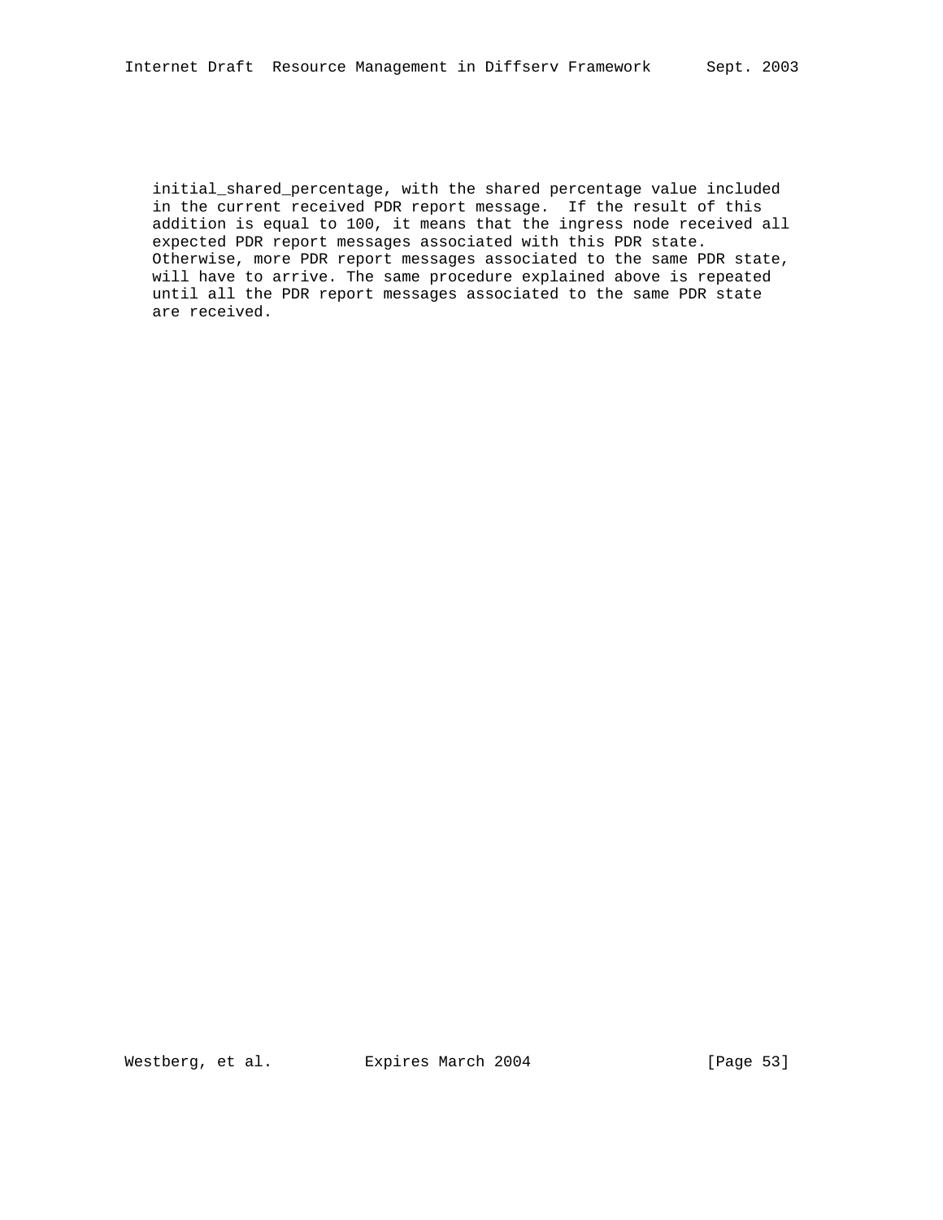initial_shared_percentage, with the shared percentage value included in the current received PDR report message. If the result of this addition is equal to 100, it means that the ingress node received all expected PDR report messages associated with this PDR state. Otherwise, more PDR report messages associated to the same PDR state, will have to arrive. The same procedure explained above is repeated until all the PDR report messages associated to the same PDR state are received.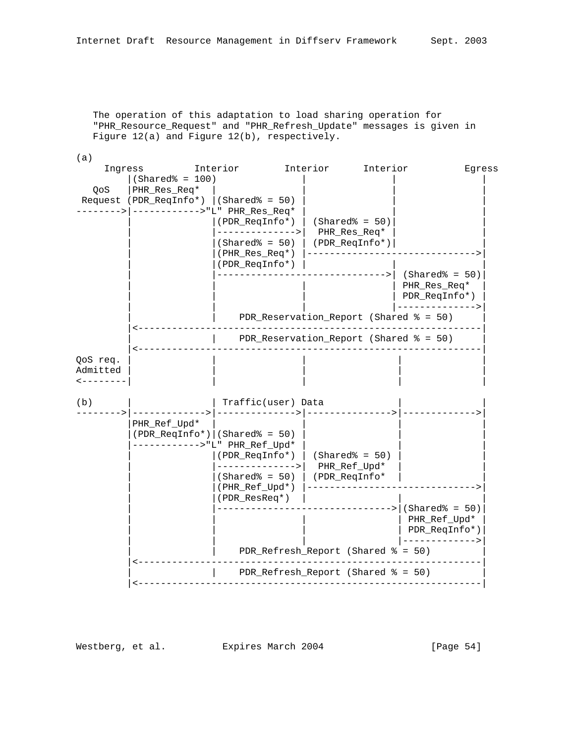The operation of this adaptation to load sharing operation for "PHR_Resource_Request" and "PHR_Refresh_Update" messages is given in Figure 12(a) and Figure 12(b), respectively.

```
(a)
     Ingress         Interior        Interior      Interior          Egress
         |(Shared% = 100)              |               |             |
   QoS   |PHR_Res_Req*  |              |               |             |
 Request (PDR_ReqInfo*) |(Shared% = 50) |              |             |
-------->|------------>"L" PHR_Res_Req* |              |             |
         |              |(PDR_ReqInfo*) | (Shared% = 50)|            |
         |              |-------------->|  PHR_Res_Req* |            |
         |              |(Shared% = 50) | (PDR_ReqInfo*)|            |
         |              |(PHR_Res_Req*) |------------------------------>|
         |              |(PDR_ReqInfo*) |               |             |
         |              |------------------------------>| (Shared% = 50)|
         |              |               |               | PHR_Res_Req*  |
         |              |               |               | PDR_ReqInfo*) |
         |              |               |               |-------------->|
         |              |    PDR_Reservation_Report (Shared % = 50)    |
         |<-----------------------------------------------------------|
         |              |    PDR_Reservation_Report (Shared % = 50)    |
         |<-----------------------------------------------------------|
QoS req. |              |               |               |             |
Admitted |              |               |               |             |
<--------|              |               |               |             |

(b)      |              | Traffic(user) Data            |             |
-------->|------------->|-------------->|--------------->|------------->|
         |PHR_Ref_Upd*  |               |               |             |
         |(PDR_ReqInfo*)|(Shared% = 50) |               |             |
         |------------>"L" PHR_Ref_Upd* |               |             |
         |              |(PDR_ReqInfo*) | (Shared% = 50) |            |
         |              |-------------->|  PHR_Ref_Upd*  |            |
         |              |(Shared% = 50) | (PDR_ReqInfo*  |            |
         |              |(PHR_Ref_Upd*) |------------------------------>|
         |              |(PDR_ResReq*)  |               |             |
         |              |------------------------------->|(Shared% = 50)|
         |              |               |               | PHR_Ref_Upd* |
         |              |               |               | PDR_ReqInfo*)|
         |              |               |               |------------->|
         |              |    PDR_Refresh_Report (Shared % = 50)        |
         |<-----------------------------------------------------------|
         |              |    PDR_Refresh_Report (Shared % = 50)        |
         |<-----------------------------------------------------------|
```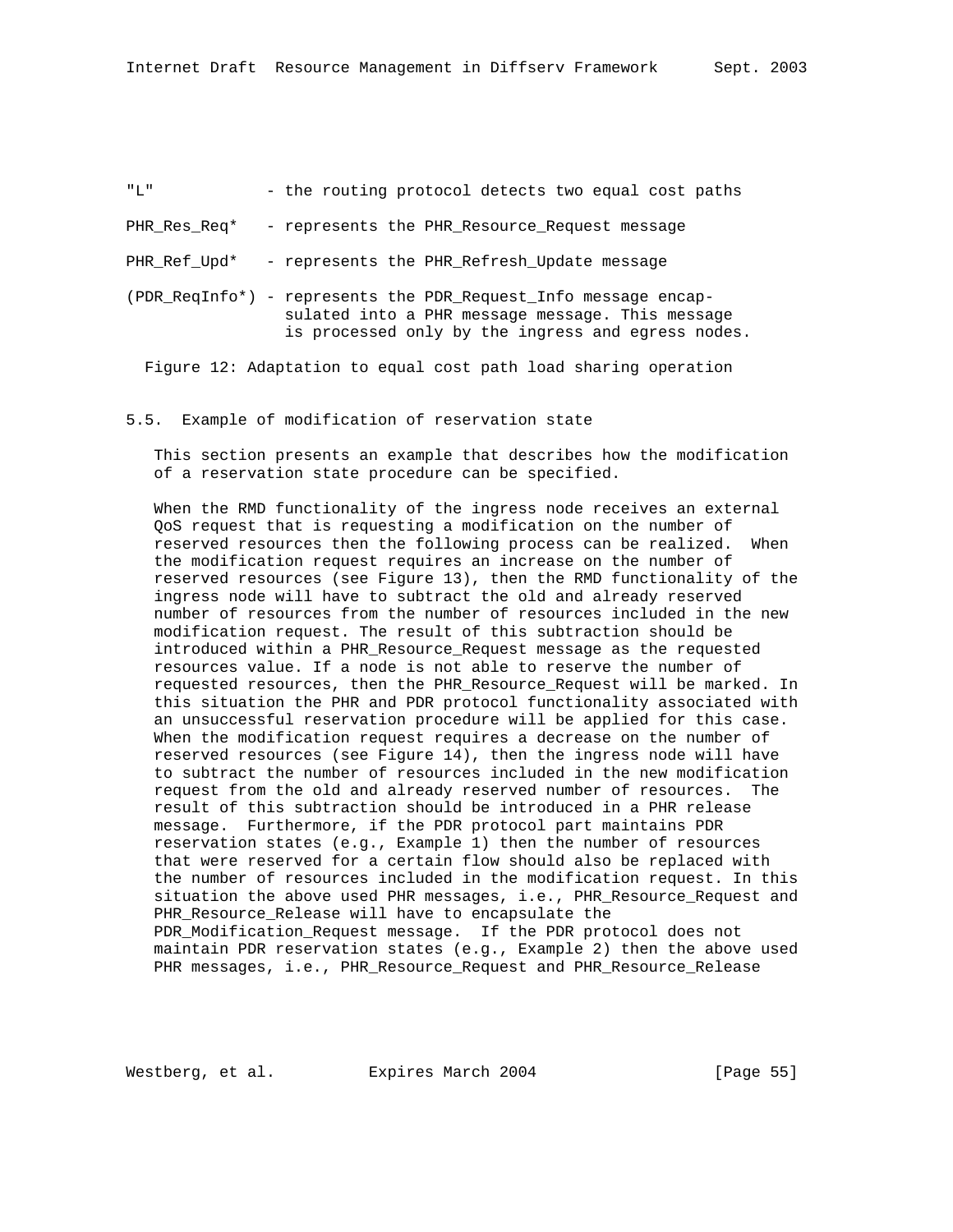"L" - the routing protocol detects two equal cost paths

PHR_Res_Req* - represents the PHR_Resource_Request message

PHR_Ref_Upd* - represents the PHR_Refresh_Update message

(PDR_ReqInfo*) - represents the PDR_Request_Info message encapsulated into a PHR message message. This message is processed only by the ingress and egress nodes.

Figure 12: Adaptation to equal cost path load sharing operation

### 5.5. Example of modification of reservation state

This section presents an example that describes how the modification of a reservation state procedure can be specified.

When the RMD functionality of the ingress node receives an external QoS request that is requesting a modification on the number of reserved resources then the following process can be realized. When the modification request requires an increase on the number of reserved resources (see Figure 13), then the RMD functionality of the ingress node will have to subtract the old and already reserved number of resources from the number of resources included in the new modification request. The result of this subtraction should be introduced within a PHR_Resource_Request message as the requested resources value. If a node is not able to reserve the number of requested resources, then the PHR_Resource_Request will be marked. In this situation the PHR and PDR protocol functionality associated with an unsuccessful reservation procedure will be applied for this case. When the modification request requires a decrease on the number of reserved resources (see Figure 14), then the ingress node will have to subtract the number of resources included in the new modification request from the old and already reserved number of resources. The result of this subtraction should be introduced in a PHR release message. Furthermore, if the PDR protocol part maintains PDR reservation states (e.g., Example 1) then the number of resources that were reserved for a certain flow should also be replaced with the number of resources included in the modification request. In this situation the above used PHR messages, i.e., PHR_Resource_Request and PHR_Resource_Release will have to encapsulate the PDR_Modification_Request message. If the PDR protocol does not maintain PDR reservation states (e.g., Example 2) then the above used PHR messages, i.e., PHR_Resource_Request and PHR_Resource_Release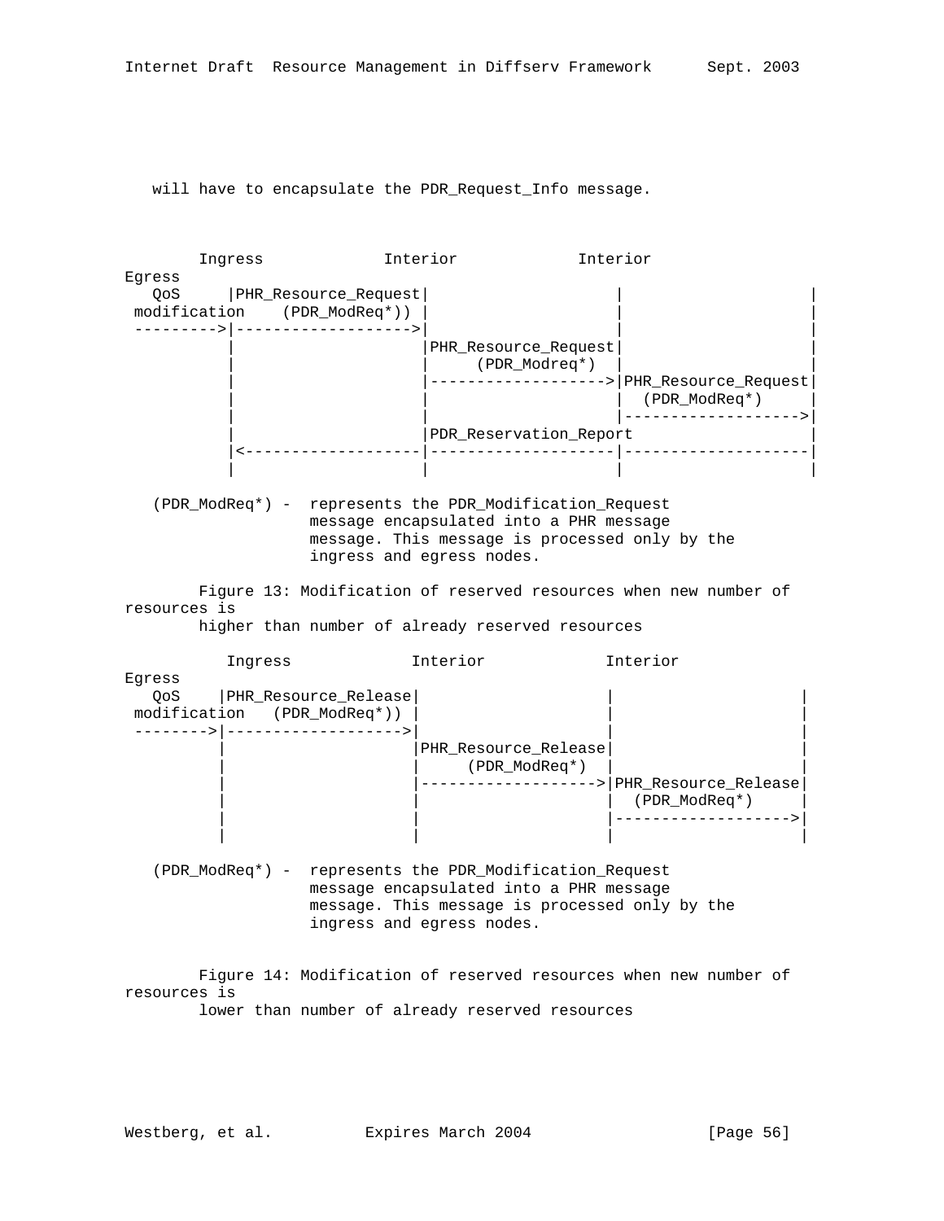will have to encapsulate the PDR_Request_Info message.

```
        Ingress             Interior             Interior
Egress
   QoS     |PHR_Resource_Request|                    |                    |
 modification    (PDR_ModReq*)) |                    |                    |
 --------->|------------------->|                    |                    |
           |                    |PHR_Resource_Request|                    |
           |                    |     (PDR_Modreq*)  |                    |
           |                    |------------------->|PHR_Resource_Request|
           |                    |                    |  (PDR_ModReq*)     |
           |                    |                    |------------------->|
           |                    |PDR_Reservation_Report                   |
           |<-------------------|--------------------|--------------------|
           |                    |                    |                    |
```

(PDR_ModReq*) - represents the PDR_Modification_Request message encapsulated into a PHR message message. This message is processed only by the ingress and egress nodes.

Figure 13: Modification of reserved resources when new number of resources is higher than number of already reserved resources

```
           Ingress             Interior             Interior
Egress
   QoS    |PHR_Resource_Release|                    |                    |
 modification   (PDR_ModReq*)) |                    |                    |
 -------->|------------------->|                    |                    |
          |                    |PHR_Resource_Release|                    |
          |                    |     (PDR_ModReq*)  |                    |
          |                    |------------------->|PHR_Resource_Release|
          |                    |                    |  (PDR_ModReq*)     |
          |                    |                    |------------------->|
          |                    |                    |                    |
```

(PDR_ModReq*) - represents the PDR_Modification_Request message encapsulated into a PHR message message. This message is processed only by the ingress and egress nodes.

Figure 14: Modification of reserved resources when new number of resources is lower than number of already reserved resources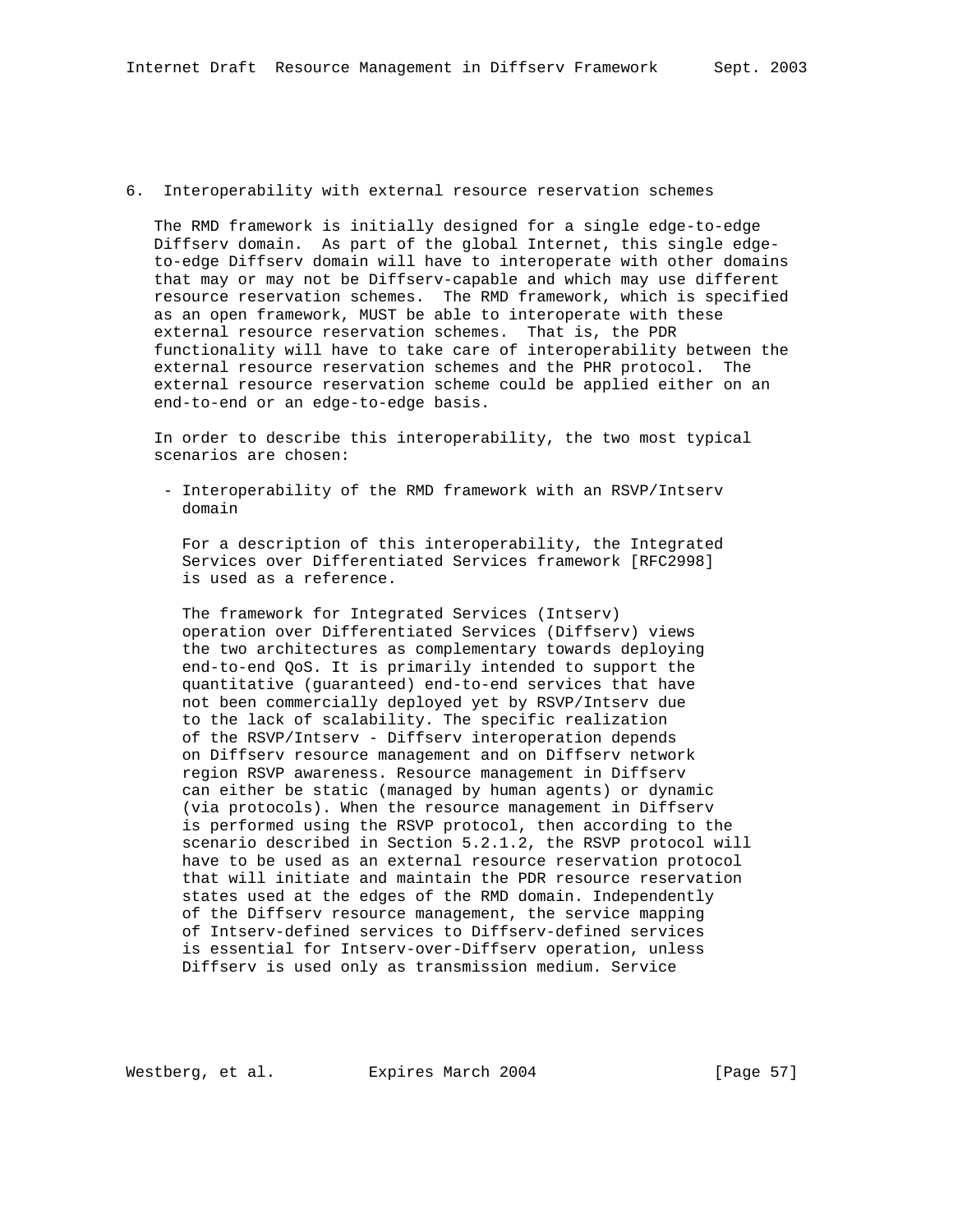## 6. Interoperability with external resource reservation schemes

The RMD framework is initially designed for a single edge-to-edge Diffserv domain. As part of the global Internet, this single edge-to-edge Diffserv domain will have to interoperate with other domains that may or may not be Diffserv-capable and which may use different resource reservation schemes. The RMD framework, which is specified as an open framework, MUST be able to interoperate with these external resource reservation schemes. That is, the PDR functionality will have to take care of interoperability between the external resource reservation schemes and the PHR protocol. The external resource reservation scheme could be applied either on an end-to-end or an edge-to-edge basis.

In order to describe this interoperability, the two most typical scenarios are chosen:

- Interoperability of the RMD framework with an RSVP/Intserv domain

  For a description of this interoperability, the Integrated Services over Differentiated Services framework [RFC2998] is used as a reference.

  The framework for Integrated Services (Intserv) operation over Differentiated Services (Diffserv) views the two architectures as complementary towards deploying end-to-end QoS. It is primarily intended to support the quantitative (guaranteed) end-to-end services that have not been commercially deployed yet by RSVP/Intserv due to the lack of scalability. The specific realization of the RSVP/Intserv - Diffserv interoperation depends on Diffserv resource management and on Diffserv network region RSVP awareness. Resource management in Diffserv can either be static (managed by human agents) or dynamic (via protocols). When the resource management in Diffserv is performed using the RSVP protocol, then according to the scenario described in Section 5.2.1.2, the RSVP protocol will have to be used as an external resource reservation protocol that will initiate and maintain the PDR resource reservation states used at the edges of the RMD domain. Independently of the Diffserv resource management, the service mapping of Intserv-defined services to Diffserv-defined services is essential for Intserv-over-Diffserv operation, unless Diffserv is used only as transmission medium. Service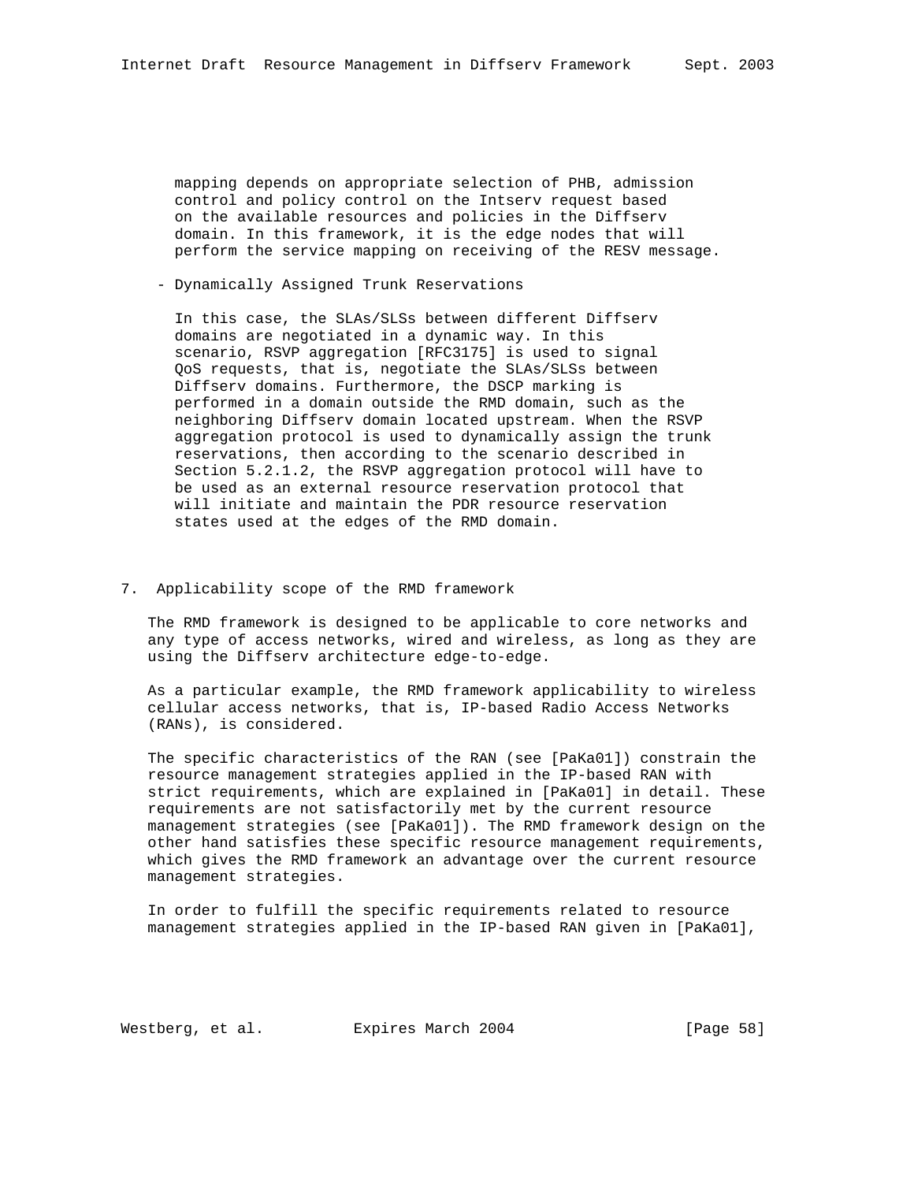mapping depends on appropriate selection of PHB, admission control and policy control on the Intserv request based on the available resources and policies in the Diffserv domain. In this framework, it is the edge nodes that will perform the service mapping on receiving of the RESV message.

- Dynamically Assigned Trunk Reservations

  In this case, the SLAs/SLSs between different Diffserv domains are negotiated in a dynamic way. In this scenario, RSVP aggregation [RFC3175] is used to signal QoS requests, that is, negotiate the SLAs/SLSs between Diffserv domains. Furthermore, the DSCP marking is performed in a domain outside the RMD domain, such as the neighboring Diffserv domain located upstream. When the RSVP aggregation protocol is used to dynamically assign the trunk reservations, then according to the scenario described in Section 5.2.1.2, the RSVP aggregation protocol will have to be used as an external resource reservation protocol that will initiate and maintain the PDR resource reservation states used at the edges of the RMD domain.

## 7. Applicability scope of the RMD framework

The RMD framework is designed to be applicable to core networks and any type of access networks, wired and wireless, as long as they are using the Diffserv architecture edge-to-edge.

As a particular example, the RMD framework applicability to wireless cellular access networks, that is, IP-based Radio Access Networks (RANs), is considered.

The specific characteristics of the RAN (see [PaKa01]) constrain the resource management strategies applied in the IP-based RAN with strict requirements, which are explained in [PaKa01] in detail. These requirements are not satisfactorily met by the current resource management strategies (see [PaKa01]). The RMD framework design on the other hand satisfies these specific resource management requirements, which gives the RMD framework an advantage over the current resource management strategies.

In order to fulfill the specific requirements related to resource management strategies applied in the IP-based RAN given in [PaKa01],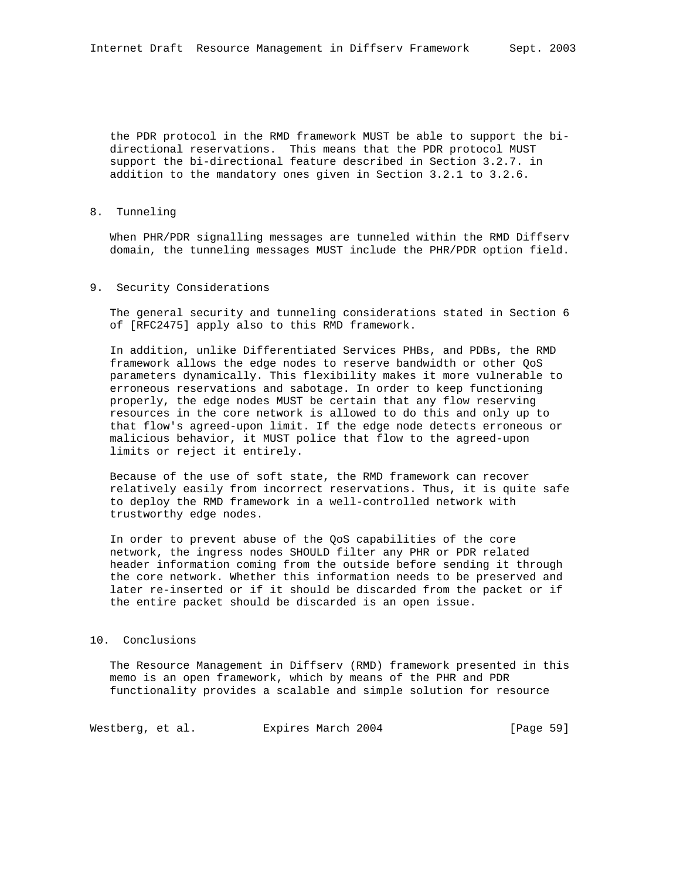the PDR protocol in the RMD framework MUST be able to support the bi-directional reservations. This means that the PDR protocol MUST support the bi-directional feature described in Section 3.2.7. in addition to the mandatory ones given in Section 3.2.1 to 3.2.6.

## 8. Tunneling

When PHR/PDR signalling messages are tunneled within the RMD Diffserv domain, the tunneling messages MUST include the PHR/PDR option field.

## 9. Security Considerations

The general security and tunneling considerations stated in Section 6 of [RFC2475] apply also to this RMD framework.

In addition, unlike Differentiated Services PHBs, and PDBs, the RMD framework allows the edge nodes to reserve bandwidth or other QoS parameters dynamically. This flexibility makes it more vulnerable to erroneous reservations and sabotage. In order to keep functioning properly, the edge nodes MUST be certain that any flow reserving resources in the core network is allowed to do this and only up to that flow's agreed-upon limit. If the edge node detects erroneous or malicious behavior, it MUST police that flow to the agreed-upon limits or reject it entirely.

Because of the use of soft state, the RMD framework can recover relatively easily from incorrect reservations. Thus, it is quite safe to deploy the RMD framework in a well-controlled network with trustworthy edge nodes.

In order to prevent abuse of the QoS capabilities of the core network, the ingress nodes SHOULD filter any PHR or PDR related header information coming from the outside before sending it through the core network. Whether this information needs to be preserved and later re-inserted or if it should be discarded from the packet or if the entire packet should be discarded is an open issue.

## 10. Conclusions

The Resource Management in Diffserv (RMD) framework presented in this memo is an open framework, which by means of the PHR and PDR functionality provides a scalable and simple solution for resource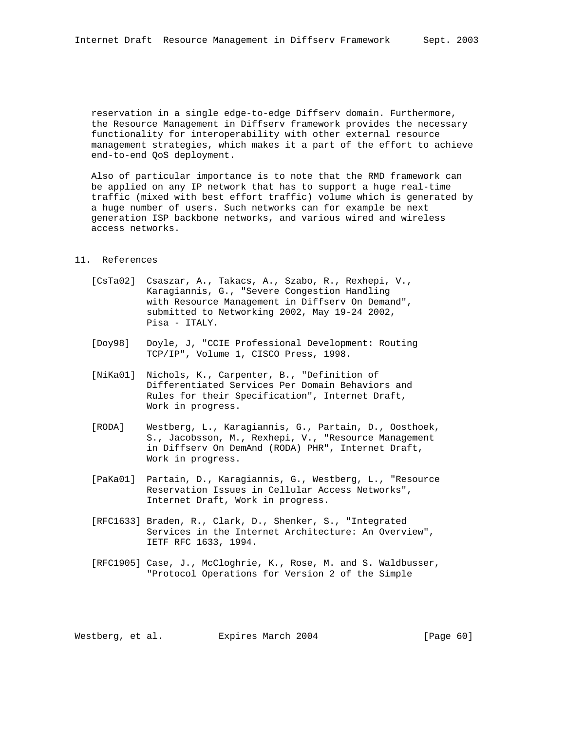reservation in a single edge-to-edge Diffserv domain. Furthermore, the Resource Management in Diffserv framework provides the necessary functionality for interoperability with other external resource management strategies, which makes it a part of the effort to achieve end-to-end QoS deployment.

Also of particular importance is to note that the RMD framework can be applied on any IP network that has to support a huge real-time traffic (mixed with best effort traffic) volume which is generated by a huge number of users. Such networks can for example be next generation ISP backbone networks, and various wired and wireless access networks.

## 11. References

[CsTa02] Csaszar, A., Takacs, A., Szabo, R., Rexhepi, V., Karagiannis, G., "Severe Congestion Handling with Resource Management in Diffserv On Demand", submitted to Networking 2002, May 19-24 2002, Pisa - ITALY.

[Doy98] Doyle, J, "CCIE Professional Development: Routing TCP/IP", Volume 1, CISCO Press, 1998.

[NiKa01] Nichols, K., Carpenter, B., "Definition of Differentiated Services Per Domain Behaviors and Rules for their Specification", Internet Draft, Work in progress.

[RODA] Westberg, L., Karagiannis, G., Partain, D., Oosthoek, S., Jacobsson, M., Rexhepi, V., "Resource Management in Diffserv On DemAnd (RODA) PHR", Internet Draft, Work in progress.

[PaKa01] Partain, D., Karagiannis, G., Westberg, L., "Resource Reservation Issues in Cellular Access Networks", Internet Draft, Work in progress.

[RFC1633] Braden, R., Clark, D., Shenker, S., "Integrated Services in the Internet Architecture: An Overview", IETF RFC 1633, 1994.

[RFC1905] Case, J., McCloghrie, K., Rose, M. and S. Waldbusser, "Protocol Operations for Version 2 of the Simple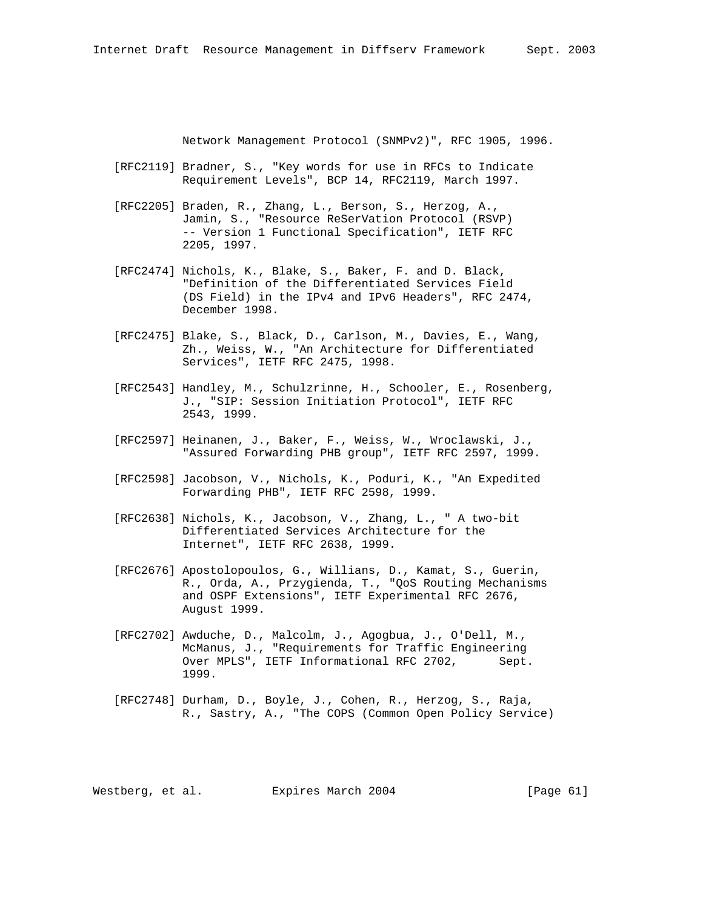Network Management Protocol (SNMPv2)", RFC 1905, 1996.

[RFC2119] Bradner, S., "Key words for use in RFCs to Indicate Requirement Levels", BCP 14, RFC2119, March 1997.

[RFC2205] Braden, R., Zhang, L., Berson, S., Herzog, A., Jamin, S., "Resource ReSerVation Protocol (RSVP) -- Version 1 Functional Specification", IETF RFC 2205, 1997.

[RFC2474] Nichols, K., Blake, S., Baker, F. and D. Black, "Definition of the Differentiated Services Field (DS Field) in the IPv4 and IPv6 Headers", RFC 2474, December 1998.

[RFC2475] Blake, S., Black, D., Carlson, M., Davies, E., Wang, Zh., Weiss, W., "An Architecture for Differentiated Services", IETF RFC 2475, 1998.

[RFC2543] Handley, M., Schulzrinne, H., Schooler, E., Rosenberg, J., "SIP: Session Initiation Protocol", IETF RFC 2543, 1999.

[RFC2597] Heinanen, J., Baker, F., Weiss, W., Wroclawski, J., "Assured Forwarding PHB group", IETF RFC 2597, 1999.

[RFC2598] Jacobson, V., Nichols, K., Poduri, K., "An Expedited Forwarding PHB", IETF RFC 2598, 1999.

[RFC2638] Nichols, K., Jacobson, V., Zhang, L., " A two-bit Differentiated Services Architecture for the Internet", IETF RFC 2638, 1999.

[RFC2676] Apostolopoulos, G., Willians, D., Kamat, S., Guerin, R., Orda, A., Przygienda, T., "QoS Routing Mechanisms and OSPF Extensions", IETF Experimental RFC 2676, August 1999.

[RFC2702] Awduche, D., Malcolm, J., Agogbua, J., O'Dell, M., McManus, J., "Requirements for Traffic Engineering Over MPLS", IETF Informational RFC 2702, Sept. 1999.

[RFC2748] Durham, D., Boyle, J., Cohen, R., Herzog, S., Raja, R., Sastry, A., "The COPS (Common Open Policy Service)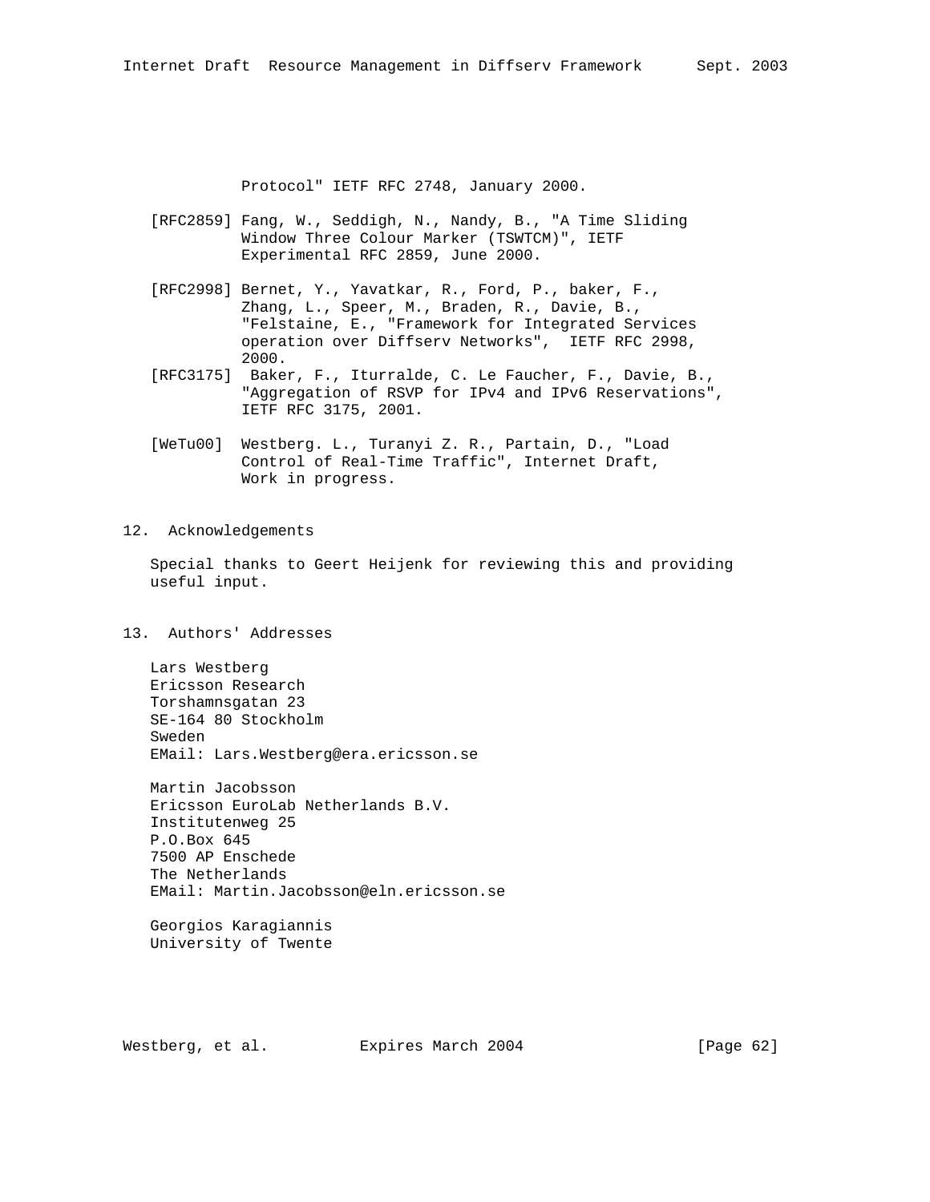Protocol" IETF RFC 2748, January 2000.

[RFC2859] Fang, W., Seddigh, N., Nandy, B., "A Time Sliding Window Three Colour Marker (TSWTCM)", IETF Experimental RFC 2859, June 2000.

[RFC2998] Bernet, Y., Yavatkar, R., Ford, P., baker, F., Zhang, L., Speer, M., Braden, R., Davie, B., "Felstaine, E., "Framework for Integrated Services operation over Diffserv Networks", IETF RFC 2998, 2000.

[RFC3175] Baker, F., Iturralde, C. Le Faucher, F., Davie, B., "Aggregation of RSVP for IPv4 and IPv6 Reservations", IETF RFC 3175, 2001.

[WeTu00] Westberg. L., Turanyi Z. R., Partain, D., "Load Control of Real-Time Traffic", Internet Draft, Work in progress.

## 12. Acknowledgements

Special thanks to Geert Heijenk for reviewing this and providing useful input.

## 13. Authors' Addresses

Lars Westberg
Ericsson Research
Torshamnsgatan 23
SE-164 80 Stockholm
Sweden
EMail: Lars.Westberg@era.ericsson.se

Martin Jacobsson
Ericsson EuroLab Netherlands B.V.
Institutenweg 25
P.O.Box 645
7500 AP Enschede
The Netherlands
EMail: Martin.Jacobsson@eln.ericsson.se

Georgios Karagiannis
University of Twente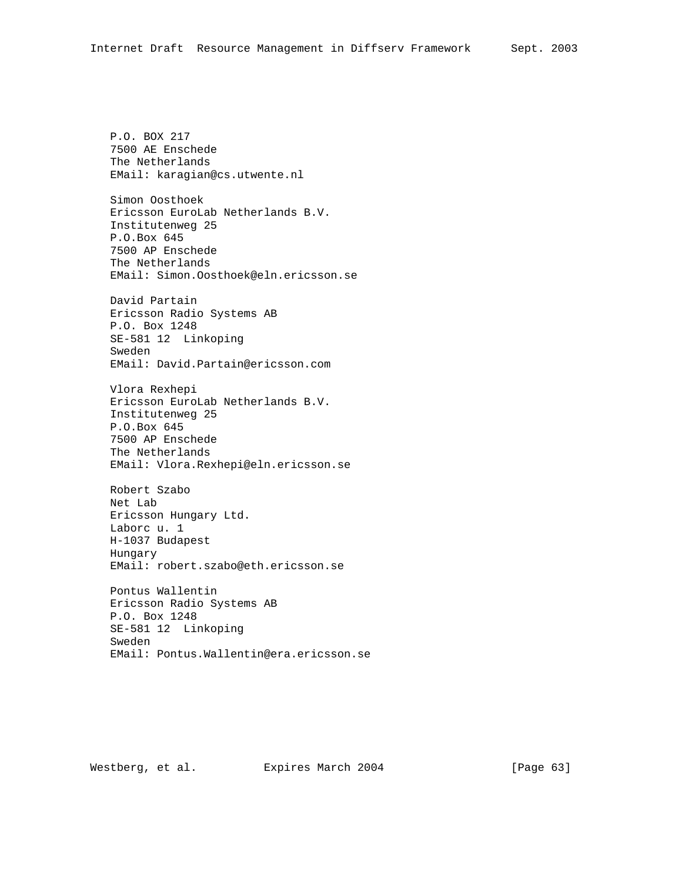P.O. BOX 217
7500 AE Enschede
The Netherlands
EMail: karagian@cs.utwente.nl

Simon Oosthoek
Ericsson EuroLab Netherlands B.V.
Institutenweg 25
P.O.Box 645
7500 AP Enschede
The Netherlands
EMail: Simon.Oosthoek@eln.ericsson.se

David Partain
Ericsson Radio Systems AB
P.O. Box 1248
SE-581 12  Linkoping
Sweden
EMail: David.Partain@ericsson.com

Vlora Rexhepi
Ericsson EuroLab Netherlands B.V.
Institutenweg 25
P.O.Box 645
7500 AP Enschede
The Netherlands
EMail: Vlora.Rexhepi@eln.ericsson.se

Robert Szabo
Net Lab
Ericsson Hungary Ltd.
Laborc u. 1
H-1037 Budapest
Hungary
EMail: robert.szabo@eth.ericsson.se

Pontus Wallentin
Ericsson Radio Systems AB
P.O. Box 1248
SE-581 12  Linkoping
Sweden
EMail: Pontus.Wallentin@era.ericsson.se